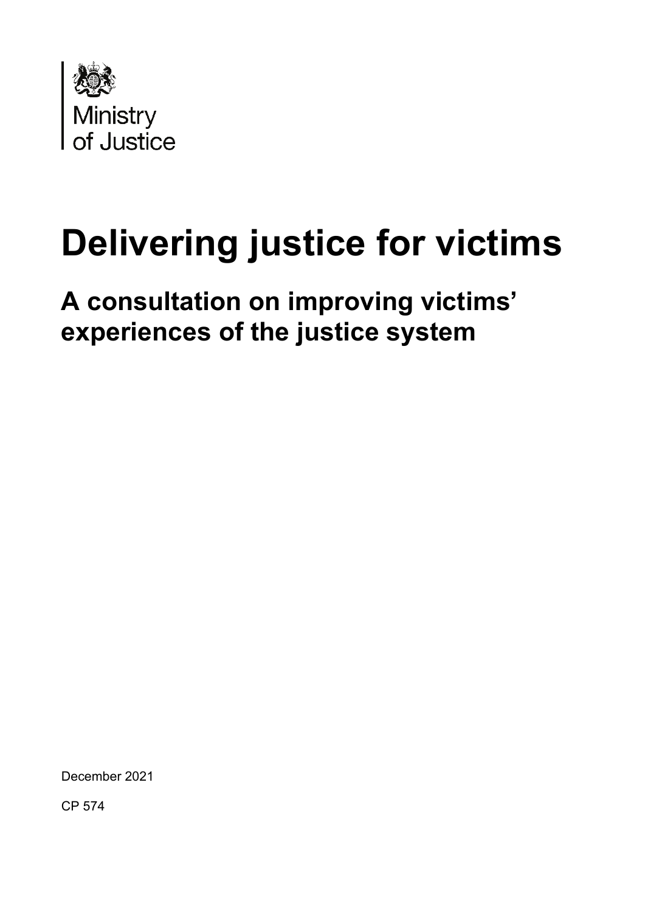Ministry
of Justice

# Delivering justice for victims

## A consultation on improving victims' experiences of the justice system

December 2021

CP 574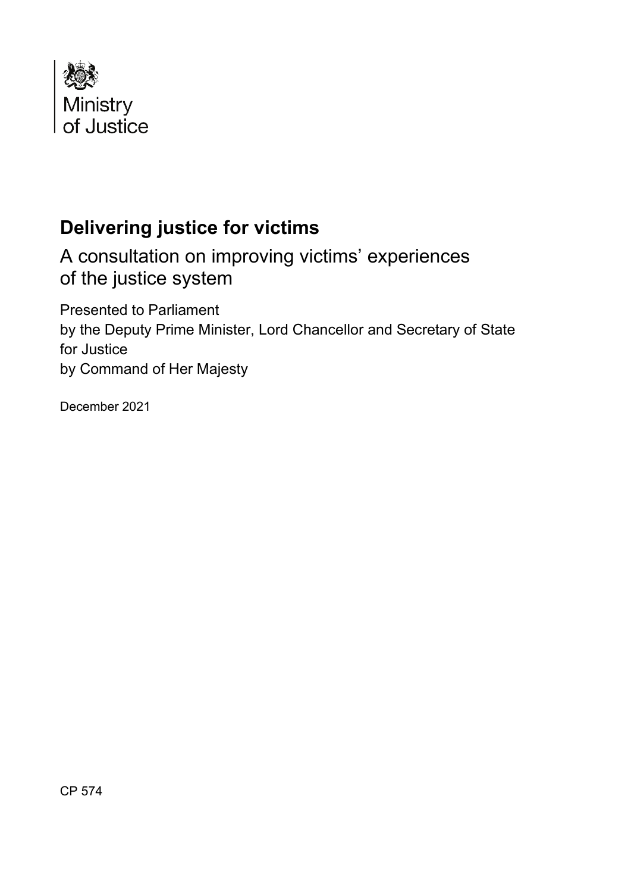Ministry of Justice

# Delivering justice for victims

## A consultation on improving victims' experiences of the justice system

Presented to Parliament
by the Deputy Prime Minister, Lord Chancellor and Secretary of State for Justice
by Command of Her Majesty

December 2021

CP 574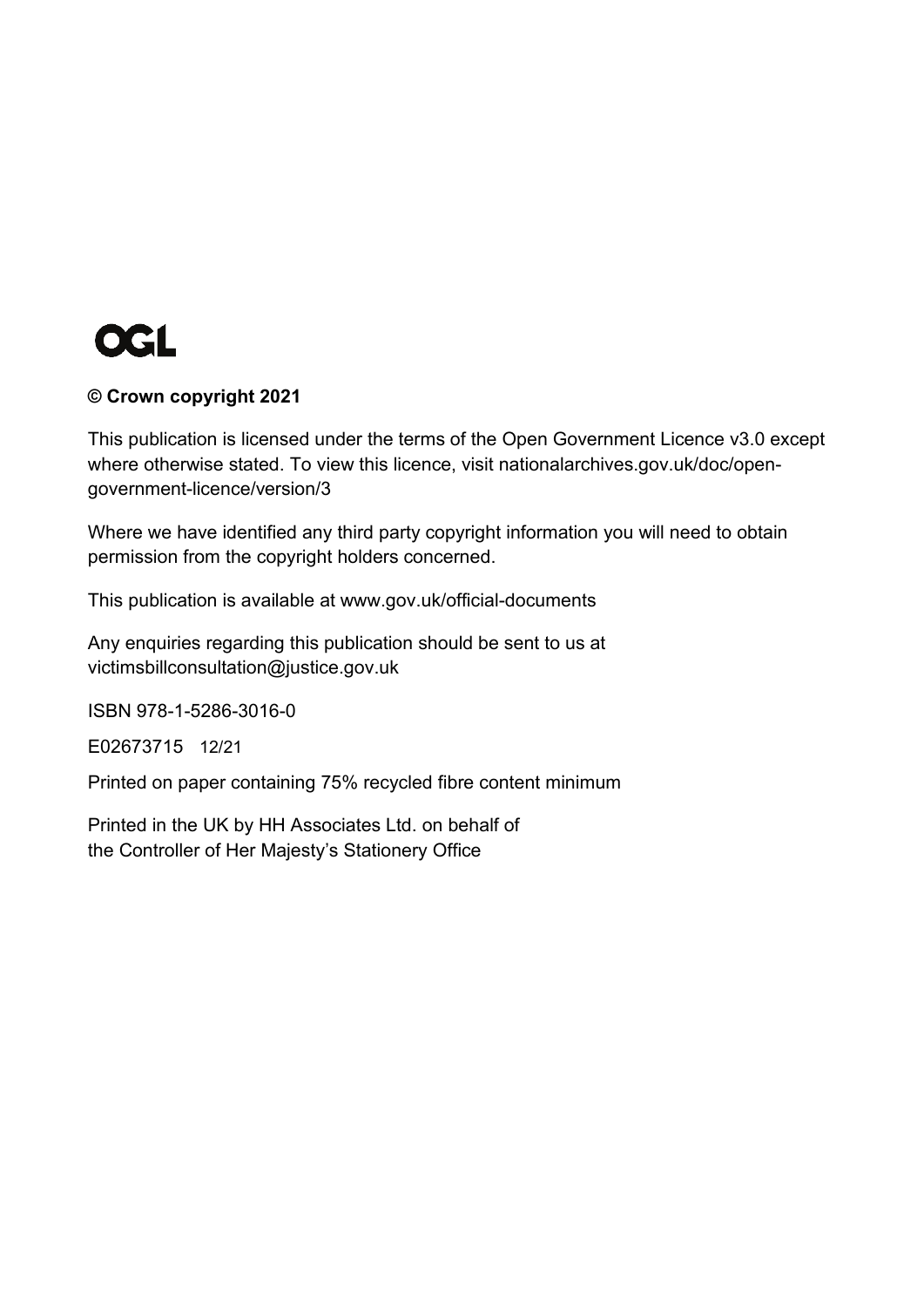OGL

**© Crown copyright 2021**

This publication is licensed under the terms of the Open Government Licence v3.0 except where otherwise stated. To view this licence, visit nationalarchives.gov.uk/doc/open-government-licence/version/3

Where we have identified any third party copyright information you will need to obtain permission from the copyright holders concerned.

This publication is available at www.gov.uk/official-documents

Any enquiries regarding this publication should be sent to us at victimsbillconsultation@justice.gov.uk

ISBN 978-1-5286-3016-0

E02673715 12/21

Printed on paper containing 75% recycled fibre content minimum

Printed in the UK by HH Associates Ltd. on behalf of the Controller of Her Majesty's Stationery Office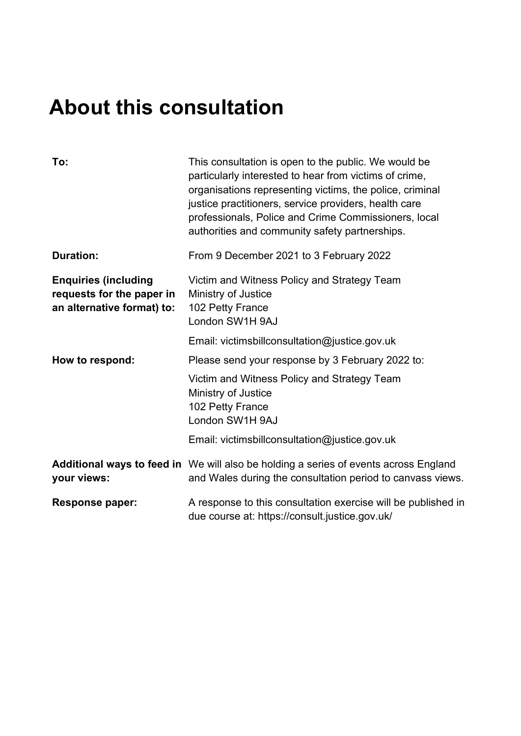# About this consultation

| | |
|---|---|
| **To:** | This consultation is open to the public. We would be particularly interested to hear from victims of crime, organisations representing victims, the police, criminal justice practitioners, service providers, health care professionals, Police and Crime Commissioners, local authorities and community safety partnerships. |
| **Duration:** | From 9 December 2021 to 3 February 2022 |
| **Enquiries (including requests for the paper in an alternative format) to:** | Victim and Witness Policy and Strategy Team<br>Ministry of Justice<br>102 Petty France<br>London SW1H 9AJ<br><br>Email: victimsbillconsultation@justice.gov.uk |
| **How to respond:** | Please send your response by 3 February 2022 to:<br><br>Victim and Witness Policy and Strategy Team<br>Ministry of Justice<br>102 Petty France<br>London SW1H 9AJ<br><br>Email: victimsbillconsultation@justice.gov.uk |
| **Additional ways to feed in your views:** | We will also be holding a series of events across England and Wales during the consultation period to canvass views. |
| **Response paper:** | A response to this consultation exercise will be published in due course at: https://consult.justice.gov.uk/ |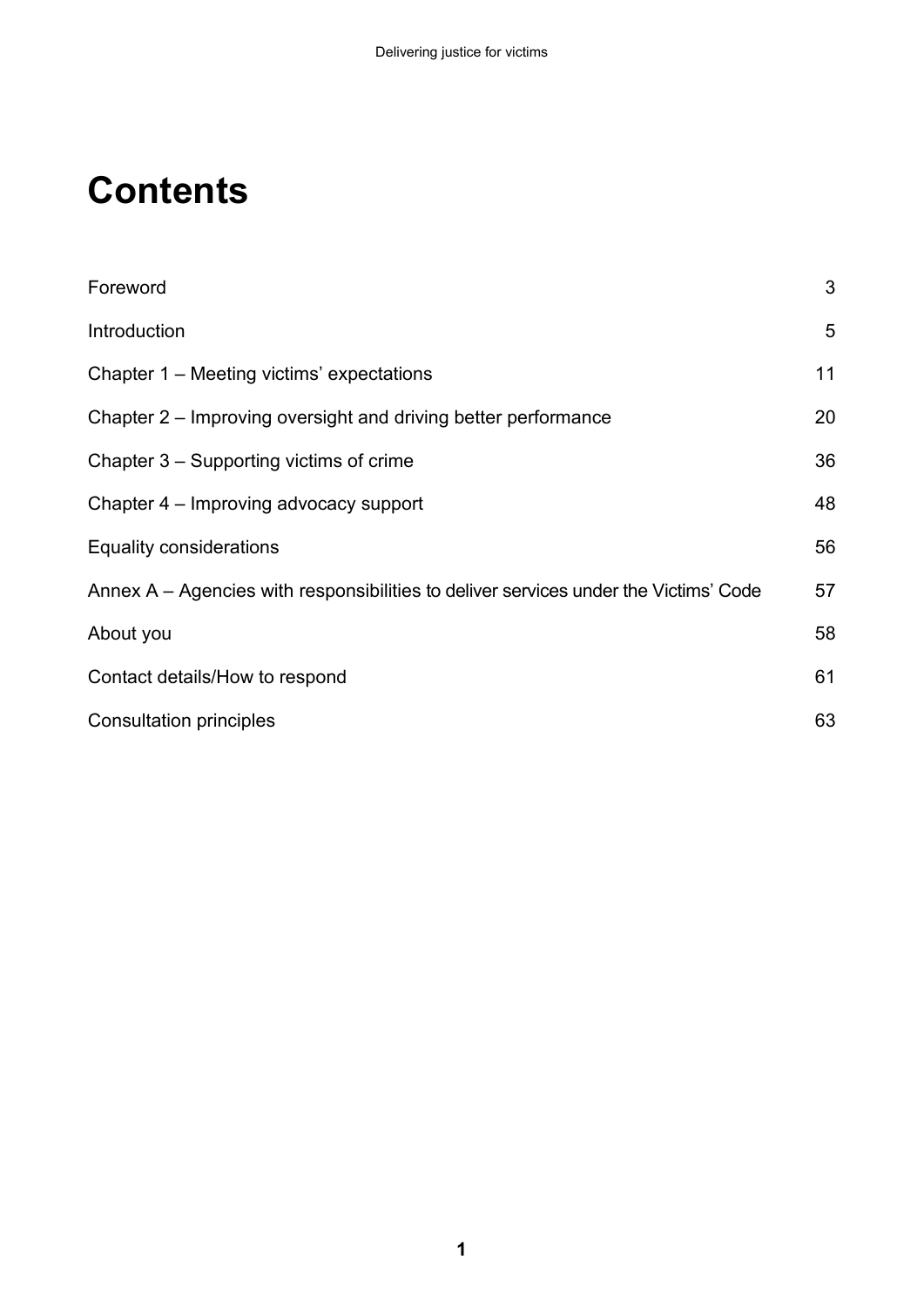# Contents

| | |
|---|---|
| Foreword | 3 |
| Introduction | 5 |
| Chapter 1 – Meeting victims' expectations | 11 |
| Chapter 2 – Improving oversight and driving better performance | 20 |
| Chapter 3 – Supporting victims of crime | 36 |
| Chapter 4 – Improving advocacy support | 48 |
| Equality considerations | 56 |
| Annex A – Agencies with responsibilities to deliver services under the Victims' Code | 57 |
| About you | 58 |
| Contact details/How to respond | 61 |
| Consultation principles | 63 |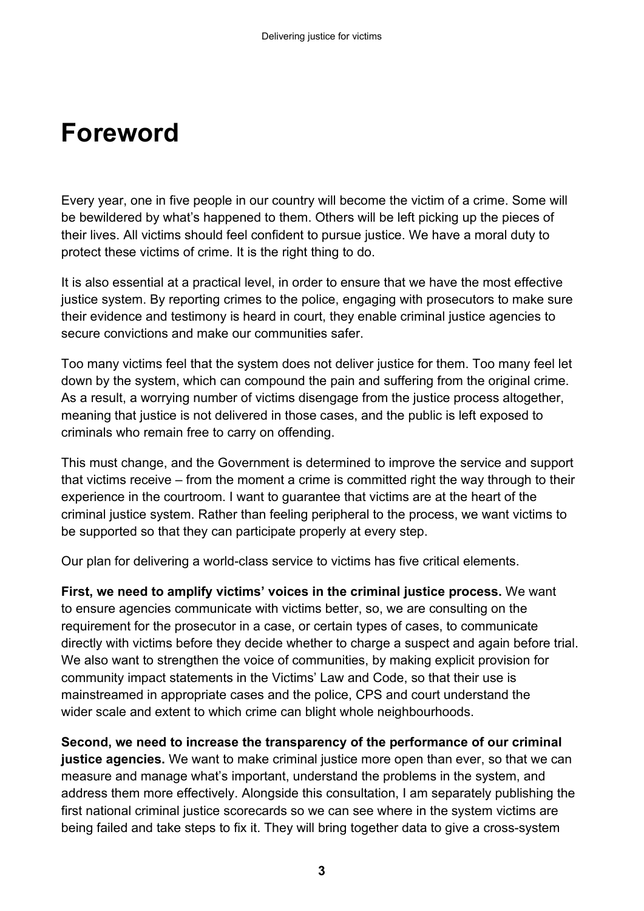# Foreword

Every year, one in five people in our country will become the victim of a crime. Some will be bewildered by what's happened to them. Others will be left picking up the pieces of their lives. All victims should feel confident to pursue justice. We have a moral duty to protect these victims of crime. It is the right thing to do.

It is also essential at a practical level, in order to ensure that we have the most effective justice system. By reporting crimes to the police, engaging with prosecutors to make sure their evidence and testimony is heard in court, they enable criminal justice agencies to secure convictions and make our communities safer.

Too many victims feel that the system does not deliver justice for them. Too many feel let down by the system, which can compound the pain and suffering from the original crime. As a result, a worrying number of victims disengage from the justice process altogether, meaning that justice is not delivered in those cases, and the public is left exposed to criminals who remain free to carry on offending.

This must change, and the Government is determined to improve the service and support that victims receive – from the moment a crime is committed right the way through to their experience in the courtroom. I want to guarantee that victims are at the heart of the criminal justice system. Rather than feeling peripheral to the process, we want victims to be supported so that they can participate properly at every step.

Our plan for delivering a world-class service to victims has five critical elements.

**First, we need to amplify victims' voices in the criminal justice process.** We want to ensure agencies communicate with victims better, so, we are consulting on the requirement for the prosecutor in a case, or certain types of cases, to communicate directly with victims before they decide whether to charge a suspect and again before trial. We also want to strengthen the voice of communities, by making explicit provision for community impact statements in the Victims' Law and Code, so that their use is mainstreamed in appropriate cases and the police, CPS and court understand the wider scale and extent to which crime can blight whole neighbourhoods.

**Second, we need to increase the transparency of the performance of our criminal justice agencies.** We want to make criminal justice more open than ever, so that we can measure and manage what's important, understand the problems in the system, and address them more effectively. Alongside this consultation, I am separately publishing the first national criminal justice scorecards so we can see where in the system victims are being failed and take steps to fix it. They will bring together data to give a cross-system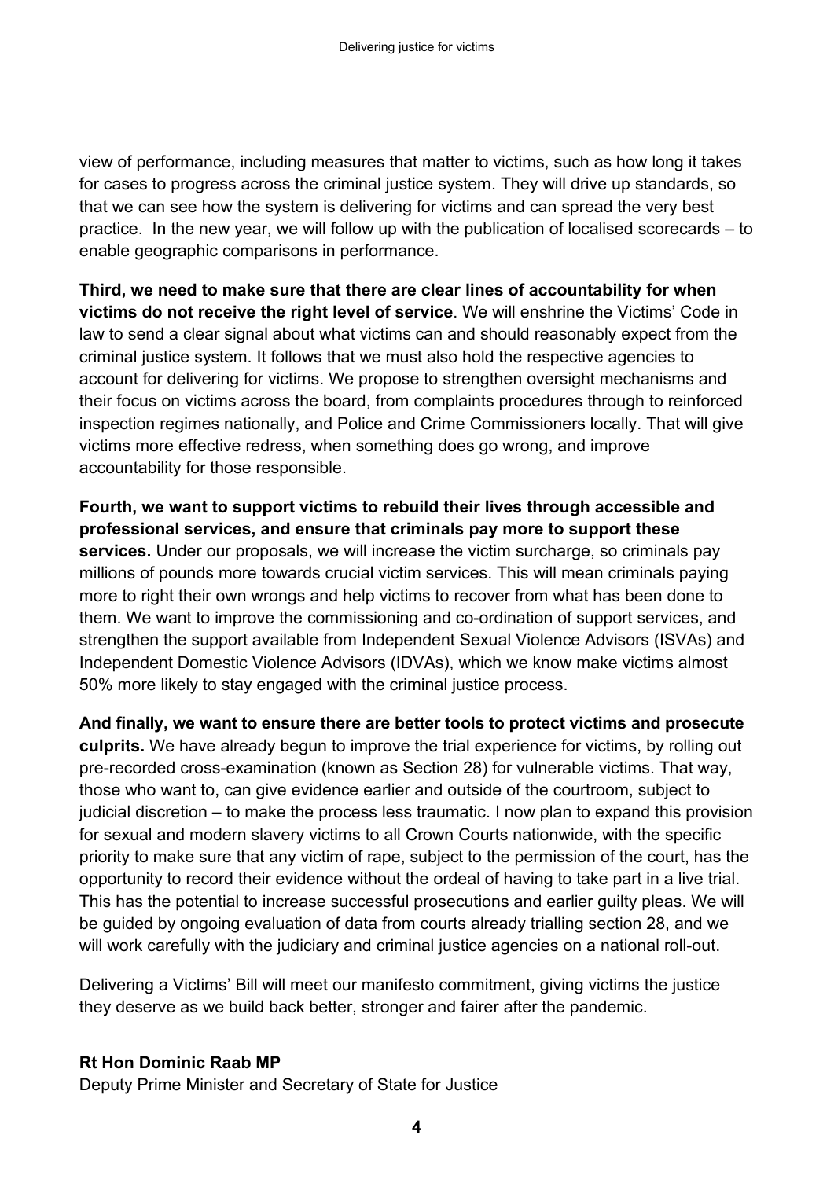view of performance, including measures that matter to victims, such as how long it takes for cases to progress across the criminal justice system. They will drive up standards, so that we can see how the system is delivering for victims and can spread the very best practice. In the new year, we will follow up with the publication of localised scorecards – to enable geographic comparisons in performance.

**Third, we need to make sure that there are clear lines of accountability for when victims do not receive the right level of service**. We will enshrine the Victims' Code in law to send a clear signal about what victims can and should reasonably expect from the criminal justice system. It follows that we must also hold the respective agencies to account for delivering for victims. We propose to strengthen oversight mechanisms and their focus on victims across the board, from complaints procedures through to reinforced inspection regimes nationally, and Police and Crime Commissioners locally. That will give victims more effective redress, when something does go wrong, and improve accountability for those responsible.

**Fourth, we want to support victims to rebuild their lives through accessible and professional services, and ensure that criminals pay more to support these services.** Under our proposals, we will increase the victim surcharge, so criminals pay millions of pounds more towards crucial victim services. This will mean criminals paying more to right their own wrongs and help victims to recover from what has been done to them. We want to improve the commissioning and co-ordination of support services, and strengthen the support available from Independent Sexual Violence Advisors (ISVAs) and Independent Domestic Violence Advisors (IDVAs), which we know make victims almost 50% more likely to stay engaged with the criminal justice process.

**And finally, we want to ensure there are better tools to protect victims and prosecute culprits.** We have already begun to improve the trial experience for victims, by rolling out pre-recorded cross-examination (known as Section 28) for vulnerable victims. That way, those who want to, can give evidence earlier and outside of the courtroom, subject to judicial discretion – to make the process less traumatic. I now plan to expand this provision for sexual and modern slavery victims to all Crown Courts nationwide, with the specific priority to make sure that any victim of rape, subject to the permission of the court, has the opportunity to record their evidence without the ordeal of having to take part in a live trial. This has the potential to increase successful prosecutions and earlier guilty pleas. We will be guided by ongoing evaluation of data from courts already trialling section 28, and we will work carefully with the judiciary and criminal justice agencies on a national roll-out.

Delivering a Victims' Bill will meet our manifesto commitment, giving victims the justice they deserve as we build back better, stronger and fairer after the pandemic.

**Rt Hon Dominic Raab MP**
Deputy Prime Minister and Secretary of State for Justice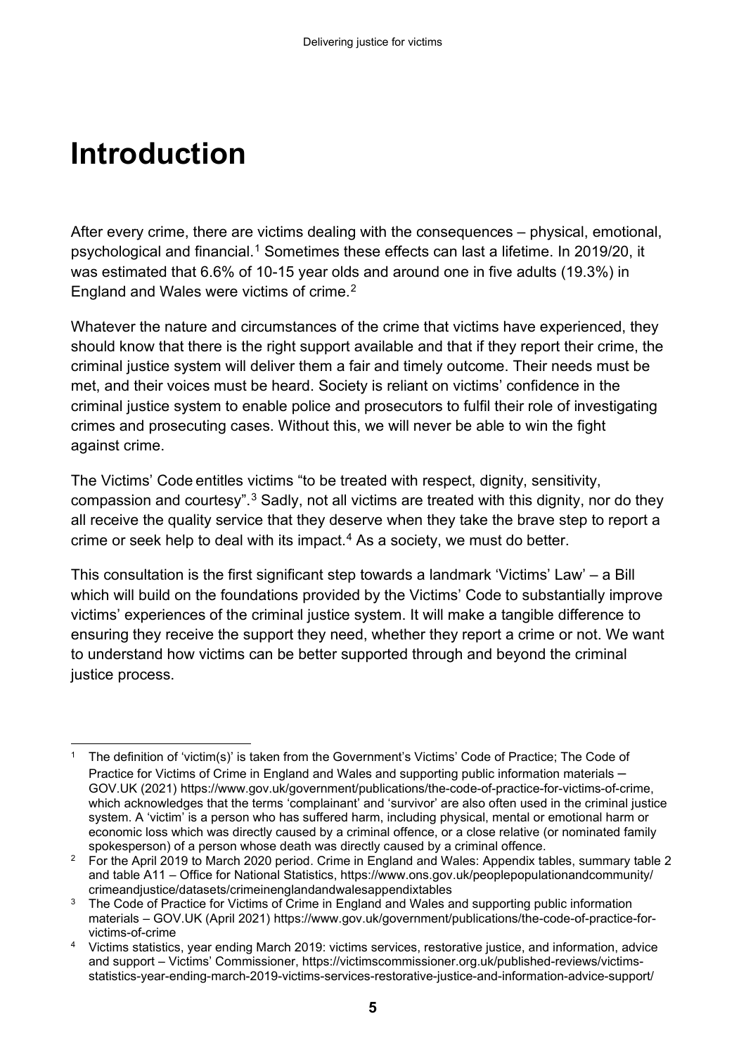# Introduction

After every crime, there are victims dealing with the consequences – physical, emotional, psychological and financial.[1] Sometimes these effects can last a lifetime. In 2019/20, it was estimated that 6.6% of 10-15 year olds and around one in five adults (19.3%) in England and Wales were victims of crime.[2]

Whatever the nature and circumstances of the crime that victims have experienced, they should know that there is the right support available and that if they report their crime, the criminal justice system will deliver them a fair and timely outcome. Their needs must be met, and their voices must be heard. Society is reliant on victims' confidence in the criminal justice system to enable police and prosecutors to fulfil their role of investigating crimes and prosecuting cases. Without this, we will never be able to win the fight against crime.

The Victims' Code entitles victims "to be treated with respect, dignity, sensitivity, compassion and courtesy".[3] Sadly, not all victims are treated with this dignity, nor do they all receive the quality service that they deserve when they take the brave step to report a crime or seek help to deal with its impact.[4] As a society, we must do better.

This consultation is the first significant step towards a landmark 'Victims' Law' – a Bill which will build on the foundations provided by the Victims' Code to substantially improve victims' experiences of the criminal justice system. It will make a tangible difference to ensuring they receive the support they need, whether they report a crime or not. We want to understand how victims can be better supported through and beyond the criminal justice process.

---

[1] The definition of 'victim(s)' is taken from the Government's Victims' Code of Practice; The Code of Practice for Victims of Crime in England and Wales and supporting public information materials – GOV.UK (2021) https://www.gov.uk/government/publications/the-code-of-practice-for-victims-of-crime, which acknowledges that the terms 'complainant' and 'survivor' are also often used in the criminal justice system. A 'victim' is a person who has suffered harm, including physical, mental or emotional harm or economic loss which was directly caused by a criminal offence, or a close relative (or nominated family spokesperson) of a person whose death was directly caused by a criminal offence.

[2] For the April 2019 to March 2020 period. Crime in England and Wales: Appendix tables, summary table 2 and table A11 – Office for National Statistics, https://www.ons.gov.uk/peoplepopulationandcommunity/crimeandjustice/datasets/crimeinenglandandwalesappendixtables

[3] The Code of Practice for Victims of Crime in England and Wales and supporting public information materials – GOV.UK (April 2021) https://www.gov.uk/government/publications/the-code-of-practice-for-victims-of-crime

[4] Victims statistics, year ending March 2019: victims services, restorative justice, and information, advice and support – Victims' Commissioner, https://victimscommissioner.org.uk/published-reviews/victims-statistics-year-ending-march-2019-victims-services-restorative-justice-and-information-advice-support/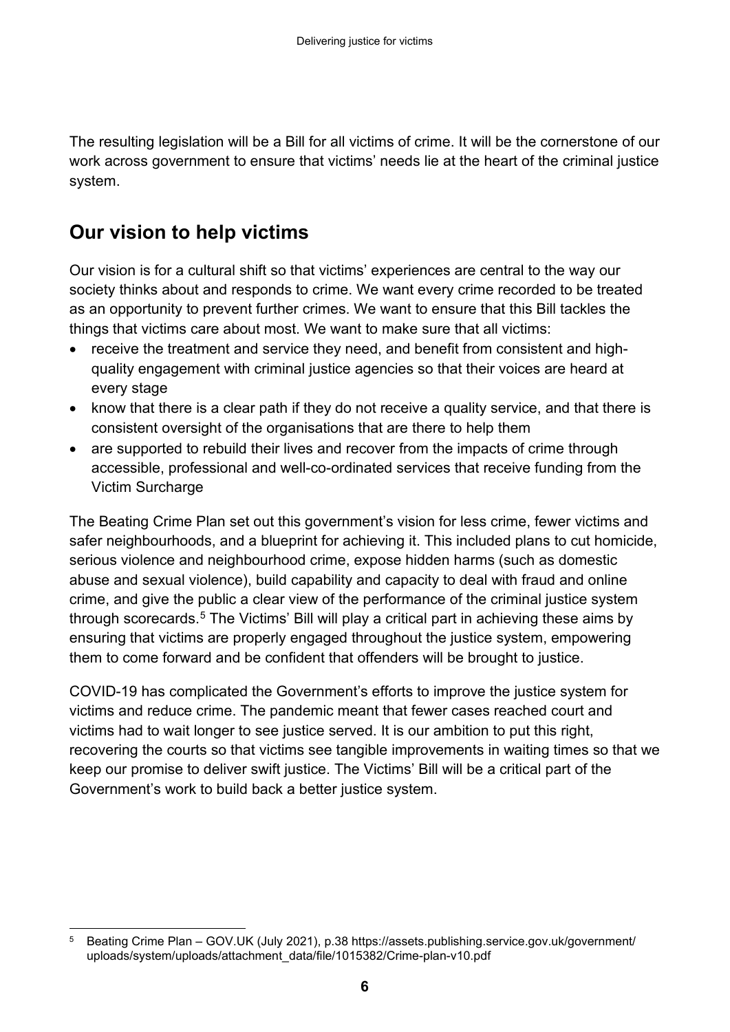The resulting legislation will be a Bill for all victims of crime. It will be the cornerstone of our work across government to ensure that victims' needs lie at the heart of the criminal justice system.

## Our vision to help victims

Our vision is for a cultural shift so that victims' experiences are central to the way our society thinks about and responds to crime. We want every crime recorded to be treated as an opportunity to prevent further crimes. We want to ensure that this Bill tackles the things that victims care about most. We want to make sure that all victims:

- receive the treatment and service they need, and benefit from consistent and high-quality engagement with criminal justice agencies so that their voices are heard at every stage
- know that there is a clear path if they do not receive a quality service, and that there is consistent oversight of the organisations that are there to help them
- are supported to rebuild their lives and recover from the impacts of crime through accessible, professional and well-co-ordinated services that receive funding from the Victim Surcharge

The Beating Crime Plan set out this government's vision for less crime, fewer victims and safer neighbourhoods, and a blueprint for achieving it. This included plans to cut homicide, serious violence and neighbourhood crime, expose hidden harms (such as domestic abuse and sexual violence), build capability and capacity to deal with fraud and online crime, and give the public a clear view of the performance of the criminal justice system through scorecards.[5] The Victims' Bill will play a critical part in achieving these aims by ensuring that victims are properly engaged throughout the justice system, empowering them to come forward and be confident that offenders will be brought to justice.

COVID-19 has complicated the Government's efforts to improve the justice system for victims and reduce crime. The pandemic meant that fewer cases reached court and victims had to wait longer to see justice served. It is our ambition to put this right, recovering the courts so that victims see tangible improvements in waiting times so that we keep our promise to deliver swift justice. The Victims' Bill will be a critical part of the Government's work to build back a better justice system.

---

[5] Beating Crime Plan – GOV.UK (July 2021), p.38 https://assets.publishing.service.gov.uk/government/uploads/system/uploads/attachment_data/file/1015382/Crime-plan-v10.pdf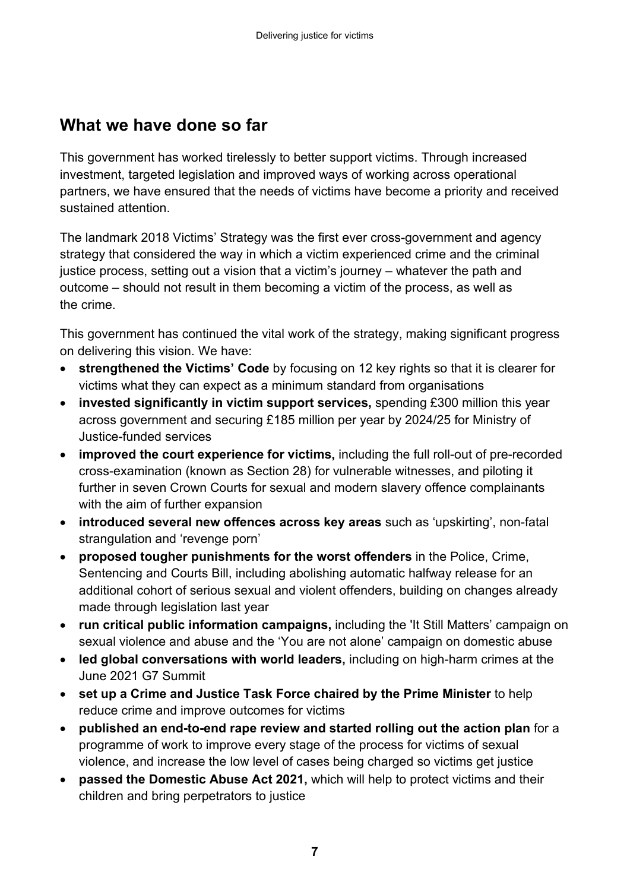## What we have done so far

This government has worked tirelessly to better support victims. Through increased investment, targeted legislation and improved ways of working across operational partners, we have ensured that the needs of victims have become a priority and received sustained attention.

The landmark 2018 Victims' Strategy was the first ever cross-government and agency strategy that considered the way in which a victim experienced crime and the criminal justice process, setting out a vision that a victim's journey – whatever the path and outcome – should not result in them becoming a victim of the process, as well as the crime.

This government has continued the vital work of the strategy, making significant progress on delivering this vision. We have:

- **strengthened the Victims' Code** by focusing on 12 key rights so that it is clearer for victims what they can expect as a minimum standard from organisations
- **invested significantly in victim support services,** spending £300 million this year across government and securing £185 million per year by 2024/25 for Ministry of Justice-funded services
- **improved the court experience for victims,** including the full roll-out of pre-recorded cross-examination (known as Section 28) for vulnerable witnesses, and piloting it further in seven Crown Courts for sexual and modern slavery offence complainants with the aim of further expansion
- **introduced several new offences across key areas** such as 'upskirting', non-fatal strangulation and 'revenge porn'
- **proposed tougher punishments for the worst offenders** in the Police, Crime, Sentencing and Courts Bill, including abolishing automatic halfway release for an additional cohort of serious sexual and violent offenders, building on changes already made through legislation last year
- **run critical public information campaigns,** including the 'It Still Matters' campaign on sexual violence and abuse and the 'You are not alone' campaign on domestic abuse
- **led global conversations with world leaders,** including on high-harm crimes at the June 2021 G7 Summit
- **set up a Crime and Justice Task Force chaired by the Prime Minister** to help reduce crime and improve outcomes for victims
- **published an end-to-end rape review and started rolling out the action plan** for a programme of work to improve every stage of the process for victims of sexual violence, and increase the low level of cases being charged so victims get justice
- **passed the Domestic Abuse Act 2021,** which will help to protect victims and their children and bring perpetrators to justice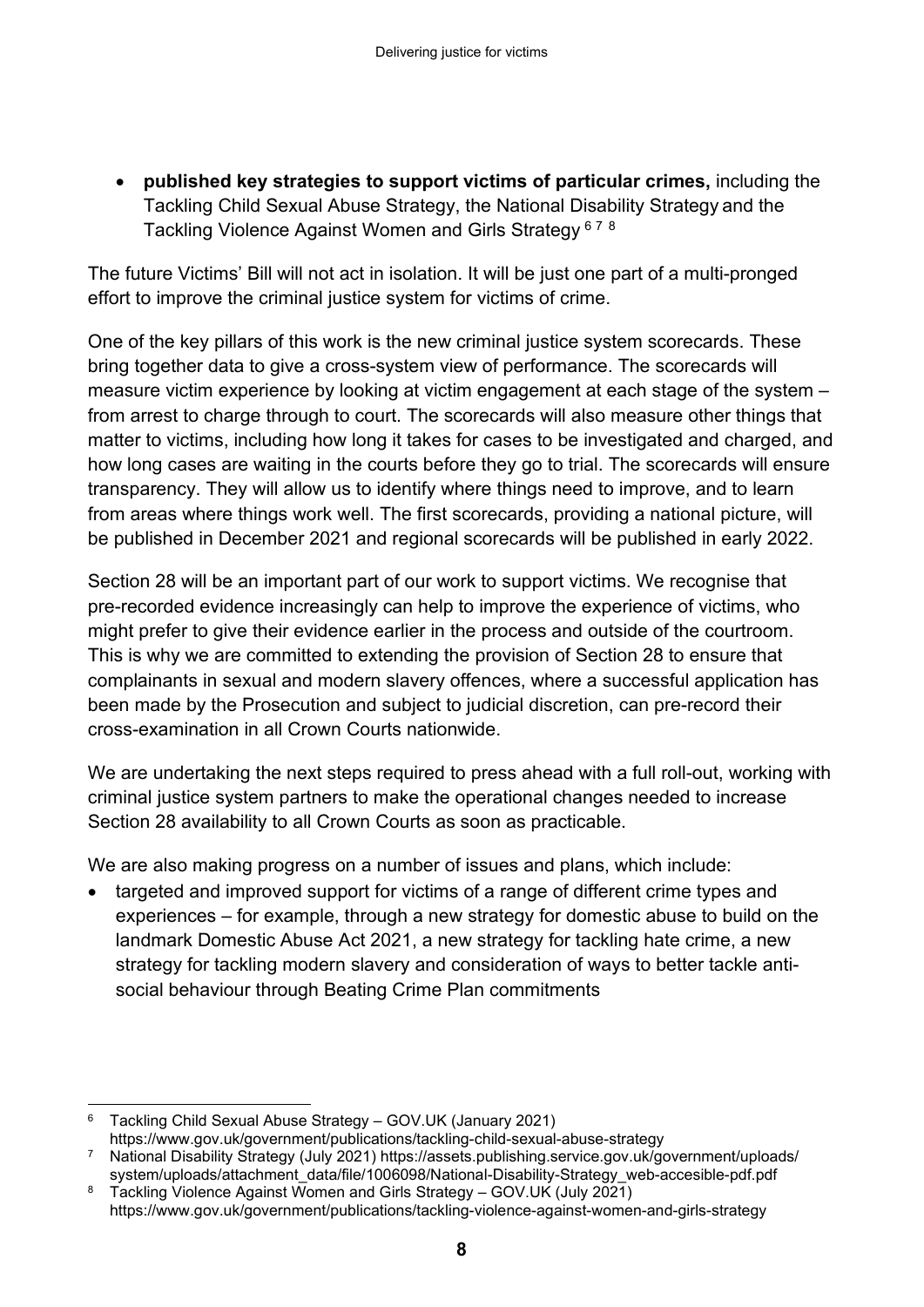- **published key strategies to support victims of particular crimes,** including the Tackling Child Sexual Abuse Strategy, the National Disability Strategy and the Tackling Violence Against Women and Girls Strategy [6] [7] [8]

The future Victims' Bill will not act in isolation. It will be just one part of a multi-pronged effort to improve the criminal justice system for victims of crime.

One of the key pillars of this work is the new criminal justice system scorecards. These bring together data to give a cross-system view of performance. The scorecards will measure victim experience by looking at victim engagement at each stage of the system – from arrest to charge through to court. The scorecards will also measure other things that matter to victims, including how long it takes for cases to be investigated and charged, and how long cases are waiting in the courts before they go to trial. The scorecards will ensure transparency. They will allow us to identify where things need to improve, and to learn from areas where things work well. The first scorecards, providing a national picture, will be published in December 2021 and regional scorecards will be published in early 2022.

Section 28 will be an important part of our work to support victims. We recognise that pre-recorded evidence increasingly can help to improve the experience of victims, who might prefer to give their evidence earlier in the process and outside of the courtroom. This is why we are committed to extending the provision of Section 28 to ensure that complainants in sexual and modern slavery offences, where a successful application has been made by the Prosecution and subject to judicial discretion, can pre-record their cross-examination in all Crown Courts nationwide.

We are undertaking the next steps required to press ahead with a full roll-out, working with criminal justice system partners to make the operational changes needed to increase Section 28 availability to all Crown Courts as soon as practicable.

We are also making progress on a number of issues and plans, which include:

- targeted and improved support for victims of a range of different crime types and experiences – for example, through a new strategy for domestic abuse to build on the landmark Domestic Abuse Act 2021, a new strategy for tackling hate crime, a new strategy for tackling modern slavery and consideration of ways to better tackle anti-social behaviour through Beating Crime Plan commitments

---

[6] Tackling Child Sexual Abuse Strategy – GOV.UK (January 2021) https://www.gov.uk/government/publications/tackling-child-sexual-abuse-strategy

[7] National Disability Strategy (July 2021) https://assets.publishing.service.gov.uk/government/uploads/system/uploads/attachment_data/file/1006098/National-Disability-Strategy_web-accesible-pdf.pdf

[8] Tackling Violence Against Women and Girls Strategy – GOV.UK (July 2021) https://www.gov.uk/government/publications/tackling-violence-against-women-and-girls-strategy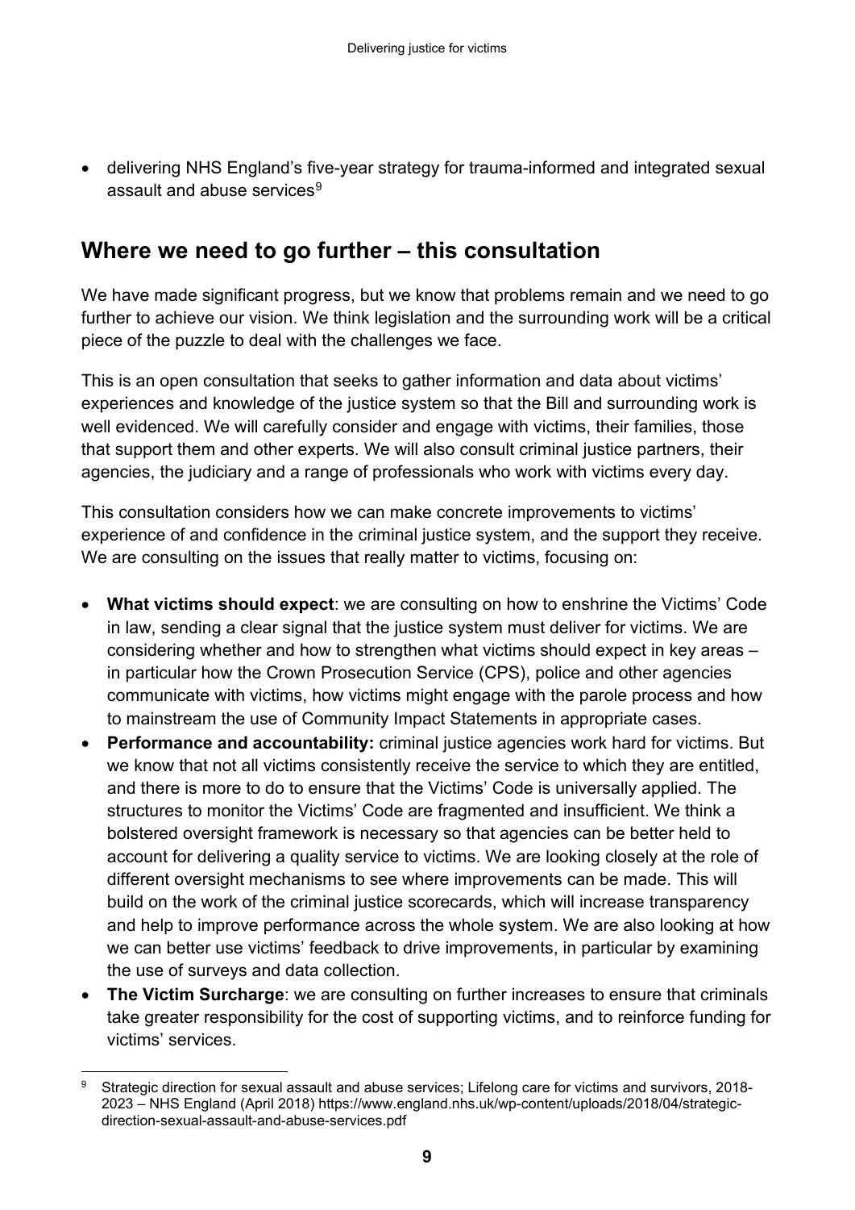- delivering NHS England's five-year strategy for trauma-informed and integrated sexual assault and abuse services[9]

## Where we need to go further – this consultation

We have made significant progress, but we know that problems remain and we need to go further to achieve our vision. We think legislation and the surrounding work will be a critical piece of the puzzle to deal with the challenges we face.

This is an open consultation that seeks to gather information and data about victims' experiences and knowledge of the justice system so that the Bill and surrounding work is well evidenced. We will carefully consider and engage with victims, their families, those that support them and other experts. We will also consult criminal justice partners, their agencies, the judiciary and a range of professionals who work with victims every day.

This consultation considers how we can make concrete improvements to victims' experience of and confidence in the criminal justice system, and the support they receive. We are consulting on the issues that really matter to victims, focusing on:

- **What victims should expect**: we are consulting on how to enshrine the Victims' Code in law, sending a clear signal that the justice system must deliver for victims. We are considering whether and how to strengthen what victims should expect in key areas – in particular how the Crown Prosecution Service (CPS), police and other agencies communicate with victims, how victims might engage with the parole process and how to mainstream the use of Community Impact Statements in appropriate cases.
- **Performance and accountability:** criminal justice agencies work hard for victims. But we know that not all victims consistently receive the service to which they are entitled, and there is more to do to ensure that the Victims' Code is universally applied. The structures to monitor the Victims' Code are fragmented and insufficient. We think a bolstered oversight framework is necessary so that agencies can be better held to account for delivering a quality service to victims. We are looking closely at the role of different oversight mechanisms to see where improvements can be made. This will build on the work of the criminal justice scorecards, which will increase transparency and help to improve performance across the whole system. We are also looking at how we can better use victims' feedback to drive improvements, in particular by examining the use of surveys and data collection.
- **The Victim Surcharge**: we are consulting on further increases to ensure that criminals take greater responsibility for the cost of supporting victims, and to reinforce funding for victims' services.

---

[9] Strategic direction for sexual assault and abuse services; Lifelong care for victims and survivors, 2018-2023 – NHS England (April 2018) https://www.england.nhs.uk/wp-content/uploads/2018/04/strategic-direction-sexual-assault-and-abuse-services.pdf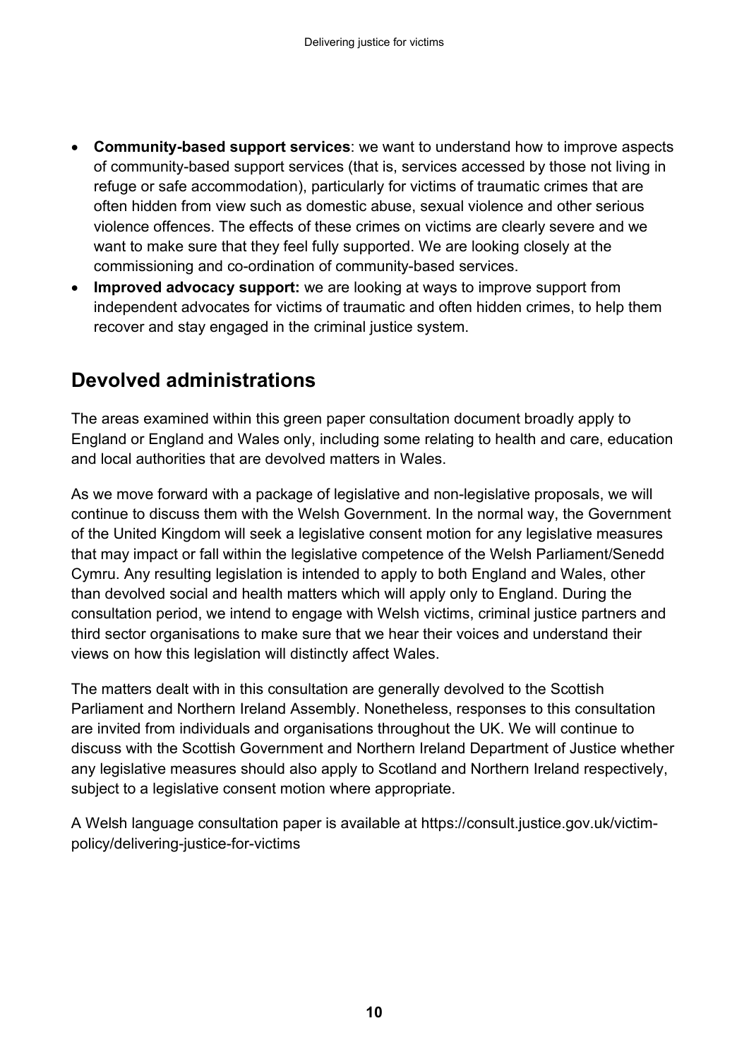- **Community-based support services**: we want to understand how to improve aspects of community-based support services (that is, services accessed by those not living in refuge or safe accommodation), particularly for victims of traumatic crimes that are often hidden from view such as domestic abuse, sexual violence and other serious violence offences. The effects of these crimes on victims are clearly severe and we want to make sure that they feel fully supported. We are looking closely at the commissioning and co-ordination of community-based services.
- **Improved advocacy support:** we are looking at ways to improve support from independent advocates for victims of traumatic and often hidden crimes, to help them recover and stay engaged in the criminal justice system.

## Devolved administrations

The areas examined within this green paper consultation document broadly apply to England or England and Wales only, including some relating to health and care, education and local authorities that are devolved matters in Wales.

As we move forward with a package of legislative and non-legislative proposals, we will continue to discuss them with the Welsh Government. In the normal way, the Government of the United Kingdom will seek a legislative consent motion for any legislative measures that may impact or fall within the legislative competence of the Welsh Parliament/Senedd Cymru. Any resulting legislation is intended to apply to both England and Wales, other than devolved social and health matters which will apply only to England. During the consultation period, we intend to engage with Welsh victims, criminal justice partners and third sector organisations to make sure that we hear their voices and understand their views on how this legislation will distinctly affect Wales.

The matters dealt with in this consultation are generally devolved to the Scottish Parliament and Northern Ireland Assembly. Nonetheless, responses to this consultation are invited from individuals and organisations throughout the UK. We will continue to discuss with the Scottish Government and Northern Ireland Department of Justice whether any legislative measures should also apply to Scotland and Northern Ireland respectively, subject to a legislative consent motion where appropriate.

A Welsh language consultation paper is available at https://consult.justice.gov.uk/victim-policy/delivering-justice-for-victims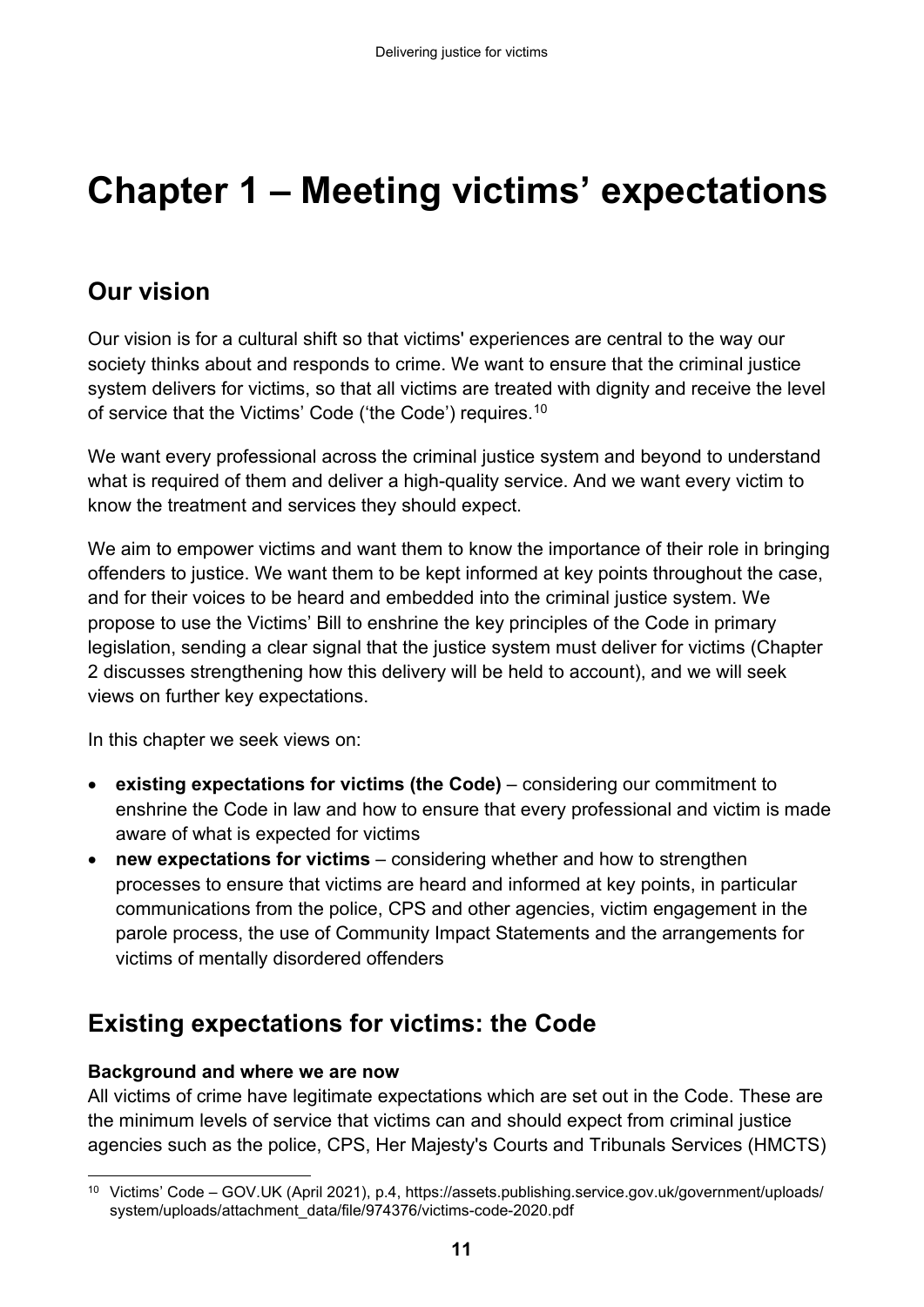# Chapter 1 – Meeting victims' expectations

## Our vision

Our vision is for a cultural shift so that victims' experiences are central to the way our society thinks about and responds to crime. We want to ensure that the criminal justice system delivers for victims, so that all victims are treated with dignity and receive the level of service that the Victims' Code ('the Code') requires.[10]

We want every professional across the criminal justice system and beyond to understand what is required of them and deliver a high-quality service. And we want every victim to know the treatment and services they should expect.

We aim to empower victims and want them to know the importance of their role in bringing offenders to justice. We want them to be kept informed at key points throughout the case, and for their voices to be heard and embedded into the criminal justice system. We propose to use the Victims' Bill to enshrine the key principles of the Code in primary legislation, sending a clear signal that the justice system must deliver for victims (Chapter 2 discusses strengthening how this delivery will be held to account), and we will seek views on further key expectations.

In this chapter we seek views on:

- **existing expectations for victims (the Code)** – considering our commitment to enshrine the Code in law and how to ensure that every professional and victim is made aware of what is expected for victims
- **new expectations for victims** – considering whether and how to strengthen processes to ensure that victims are heard and informed at key points, in particular communications from the police, CPS and other agencies, victim engagement in the parole process, the use of Community Impact Statements and the arrangements for victims of mentally disordered offenders

## Existing expectations for victims: the Code

**Background and where we are now**

All victims of crime have legitimate expectations which are set out in the Code. These are the minimum levels of service that victims can and should expect from criminal justice agencies such as the police, CPS, Her Majesty's Courts and Tribunals Services (HMCTS)

---

[10] Victims' Code – GOV.UK (April 2021), p.4, https://assets.publishing.service.gov.uk/government/uploads/system/uploads/attachment_data/file/974376/victims-code-2020.pdf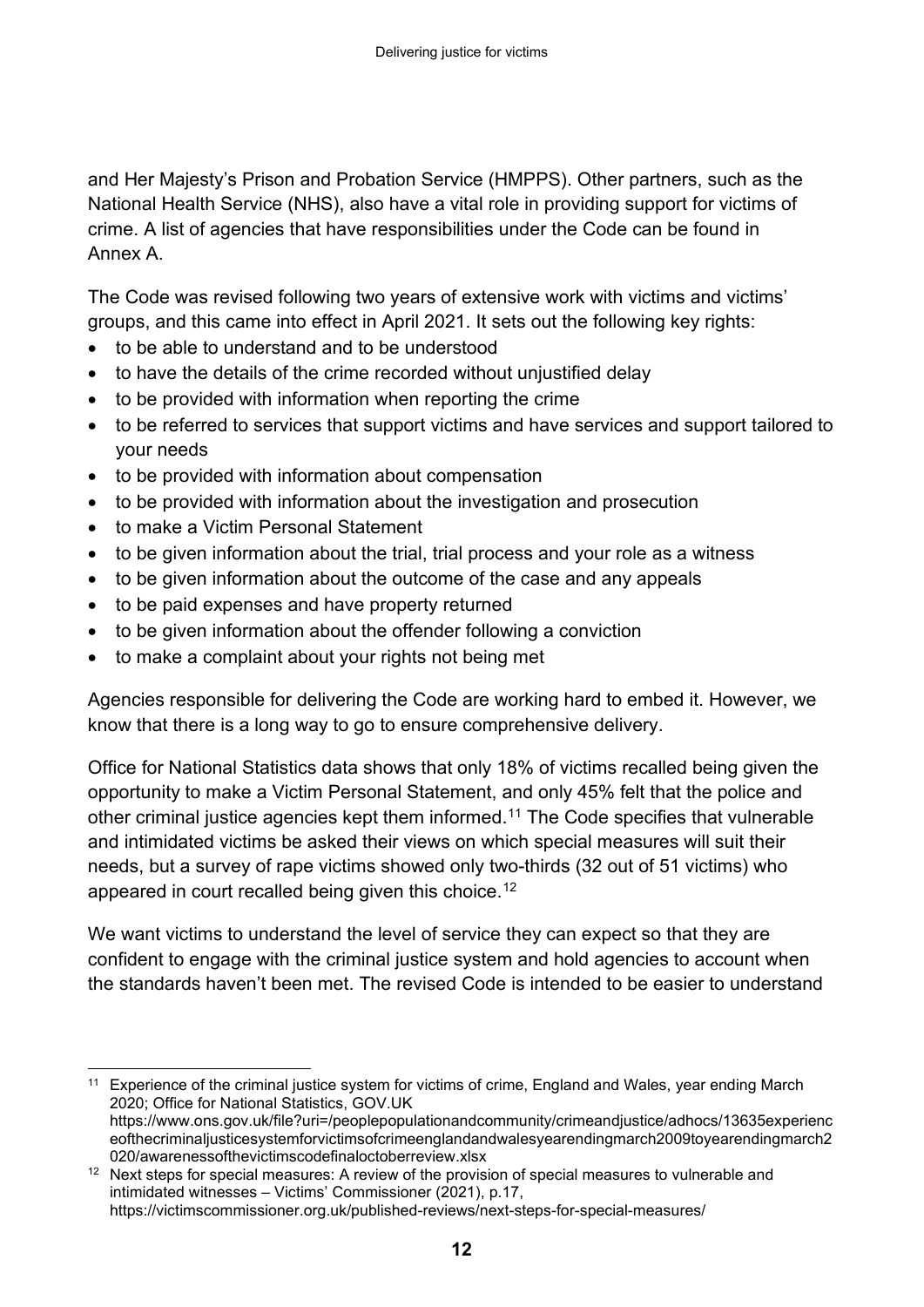and Her Majesty's Prison and Probation Service (HMPPS). Other partners, such as the National Health Service (NHS), also have a vital role in providing support for victims of crime. A list of agencies that have responsibilities under the Code can be found in Annex A.

The Code was revised following two years of extensive work with victims and victims' groups, and this came into effect in April 2021. It sets out the following key rights:

- to be able to understand and to be understood
- to have the details of the crime recorded without unjustified delay
- to be provided with information when reporting the crime
- to be referred to services that support victims and have services and support tailored to your needs
- to be provided with information about compensation
- to be provided with information about the investigation and prosecution
- to make a Victim Personal Statement
- to be given information about the trial, trial process and your role as a witness
- to be given information about the outcome of the case and any appeals
- to be paid expenses and have property returned
- to be given information about the offender following a conviction
- to make a complaint about your rights not being met

Agencies responsible for delivering the Code are working hard to embed it. However, we know that there is a long way to go to ensure comprehensive delivery.

Office for National Statistics data shows that only 18% of victims recalled being given the opportunity to make a Victim Personal Statement, and only 45% felt that the police and other criminal justice agencies kept them informed.[11] The Code specifies that vulnerable and intimidated victims be asked their views on which special measures will suit their needs, but a survey of rape victims showed only two-thirds (32 out of 51 victims) who appeared in court recalled being given this choice.[12]

We want victims to understand the level of service they can expect so that they are confident to engage with the criminal justice system and hold agencies to account when the standards haven't been met. The revised Code is intended to be easier to understand

---

[11] Experience of the criminal justice system for victims of crime, England and Wales, year ending March 2020; Office for National Statistics, GOV.UK https://www.ons.gov.uk/file?uri=/peoplepopulationandcommunity/crimeandjustice/adhocs/13635experienceofthecriminaljusticesystemforvictimsofcrimeenglandandwalesyearendingmarch2009toyearendingmarch2020/awarenessofthevictimscodefinaloctoberreview.xlsx

[12] Next steps for special measures: A review of the provision of special measures to vulnerable and intimidated witnesses – Victims' Commissioner (2021), p.17, https://victimscommissioner.org.uk/published-reviews/next-steps-for-special-measures/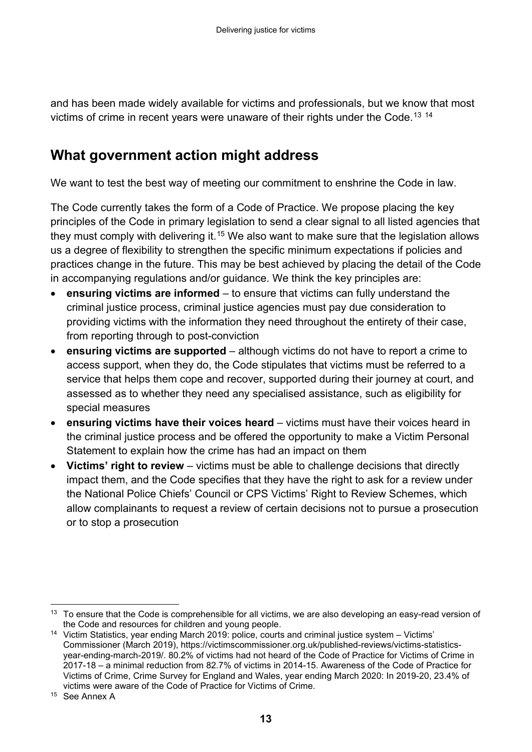and has been made widely available for victims and professionals, but we know that most victims of crime in recent years were unaware of their rights under the Code.[13] [14]

## What government action might address

We want to test the best way of meeting our commitment to enshrine the Code in law.

The Code currently takes the form of a Code of Practice. We propose placing the key principles of the Code in primary legislation to send a clear signal to all listed agencies that they must comply with delivering it.[15] We also want to make sure that the legislation allows us a degree of flexibility to strengthen the specific minimum expectations if policies and practices change in the future. This may be best achieved by placing the detail of the Code in accompanying regulations and/or guidance. We think the key principles are:

- **ensuring victims are informed** – to ensure that victims can fully understand the criminal justice process, criminal justice agencies must pay due consideration to providing victims with the information they need throughout the entirety of their case, from reporting through to post-conviction
- **ensuring victims are supported** – although victims do not have to report a crime to access support, when they do, the Code stipulates that victims must be referred to a service that helps them cope and recover, supported during their journey at court, and assessed as to whether they need any specialised assistance, such as eligibility for special measures
- **ensuring victims have their voices heard** – victims must have their voices heard in the criminal justice process and be offered the opportunity to make a Victim Personal Statement to explain how the crime has had an impact on them
- **Victims' right to review** – victims must be able to challenge decisions that directly impact them, and the Code specifies that they have the right to ask for a review under the National Police Chiefs' Council or CPS Victims' Right to Review Schemes, which allow complainants to request a review of certain decisions not to pursue a prosecution or to stop a prosecution

---

[13] To ensure that the Code is comprehensible for all victims, we are also developing an easy-read version of the Code and resources for children and young people.

[14] Victim Statistics, year ending March 2019: police, courts and criminal justice system – Victims' Commissioner (March 2019), https://victimscommissioner.org.uk/published-reviews/victims-statistics-year-ending-march-2019/. 80.2% of victims had not heard of the Code of Practice for Victims of Crime in 2017-18 – a minimal reduction from 82.7% of victims in 2014-15. Awareness of the Code of Practice for Victims of Crime, Crime Survey for England and Wales, year ending March 2020: In 2019-20, 23.4% of victims were aware of the Code of Practice for Victims of Crime.

[15] See Annex A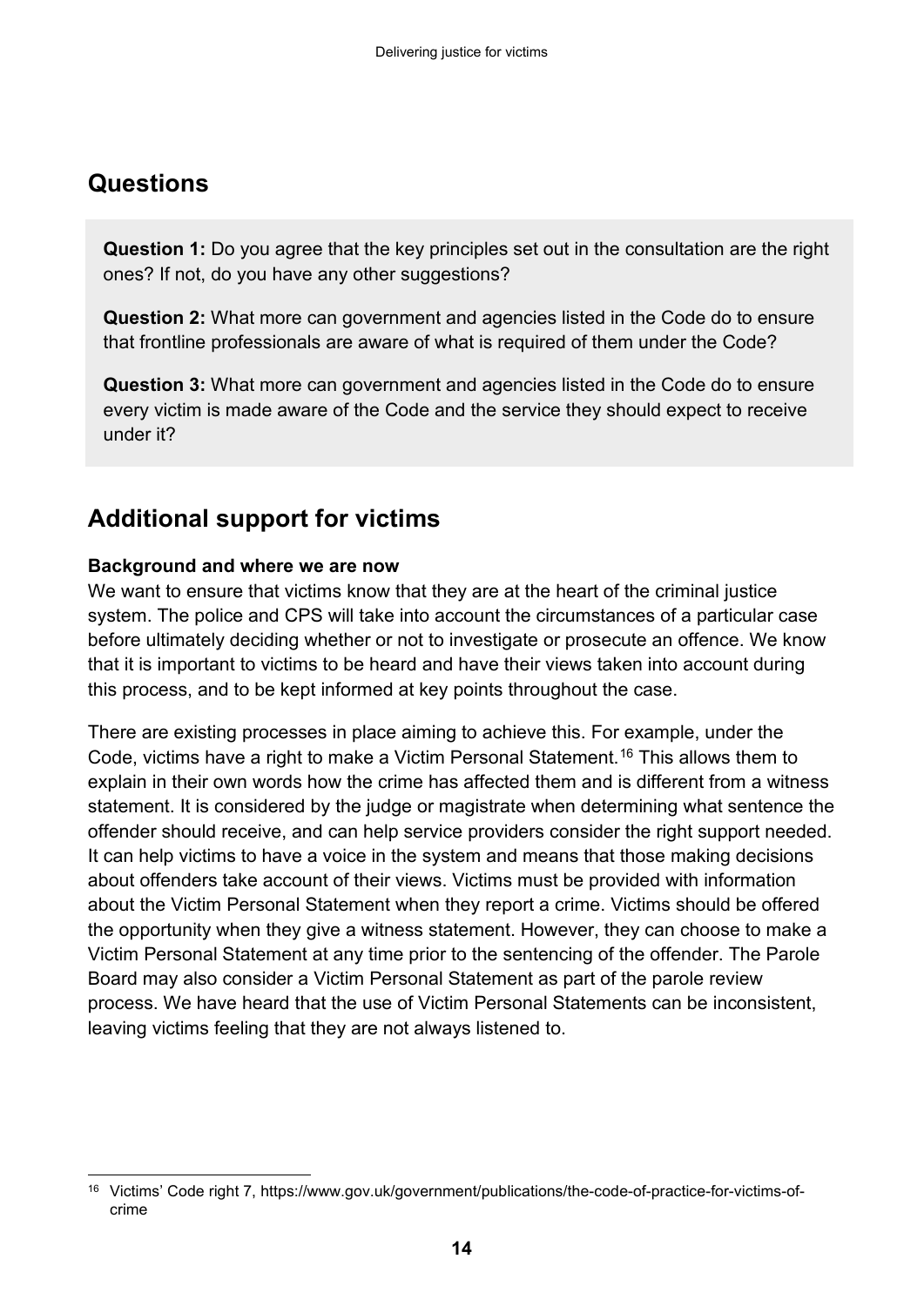## Questions

**Question 1:** Do you agree that the key principles set out in the consultation are the right ones? If not, do you have any other suggestions?

**Question 2:** What more can government and agencies listed in the Code do to ensure that frontline professionals are aware of what is required of them under the Code?

**Question 3:** What more can government and agencies listed in the Code do to ensure every victim is made aware of the Code and the service they should expect to receive under it?

## Additional support for victims

**Background and where we are now**

We want to ensure that victims know that they are at the heart of the criminal justice system. The police and CPS will take into account the circumstances of a particular case before ultimately deciding whether or not to investigate or prosecute an offence. We know that it is important to victims to be heard and have their views taken into account during this process, and to be kept informed at key points throughout the case.

There are existing processes in place aiming to achieve this. For example, under the Code, victims have a right to make a Victim Personal Statement.[16] This allows them to explain in their own words how the crime has affected them and is different from a witness statement. It is considered by the judge or magistrate when determining what sentence the offender should receive, and can help service providers consider the right support needed. It can help victims to have a voice in the system and means that those making decisions about offenders take account of their views. Victims must be provided with information about the Victim Personal Statement when they report a crime. Victims should be offered the opportunity when they give a witness statement. However, they can choose to make a Victim Personal Statement at any time prior to the sentencing of the offender. The Parole Board may also consider a Victim Personal Statement as part of the parole review process. We have heard that the use of Victim Personal Statements can be inconsistent, leaving victims feeling that they are not always listened to.

[16] Victims' Code right 7, https://www.gov.uk/government/publications/the-code-of-practice-for-victims-of-crime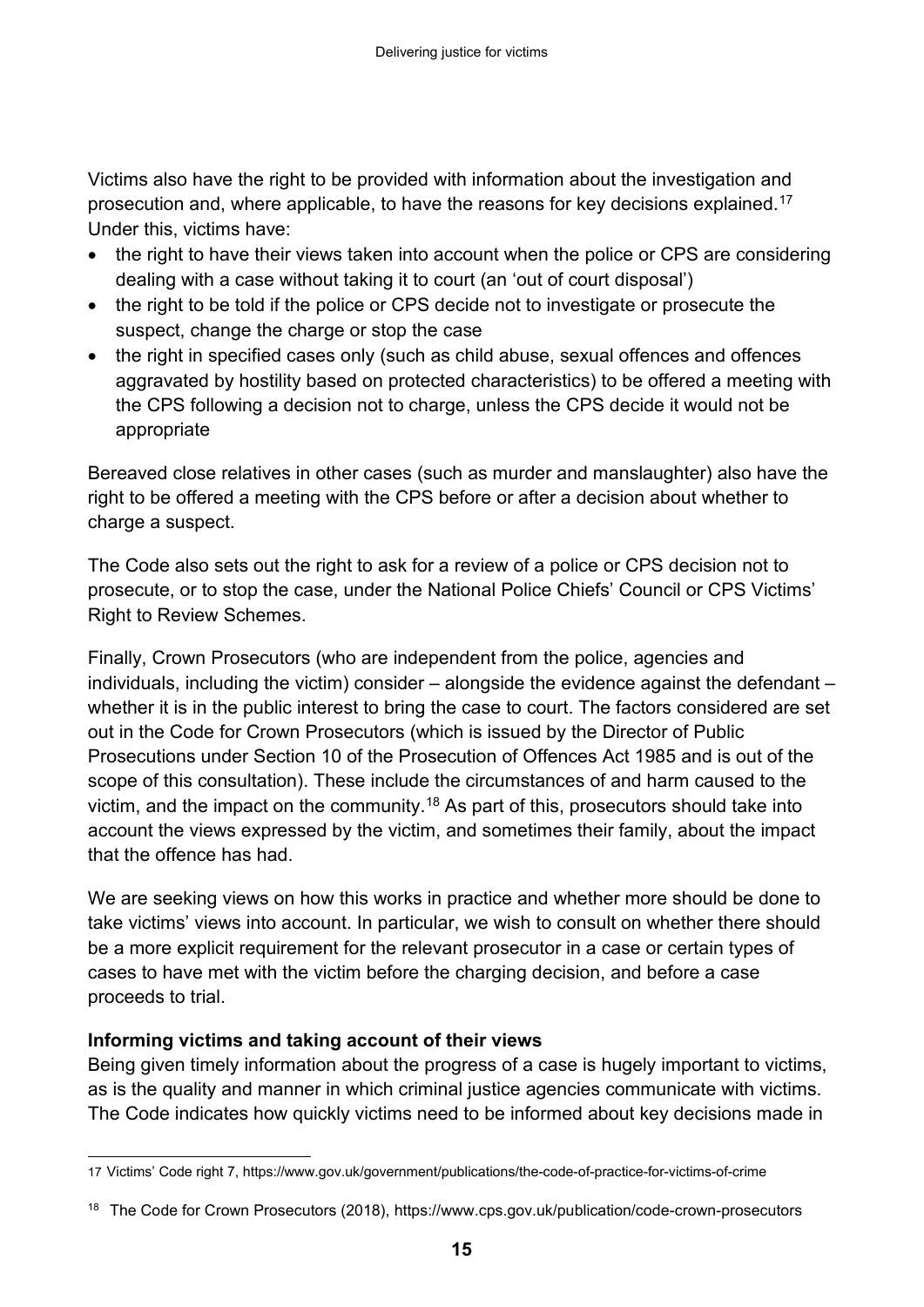Victims also have the right to be provided with information about the investigation and prosecution and, where applicable, to have the reasons for key decisions explained.[17] Under this, victims have:

- the right to have their views taken into account when the police or CPS are considering dealing with a case without taking it to court (an 'out of court disposal')
- the right to be told if the police or CPS decide not to investigate or prosecute the suspect, change the charge or stop the case
- the right in specified cases only (such as child abuse, sexual offences and offences aggravated by hostility based on protected characteristics) to be offered a meeting with the CPS following a decision not to charge, unless the CPS decide it would not be appropriate

Bereaved close relatives in other cases (such as murder and manslaughter) also have the right to be offered a meeting with the CPS before or after a decision about whether to charge a suspect.

The Code also sets out the right to ask for a review of a police or CPS decision not to prosecute, or to stop the case, under the National Police Chiefs' Council or CPS Victims' Right to Review Schemes.

Finally, Crown Prosecutors (who are independent from the police, agencies and individuals, including the victim) consider – alongside the evidence against the defendant – whether it is in the public interest to bring the case to court. The factors considered are set out in the Code for Crown Prosecutors (which is issued by the Director of Public Prosecutions under Section 10 of the Prosecution of Offences Act 1985 and is out of the scope of this consultation). These include the circumstances of and harm caused to the victim, and the impact on the community.[18] As part of this, prosecutors should take into account the views expressed by the victim, and sometimes their family, about the impact that the offence has had.

We are seeking views on how this works in practice and whether more should be done to take victims' views into account. In particular, we wish to consult on whether there should be a more explicit requirement for the relevant prosecutor in a case or certain types of cases to have met with the victim before the charging decision, and before a case proceeds to trial.

**Informing victims and taking account of their views**

Being given timely information about the progress of a case is hugely important to victims, as is the quality and manner in which criminal justice agencies communicate with victims. The Code indicates how quickly victims need to be informed about key decisions made in

---

17 Victims' Code right 7, https://www.gov.uk/government/publications/the-code-of-practice-for-victims-of-crime

18 The Code for Crown Prosecutors (2018), https://www.cps.gov.uk/publication/code-crown-prosecutors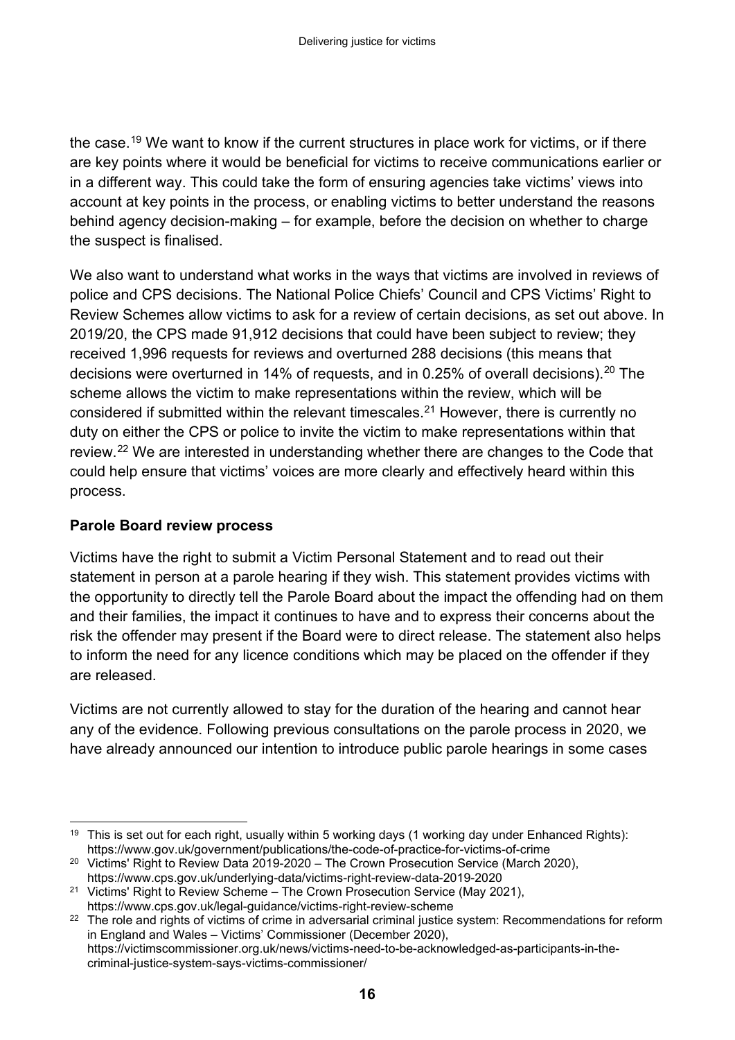the case.[19] We want to know if the current structures in place work for victims, or if there are key points where it would be beneficial for victims to receive communications earlier or in a different way. This could take the form of ensuring agencies take victims' views into account at key points in the process, or enabling victims to better understand the reasons behind agency decision-making – for example, before the decision on whether to charge the suspect is finalised.

We also want to understand what works in the ways that victims are involved in reviews of police and CPS decisions. The National Police Chiefs' Council and CPS Victims' Right to Review Schemes allow victims to ask for a review of certain decisions, as set out above. In 2019/20, the CPS made 91,912 decisions that could have been subject to review; they received 1,996 requests for reviews and overturned 288 decisions (this means that decisions were overturned in 14% of requests, and in 0.25% of overall decisions).[20] The scheme allows the victim to make representations within the review, which will be considered if submitted within the relevant timescales.[21] However, there is currently no duty on either the CPS or police to invite the victim to make representations within that review.[22] We are interested in understanding whether there are changes to the Code that could help ensure that victims' voices are more clearly and effectively heard within this process.

**Parole Board review process**

Victims have the right to submit a Victim Personal Statement and to read out their statement in person at a parole hearing if they wish. This statement provides victims with the opportunity to directly tell the Parole Board about the impact the offending had on them and their families, the impact it continues to have and to express their concerns about the risk the offender may present if the Board were to direct release. The statement also helps to inform the need for any licence conditions which may be placed on the offender if they are released.

Victims are not currently allowed to stay for the duration of the hearing and cannot hear any of the evidence. Following previous consultations on the parole process in 2020, we have already announced our intention to introduce public parole hearings in some cases

---

[19] This is set out for each right, usually within 5 working days (1 working day under Enhanced Rights): https://www.gov.uk/government/publications/the-code-of-practice-for-victims-of-crime

[20] Victims' Right to Review Data 2019-2020 – The Crown Prosecution Service (March 2020), https://www.cps.gov.uk/underlying-data/victims-right-review-data-2019-2020

[21] Victims' Right to Review Scheme – The Crown Prosecution Service (May 2021), https://www.cps.gov.uk/legal-guidance/victims-right-review-scheme

[22] The role and rights of victims of crime in adversarial criminal justice system: Recommendations for reform in England and Wales – Victims' Commissioner (December 2020), https://victimscommissioner.org.uk/news/victims-need-to-be-acknowledged-as-participants-in-the-criminal-justice-system-says-victims-commissioner/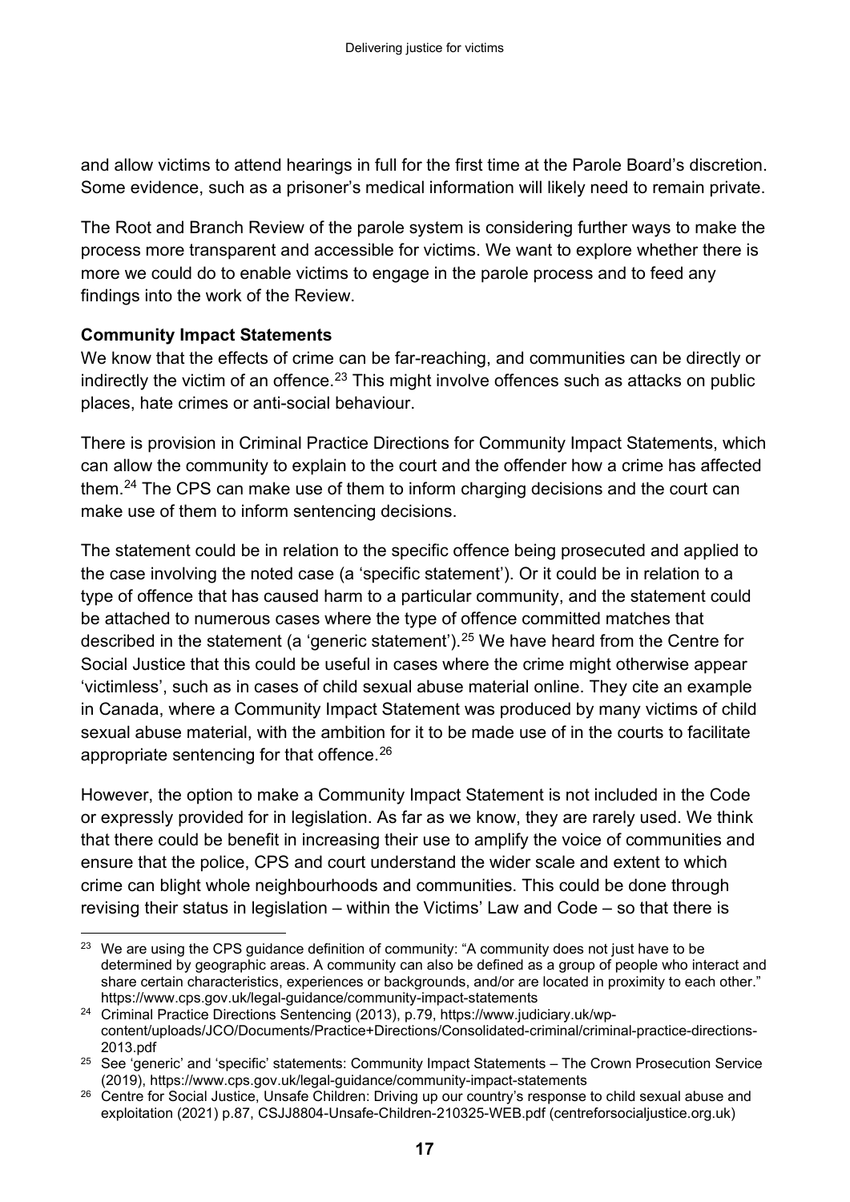and allow victims to attend hearings in full for the first time at the Parole Board's discretion. Some evidence, such as a prisoner's medical information will likely need to remain private.

The Root and Branch Review of the parole system is considering further ways to make the process more transparent and accessible for victims. We want to explore whether there is more we could do to enable victims to engage in the parole process and to feed any findings into the work of the Review.

**Community Impact Statements**

We know that the effects of crime can be far-reaching, and communities can be directly or indirectly the victim of an offence.[23] This might involve offences such as attacks on public places, hate crimes or anti-social behaviour.

There is provision in Criminal Practice Directions for Community Impact Statements, which can allow the community to explain to the court and the offender how a crime has affected them.[24] The CPS can make use of them to inform charging decisions and the court can make use of them to inform sentencing decisions.

The statement could be in relation to the specific offence being prosecuted and applied to the case involving the noted case (a 'specific statement'). Or it could be in relation to a type of offence that has caused harm to a particular community, and the statement could be attached to numerous cases where the type of offence committed matches that described in the statement (a 'generic statement').[25] We have heard from the Centre for Social Justice that this could be useful in cases where the crime might otherwise appear 'victimless', such as in cases of child sexual abuse material online. They cite an example in Canada, where a Community Impact Statement was produced by many victims of child sexual abuse material, with the ambition for it to be made use of in the courts to facilitate appropriate sentencing for that offence.[26]

However, the option to make a Community Impact Statement is not included in the Code or expressly provided for in legislation. As far as we know, they are rarely used. We think that there could be benefit in increasing their use to amplify the voice of communities and ensure that the police, CPS and court understand the wider scale and extent to which crime can blight whole neighbourhoods and communities. This could be done through revising their status in legislation – within the Victims' Law and Code – so that there is

---

[23] We are using the CPS guidance definition of community: "A community does not just have to be determined by geographic areas. A community can also be defined as a group of people who interact and share certain characteristics, experiences or backgrounds, and/or are located in proximity to each other." https://www.cps.gov.uk/legal-guidance/community-impact-statements

[24] Criminal Practice Directions Sentencing (2013), p.79, https://www.judiciary.uk/wp-content/uploads/JCO/Documents/Practice+Directions/Consolidated-criminal/criminal-practice-directions-2013.pdf

[25] See 'generic' and 'specific' statements: Community Impact Statements – The Crown Prosecution Service (2019), https://www.cps.gov.uk/legal-guidance/community-impact-statements

[26] Centre for Social Justice, Unsafe Children: Driving up our country's response to child sexual abuse and exploitation (2021) p.87, CSJJ8804-Unsafe-Children-210325-WEB.pdf (centreforsocialjustice.org.uk)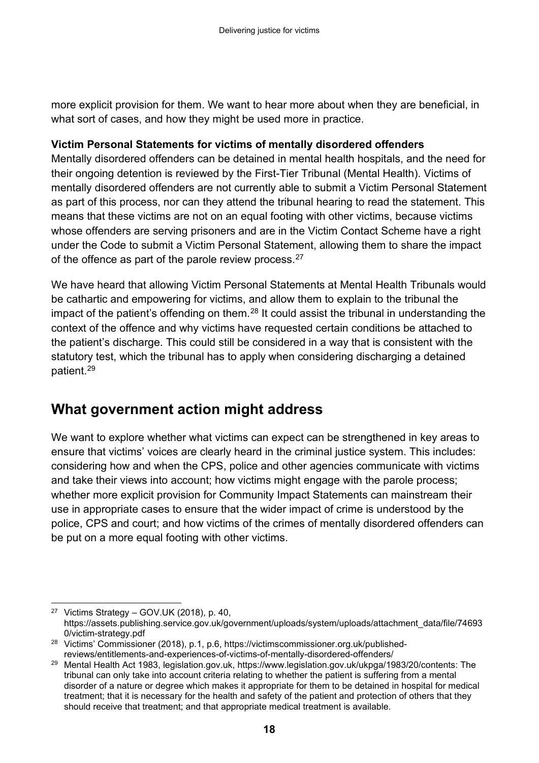more explicit provision for them. We want to hear more about when they are beneficial, in what sort of cases, and how they might be used more in practice.

**Victim Personal Statements for victims of mentally disordered offenders**

Mentally disordered offenders can be detained in mental health hospitals, and the need for their ongoing detention is reviewed by the First-Tier Tribunal (Mental Health). Victims of mentally disordered offenders are not currently able to submit a Victim Personal Statement as part of this process, nor can they attend the tribunal hearing to read the statement. This means that these victims are not on an equal footing with other victims, because victims whose offenders are serving prisoners and are in the Victim Contact Scheme have a right under the Code to submit a Victim Personal Statement, allowing them to share the impact of the offence as part of the parole review process.[27]

We have heard that allowing Victim Personal Statements at Mental Health Tribunals would be cathartic and empowering for victims, and allow them to explain to the tribunal the impact of the patient's offending on them.[28] It could assist the tribunal in understanding the context of the offence and why victims have requested certain conditions be attached to the patient's discharge. This could still be considered in a way that is consistent with the statutory test, which the tribunal has to apply when considering discharging a detained patient.[29]

## What government action might address

We want to explore whether what victims can expect can be strengthened in key areas to ensure that victims' voices are clearly heard in the criminal justice system. This includes: considering how and when the CPS, police and other agencies communicate with victims and take their views into account; how victims might engage with the parole process; whether more explicit provision for Community Impact Statements can mainstream their use in appropriate cases to ensure that the wider impact of crime is understood by the police, CPS and court; and how victims of the crimes of mentally disordered offenders can be put on a more equal footing with other victims.

---

[27] Victims Strategy – GOV.UK (2018), p. 40, https://assets.publishing.service.gov.uk/government/uploads/system/uploads/attachment_data/file/746930/victim-strategy.pdf

[28] Victims' Commissioner (2018), p.1, p.6, https://victimscommissioner.org.uk/published-reviews/entitlements-and-experiences-of-victims-of-mentally-disordered-offenders/

[29] Mental Health Act 1983, legislation.gov.uk, https://www.legislation.gov.uk/ukpga/1983/20/contents: The tribunal can only take into account criteria relating to whether the patient is suffering from a mental disorder of a nature or degree which makes it appropriate for them to be detained in hospital for medical treatment; that it is necessary for the health and safety of the patient and protection of others that they should receive that treatment; and that appropriate medical treatment is available.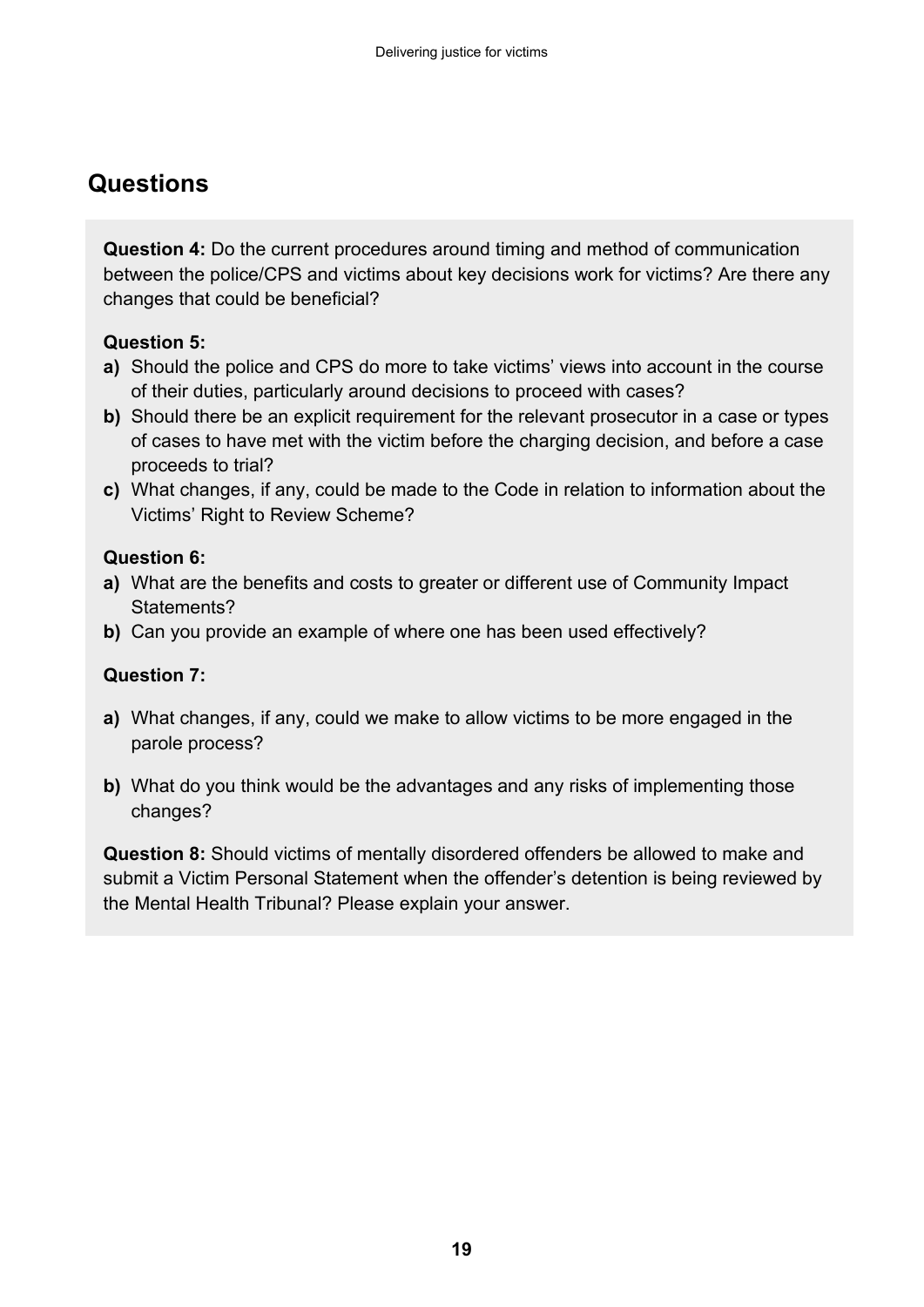## Questions

**Question 4:** Do the current procedures around timing and method of communication between the police/CPS and victims about key decisions work for victims? Are there any changes that could be beneficial?

**Question 5:**

**a)** Should the police and CPS do more to take victims' views into account in the course of their duties, particularly around decisions to proceed with cases?

**b)** Should there be an explicit requirement for the relevant prosecutor in a case or types of cases to have met with the victim before the charging decision, and before a case proceeds to trial?

**c)** What changes, if any, could be made to the Code in relation to information about the Victims' Right to Review Scheme?

**Question 6:**

**a)** What are the benefits and costs to greater or different use of Community Impact Statements?

**b)** Can you provide an example of where one has been used effectively?

**Question 7:**

**a)** What changes, if any, could we make to allow victims to be more engaged in the parole process?

**b)** What do you think would be the advantages and any risks of implementing those changes?

**Question 8:** Should victims of mentally disordered offenders be allowed to make and submit a Victim Personal Statement when the offender's detention is being reviewed by the Mental Health Tribunal? Please explain your answer.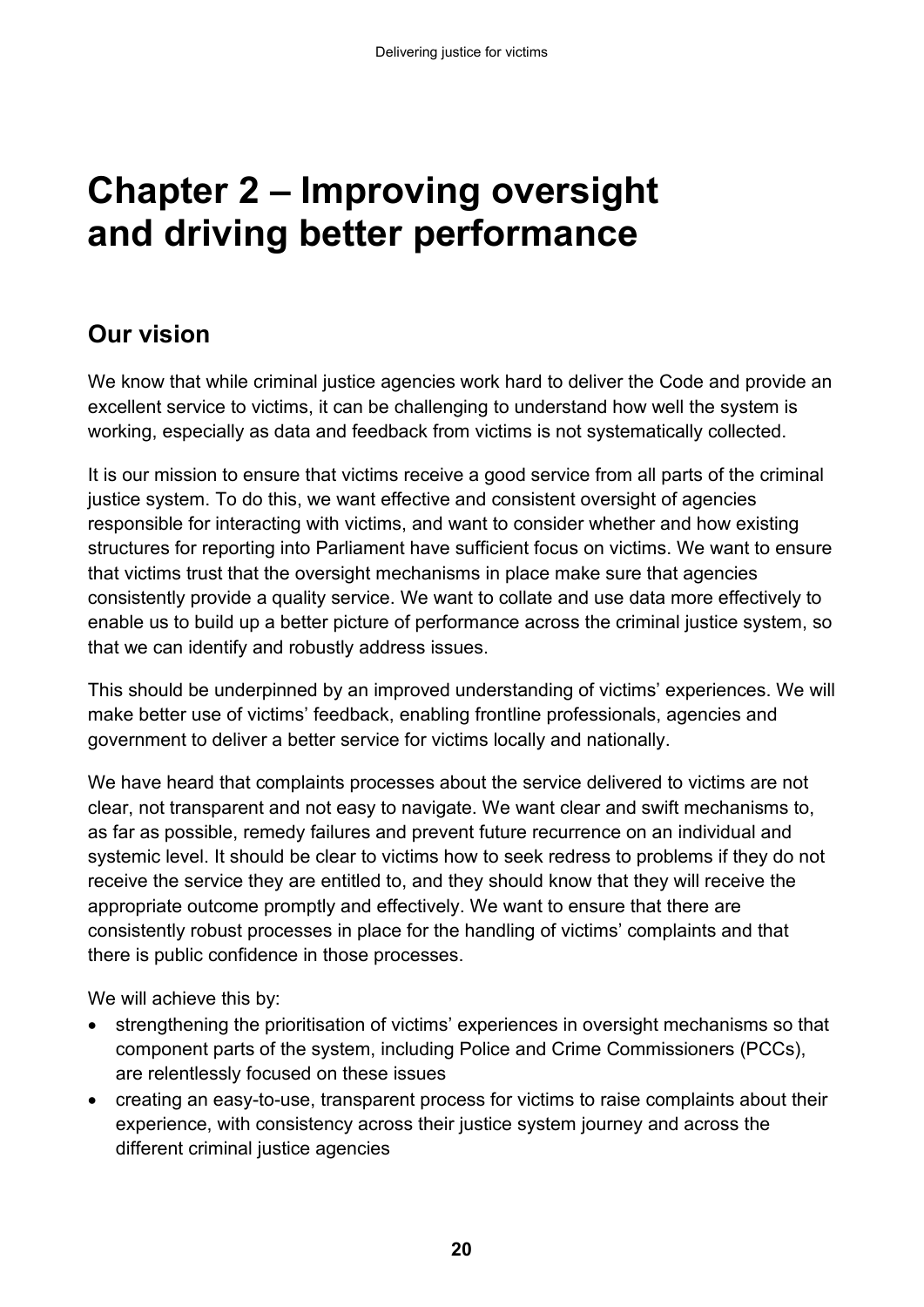# Chapter 2 – Improving oversight and driving better performance

## Our vision

We know that while criminal justice agencies work hard to deliver the Code and provide an excellent service to victims, it can be challenging to understand how well the system is working, especially as data and feedback from victims is not systematically collected.

It is our mission to ensure that victims receive a good service from all parts of the criminal justice system. To do this, we want effective and consistent oversight of agencies responsible for interacting with victims, and want to consider whether and how existing structures for reporting into Parliament have sufficient focus on victims. We want to ensure that victims trust that the oversight mechanisms in place make sure that agencies consistently provide a quality service. We want to collate and use data more effectively to enable us to build up a better picture of performance across the criminal justice system, so that we can identify and robustly address issues.

This should be underpinned by an improved understanding of victims' experiences. We will make better use of victims' feedback, enabling frontline professionals, agencies and government to deliver a better service for victims locally and nationally.

We have heard that complaints processes about the service delivered to victims are not clear, not transparent and not easy to navigate. We want clear and swift mechanisms to, as far as possible, remedy failures and prevent future recurrence on an individual and systemic level. It should be clear to victims how to seek redress to problems if they do not receive the service they are entitled to, and they should know that they will receive the appropriate outcome promptly and effectively. We want to ensure that there are consistently robust processes in place for the handling of victims' complaints and that there is public confidence in those processes.

We will achieve this by:

- strengthening the prioritisation of victims' experiences in oversight mechanisms so that component parts of the system, including Police and Crime Commissioners (PCCs), are relentlessly focused on these issues
- creating an easy-to-use, transparent process for victims to raise complaints about their experience, with consistency across their justice system journey and across the different criminal justice agencies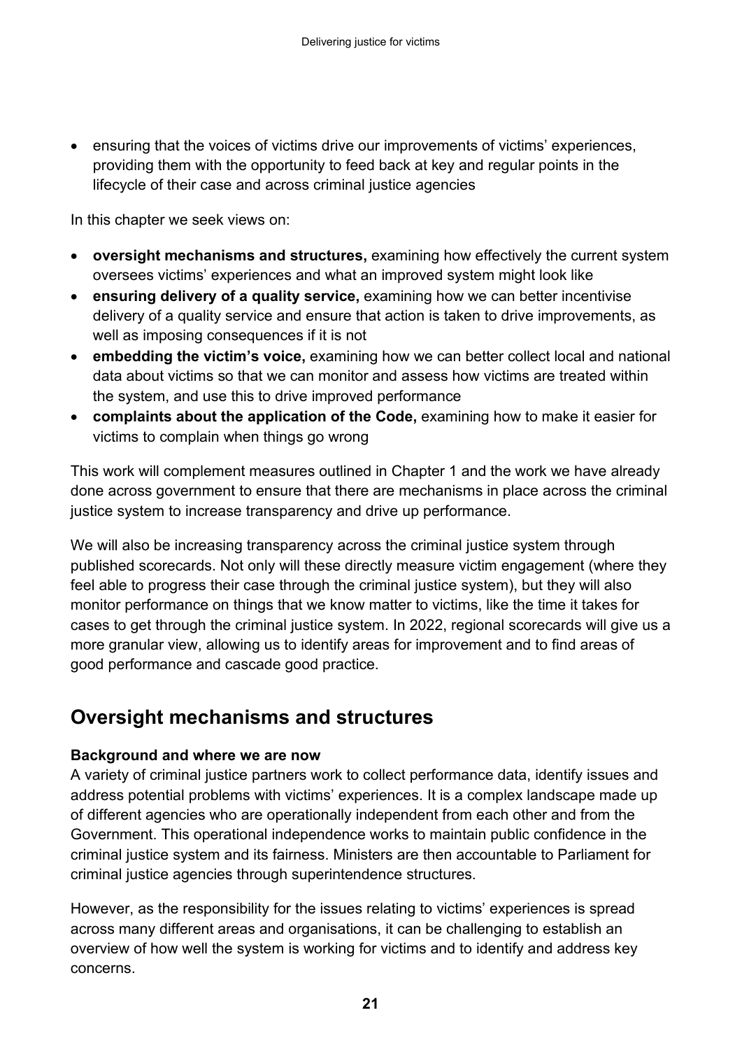- ensuring that the voices of victims drive our improvements of victims' experiences, providing them with the opportunity to feed back at key and regular points in the lifecycle of their case and across criminal justice agencies

In this chapter we seek views on:

- **oversight mechanisms and structures,** examining how effectively the current system oversees victims' experiences and what an improved system might look like
- **ensuring delivery of a quality service,** examining how we can better incentivise delivery of a quality service and ensure that action is taken to drive improvements, as well as imposing consequences if it is not
- **embedding the victim's voice,** examining how we can better collect local and national data about victims so that we can monitor and assess how victims are treated within the system, and use this to drive improved performance
- **complaints about the application of the Code,** examining how to make it easier for victims to complain when things go wrong

This work will complement measures outlined in Chapter 1 and the work we have already done across government to ensure that there are mechanisms in place across the criminal justice system to increase transparency and drive up performance.

We will also be increasing transparency across the criminal justice system through published scorecards. Not only will these directly measure victim engagement (where they feel able to progress their case through the criminal justice system), but they will also monitor performance on things that we know matter to victims, like the time it takes for cases to get through the criminal justice system. In 2022, regional scorecards will give us a more granular view, allowing us to identify areas for improvement and to find areas of good performance and cascade good practice.

## Oversight mechanisms and structures

**Background and where we are now**

A variety of criminal justice partners work to collect performance data, identify issues and address potential problems with victims' experiences. It is a complex landscape made up of different agencies who are operationally independent from each other and from the Government. This operational independence works to maintain public confidence in the criminal justice system and its fairness. Ministers are then accountable to Parliament for criminal justice agencies through superintendence structures.

However, as the responsibility for the issues relating to victims' experiences is spread across many different areas and organisations, it can be challenging to establish an overview of how well the system is working for victims and to identify and address key concerns.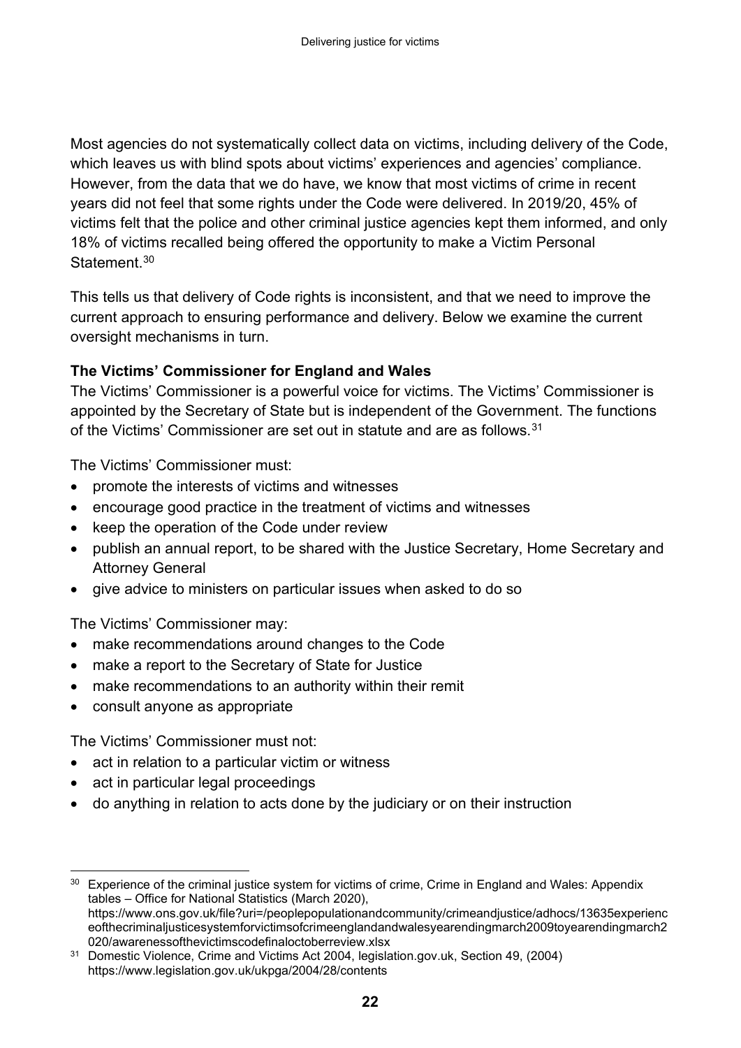Most agencies do not systematically collect data on victims, including delivery of the Code, which leaves us with blind spots about victims' experiences and agencies' compliance. However, from the data that we do have, we know that most victims of crime in recent years did not feel that some rights under the Code were delivered. In 2019/20, 45% of victims felt that the police and other criminal justice agencies kept them informed, and only 18% of victims recalled being offered the opportunity to make a Victim Personal Statement.[30]

This tells us that delivery of Code rights is inconsistent, and that we need to improve the current approach to ensuring performance and delivery. Below we examine the current oversight mechanisms in turn.

**The Victims' Commissioner for England and Wales**

The Victims' Commissioner is a powerful voice for victims. The Victims' Commissioner is appointed by the Secretary of State but is independent of the Government. The functions of the Victims' Commissioner are set out in statute and are as follows.[31]

The Victims' Commissioner must:

- promote the interests of victims and witnesses
- encourage good practice in the treatment of victims and witnesses
- keep the operation of the Code under review
- publish an annual report, to be shared with the Justice Secretary, Home Secretary and Attorney General
- give advice to ministers on particular issues when asked to do so

The Victims' Commissioner may:

- make recommendations around changes to the Code
- make a report to the Secretary of State for Justice
- make recommendations to an authority within their remit
- consult anyone as appropriate

The Victims' Commissioner must not:

- act in relation to a particular victim or witness
- act in particular legal proceedings
- do anything in relation to acts done by the judiciary or on their instruction

---

[30] Experience of the criminal justice system for victims of crime, Crime in England and Wales: Appendix tables – Office for National Statistics (March 2020), https://www.ons.gov.uk/file?uri=/peoplepopulationandcommunity/crimeandjustice/adhocs/13635experienceofthecriminaljusticesystemforvictimsofcrimeenglandandwalesyearendingmarch2009toyearendingmarch2020/awarenessofthevictimscodefinaloctoberreview.xlsx

[31] Domestic Violence, Crime and Victims Act 2004, legislation.gov.uk, Section 49, (2004) https://www.legislation.gov.uk/ukpga/2004/28/contents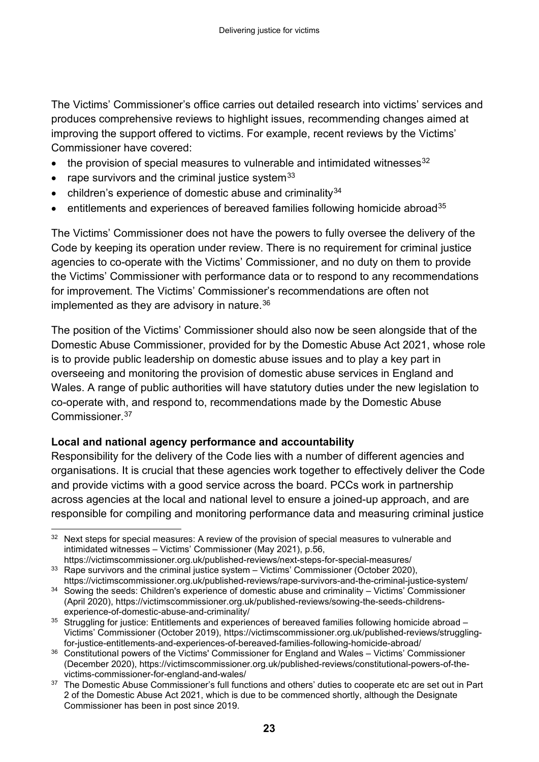The Victims' Commissioner's office carries out detailed research into victims' services and produces comprehensive reviews to highlight issues, recommending changes aimed at improving the support offered to victims. For example, recent reviews by the Victims' Commissioner have covered:

- the provision of special measures to vulnerable and intimidated witnesses[32]
- rape survivors and the criminal justice system[33]
- children's experience of domestic abuse and criminality[34]
- entitlements and experiences of bereaved families following homicide abroad[35]

The Victims' Commissioner does not have the powers to fully oversee the delivery of the Code by keeping its operation under review. There is no requirement for criminal justice agencies to co-operate with the Victims' Commissioner, and no duty on them to provide the Victims' Commissioner with performance data or to respond to any recommendations for improvement. The Victims' Commissioner's recommendations are often not implemented as they are advisory in nature.[36]

The position of the Victims' Commissioner should also now be seen alongside that of the Domestic Abuse Commissioner, provided for by the Domestic Abuse Act 2021, whose role is to provide public leadership on domestic abuse issues and to play a key part in overseeing and monitoring the provision of domestic abuse services in England and Wales. A range of public authorities will have statutory duties under the new legislation to co-operate with, and respond to, recommendations made by the Domestic Abuse Commissioner.[37]

**Local and national agency performance and accountability**

Responsibility for the delivery of the Code lies with a number of different agencies and organisations. It is crucial that these agencies work together to effectively deliver the Code and provide victims with a good service across the board. PCCs work in partnership across agencies at the local and national level to ensure a joined-up approach, and are responsible for compiling and monitoring performance data and measuring criminal justice

---

[32] Next steps for special measures: A review of the provision of special measures to vulnerable and intimidated witnesses – Victims' Commissioner (May 2021), p.56, https://victimscommissioner.org.uk/published-reviews/next-steps-for-special-measures/

[33] Rape survivors and the criminal justice system – Victims' Commissioner (October 2020), https://victimscommissioner.org.uk/published-reviews/rape-survivors-and-the-criminal-justice-system/

[34] Sowing the seeds: Children's experience of domestic abuse and criminality – Victims' Commissioner (April 2020), https://victimscommissioner.org.uk/published-reviews/sowing-the-seeds-childrens-experience-of-domestic-abuse-and-criminality/

[35] Struggling for justice: Entitlements and experiences of bereaved families following homicide abroad – Victims' Commissioner (October 2019), https://victimscommissioner.org.uk/published-reviews/struggling-for-justice-entitlements-and-experiences-of-bereaved-families-following-homicide-abroad/

[36] Constitutional powers of the Victims' Commissioner for England and Wales – Victims' Commissioner (December 2020), https://victimscommissioner.org.uk/published-reviews/constitutional-powers-of-the-victims-commissioner-for-england-and-wales/

[37] The Domestic Abuse Commissioner's full functions and others' duties to cooperate etc are set out in Part 2 of the Domestic Abuse Act 2021, which is due to be commenced shortly, although the Designate Commissioner has been in post since 2019.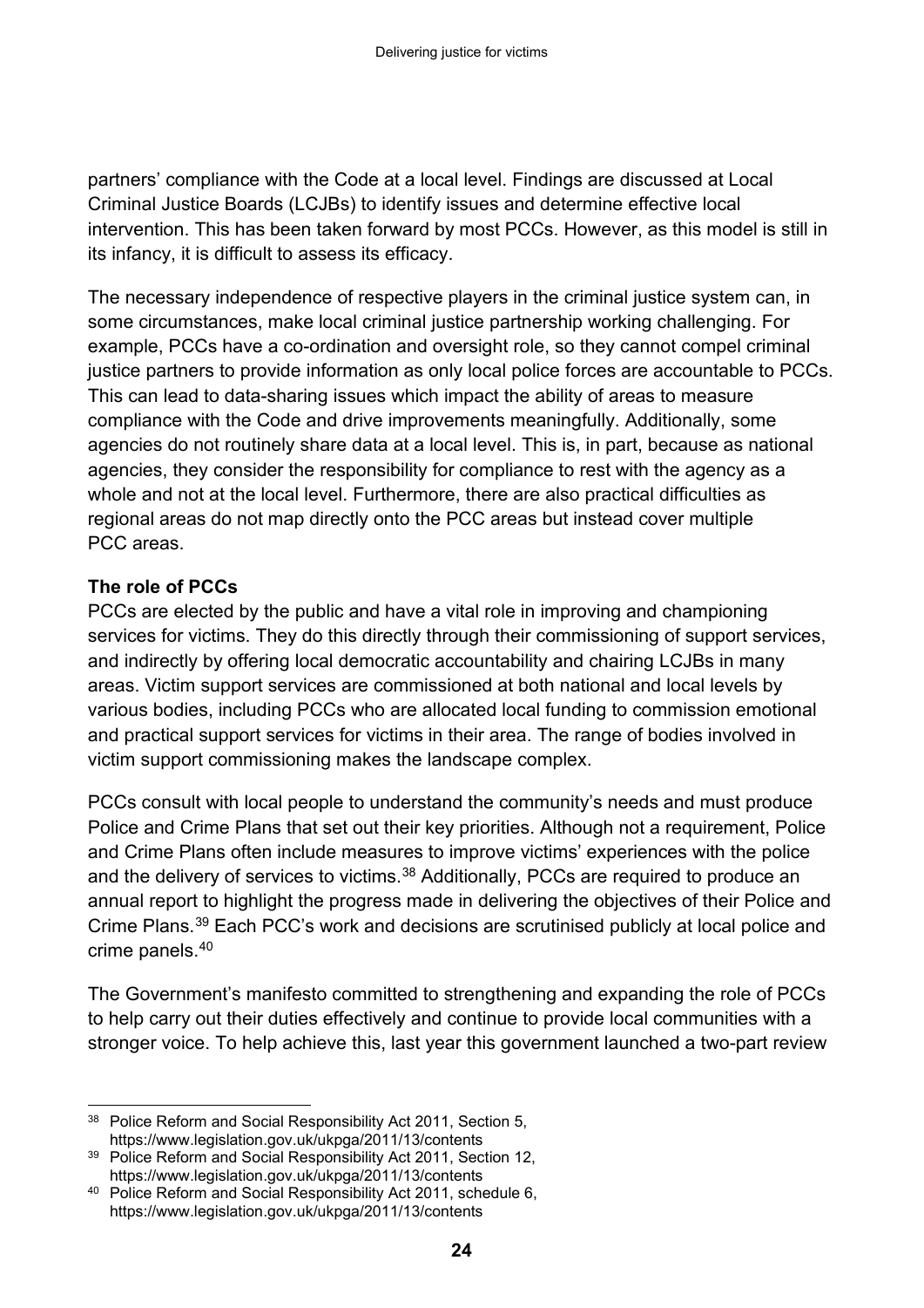partners' compliance with the Code at a local level. Findings are discussed at Local Criminal Justice Boards (LCJBs) to identify issues and determine effective local intervention. This has been taken forward by most PCCs. However, as this model is still in its infancy, it is difficult to assess its efficacy.

The necessary independence of respective players in the criminal justice system can, in some circumstances, make local criminal justice partnership working challenging. For example, PCCs have a co-ordination and oversight role, so they cannot compel criminal justice partners to provide information as only local police forces are accountable to PCCs. This can lead to data-sharing issues which impact the ability of areas to measure compliance with the Code and drive improvements meaningfully. Additionally, some agencies do not routinely share data at a local level. This is, in part, because as national agencies, they consider the responsibility for compliance to rest with the agency as a whole and not at the local level. Furthermore, there are also practical difficulties as regional areas do not map directly onto the PCC areas but instead cover multiple PCC areas.

**The role of PCCs**

PCCs are elected by the public and have a vital role in improving and championing services for victims. They do this directly through their commissioning of support services, and indirectly by offering local democratic accountability and chairing LCJBs in many areas. Victim support services are commissioned at both national and local levels by various bodies, including PCCs who are allocated local funding to commission emotional and practical support services for victims in their area. The range of bodies involved in victim support commissioning makes the landscape complex.

PCCs consult with local people to understand the community's needs and must produce Police and Crime Plans that set out their key priorities. Although not a requirement, Police and Crime Plans often include measures to improve victims' experiences with the police and the delivery of services to victims.[38] Additionally, PCCs are required to produce an annual report to highlight the progress made in delivering the objectives of their Police and Crime Plans.[39] Each PCC's work and decisions are scrutinised publicly at local police and crime panels.[40]

The Government's manifesto committed to strengthening and expanding the role of PCCs to help carry out their duties effectively and continue to provide local communities with a stronger voice. To help achieve this, last year this government launched a two-part review

[38] Police Reform and Social Responsibility Act 2011, Section 5, https://www.legislation.gov.uk/ukpga/2011/13/contents

[39] Police Reform and Social Responsibility Act 2011, Section 12, https://www.legislation.gov.uk/ukpga/2011/13/contents

[40] Police Reform and Social Responsibility Act 2011, schedule 6, https://www.legislation.gov.uk/ukpga/2011/13/contents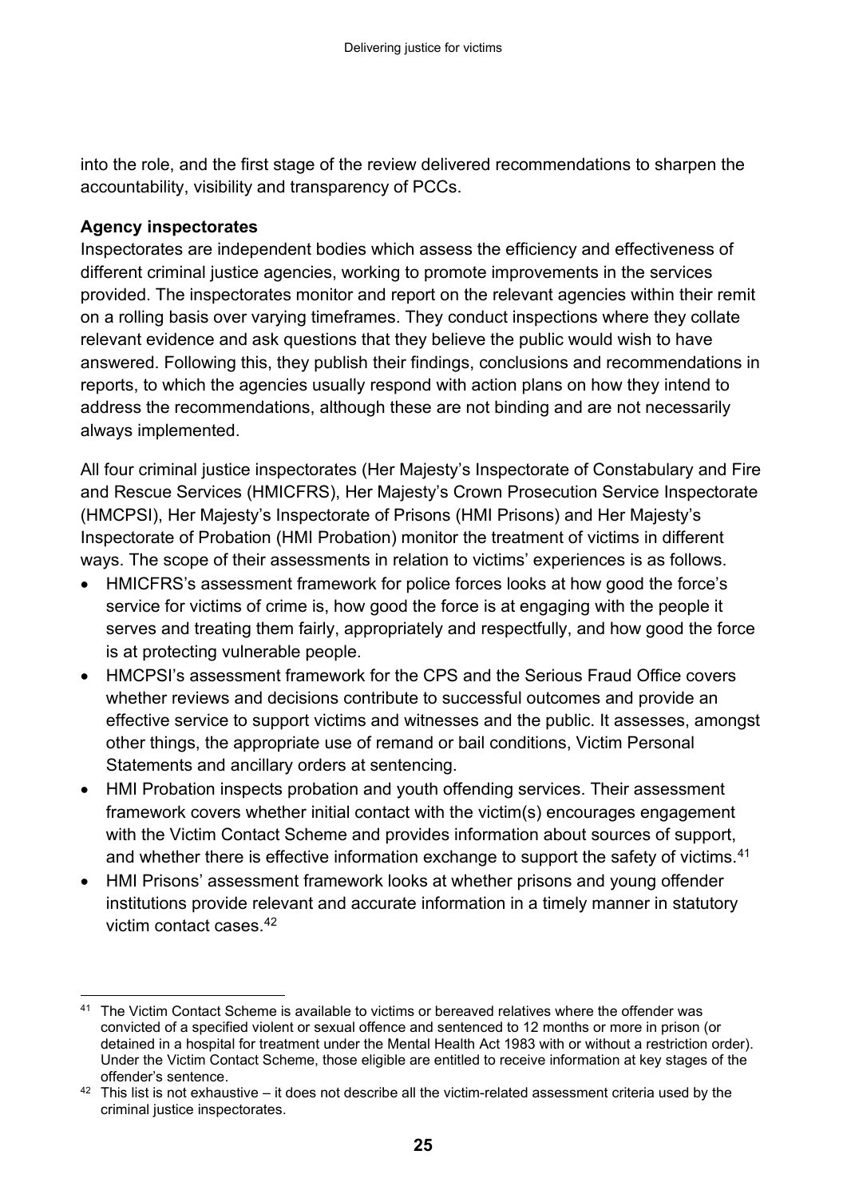into the role, and the first stage of the review delivered recommendations to sharpen the accountability, visibility and transparency of PCCs.

**Agency inspectorates**

Inspectorates are independent bodies which assess the efficiency and effectiveness of different criminal justice agencies, working to promote improvements in the services provided. The inspectorates monitor and report on the relevant agencies within their remit on a rolling basis over varying timeframes. They conduct inspections where they collate relevant evidence and ask questions that they believe the public would wish to have answered. Following this, they publish their findings, conclusions and recommendations in reports, to which the agencies usually respond with action plans on how they intend to address the recommendations, although these are not binding and are not necessarily always implemented.

All four criminal justice inspectorates (Her Majesty's Inspectorate of Constabulary and Fire and Rescue Services (HMICFRS), Her Majesty's Crown Prosecution Service Inspectorate (HMCPSI), Her Majesty's Inspectorate of Prisons (HMI Prisons) and Her Majesty's Inspectorate of Probation (HMI Probation) monitor the treatment of victims in different ways. The scope of their assessments in relation to victims' experiences is as follows.

- HMICFRS's assessment framework for police forces looks at how good the force's service for victims of crime is, how good the force is at engaging with the people it serves and treating them fairly, appropriately and respectfully, and how good the force is at protecting vulnerable people.
- HMCPSI's assessment framework for the CPS and the Serious Fraud Office covers whether reviews and decisions contribute to successful outcomes and provide an effective service to support victims and witnesses and the public. It assesses, amongst other things, the appropriate use of remand or bail conditions, Victim Personal Statements and ancillary orders at sentencing.
- HMI Probation inspects probation and youth offending services. Their assessment framework covers whether initial contact with the victim(s) encourages engagement with the Victim Contact Scheme and provides information about sources of support, and whether there is effective information exchange to support the safety of victims.[41]
- HMI Prisons' assessment framework looks at whether prisons and young offender institutions provide relevant and accurate information in a timely manner in statutory victim contact cases.[42]

---

[41] The Victim Contact Scheme is available to victims or bereaved relatives where the offender was convicted of a specified violent or sexual offence and sentenced to 12 months or more in prison (or detained in a hospital for treatment under the Mental Health Act 1983 with or without a restriction order). Under the Victim Contact Scheme, those eligible are entitled to receive information at key stages of the offender's sentence.

[42] This list is not exhaustive – it does not describe all the victim-related assessment criteria used by the criminal justice inspectorates.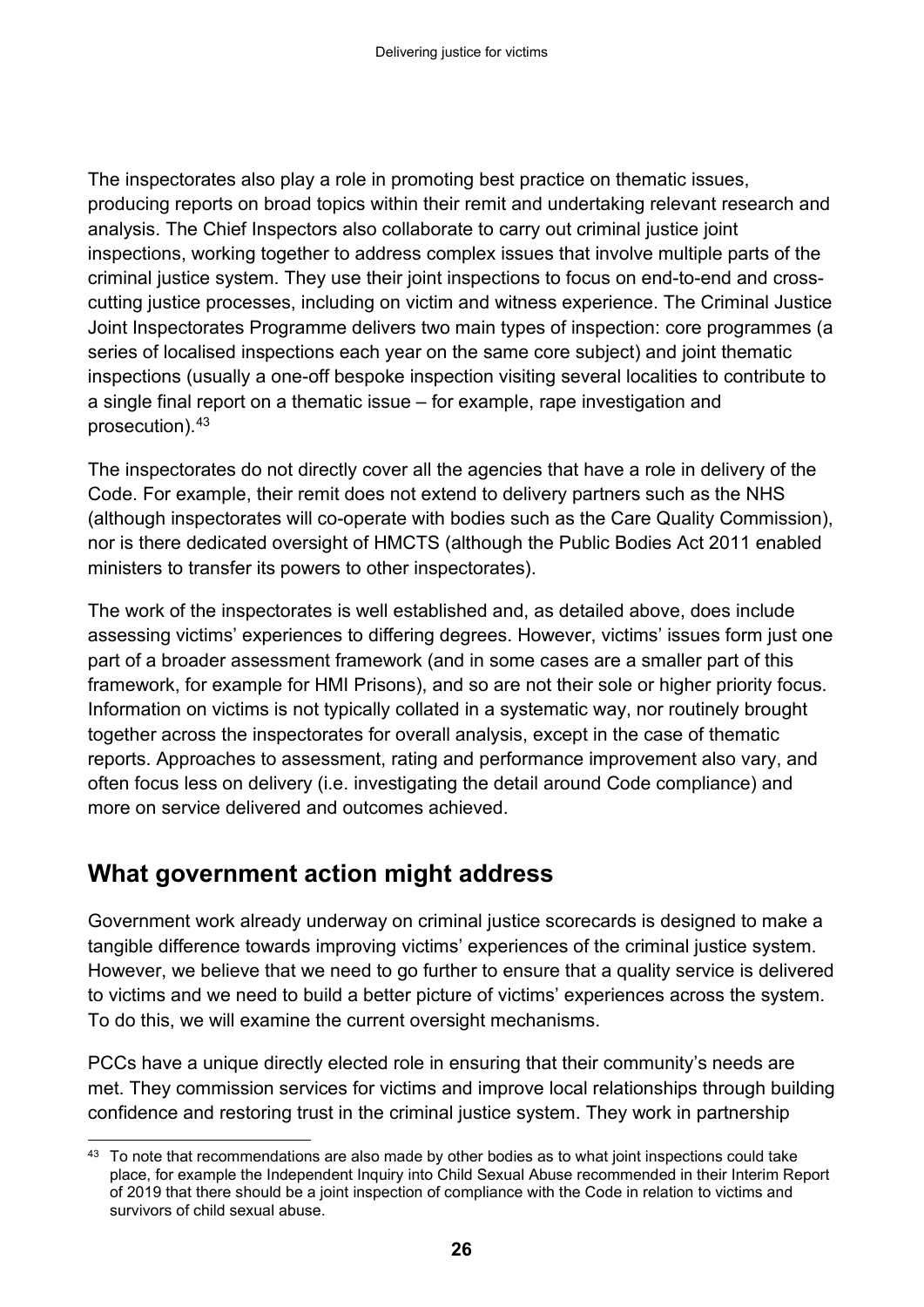The inspectorates also play a role in promoting best practice on thematic issues, producing reports on broad topics within their remit and undertaking relevant research and analysis. The Chief Inspectors also collaborate to carry out criminal justice joint inspections, working together to address complex issues that involve multiple parts of the criminal justice system. They use their joint inspections to focus on end-to-end and cross-cutting justice processes, including on victim and witness experience. The Criminal Justice Joint Inspectorates Programme delivers two main types of inspection: core programmes (a series of localised inspections each year on the same core subject) and joint thematic inspections (usually a one-off bespoke inspection visiting several localities to contribute to a single final report on a thematic issue – for example, rape investigation and prosecution).[43]

The inspectorates do not directly cover all the agencies that have a role in delivery of the Code. For example, their remit does not extend to delivery partners such as the NHS (although inspectorates will co-operate with bodies such as the Care Quality Commission), nor is there dedicated oversight of HMCTS (although the Public Bodies Act 2011 enabled ministers to transfer its powers to other inspectorates).

The work of the inspectorates is well established and, as detailed above, does include assessing victims' experiences to differing degrees. However, victims' issues form just one part of a broader assessment framework (and in some cases are a smaller part of this framework, for example for HMI Prisons), and so are not their sole or higher priority focus. Information on victims is not typically collated in a systematic way, nor routinely brought together across the inspectorates for overall analysis, except in the case of thematic reports. Approaches to assessment, rating and performance improvement also vary, and often focus less on delivery (i.e. investigating the detail around Code compliance) and more on service delivered and outcomes achieved.

## What government action might address

Government work already underway on criminal justice scorecards is designed to make a tangible difference towards improving victims' experiences of the criminal justice system. However, we believe that we need to go further to ensure that a quality service is delivered to victims and we need to build a better picture of victims' experiences across the system. To do this, we will examine the current oversight mechanisms.

PCCs have a unique directly elected role in ensuring that their community's needs are met. They commission services for victims and improve local relationships through building confidence and restoring trust in the criminal justice system. They work in partnership

[43] To note that recommendations are also made by other bodies as to what joint inspections could take place, for example the Independent Inquiry into Child Sexual Abuse recommended in their Interim Report of 2019 that there should be a joint inspection of compliance with the Code in relation to victims and survivors of child sexual abuse.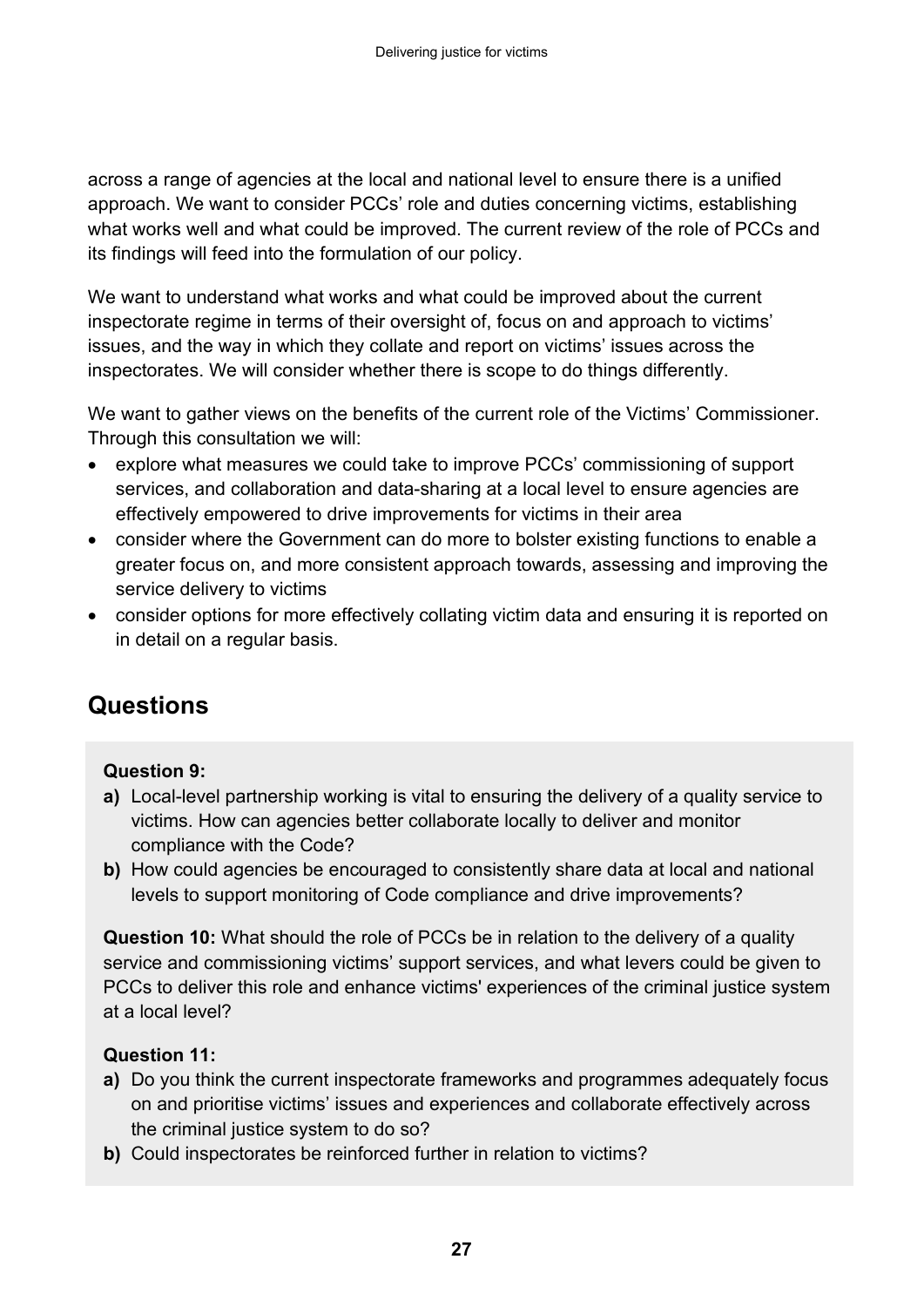across a range of agencies at the local and national level to ensure there is a unified approach. We want to consider PCCs' role and duties concerning victims, establishing what works well and what could be improved. The current review of the role of PCCs and its findings will feed into the formulation of our policy.

We want to understand what works and what could be improved about the current inspectorate regime in terms of their oversight of, focus on and approach to victims' issues, and the way in which they collate and report on victims' issues across the inspectorates. We will consider whether there is scope to do things differently.

We want to gather views on the benefits of the current role of the Victims' Commissioner. Through this consultation we will:

- explore what measures we could take to improve PCCs' commissioning of support services, and collaboration and data-sharing at a local level to ensure agencies are effectively empowered to drive improvements for victims in their area
- consider where the Government can do more to bolster existing functions to enable a greater focus on, and more consistent approach towards, assessing and improving the service delivery to victims
- consider options for more effectively collating victim data and ensuring it is reported on in detail on a regular basis.

## Questions

**Question 9:**

**a)** Local-level partnership working is vital to ensuring the delivery of a quality service to victims. How can agencies better collaborate locally to deliver and monitor compliance with the Code?

**b)** How could agencies be encouraged to consistently share data at local and national levels to support monitoring of Code compliance and drive improvements?

**Question 10:** What should the role of PCCs be in relation to the delivery of a quality service and commissioning victims' support services, and what levers could be given to PCCs to deliver this role and enhance victims' experiences of the criminal justice system at a local level?

**Question 11:**

**a)** Do you think the current inspectorate frameworks and programmes adequately focus on and prioritise victims' issues and experiences and collaborate effectively across the criminal justice system to do so?

**b)** Could inspectorates be reinforced further in relation to victims?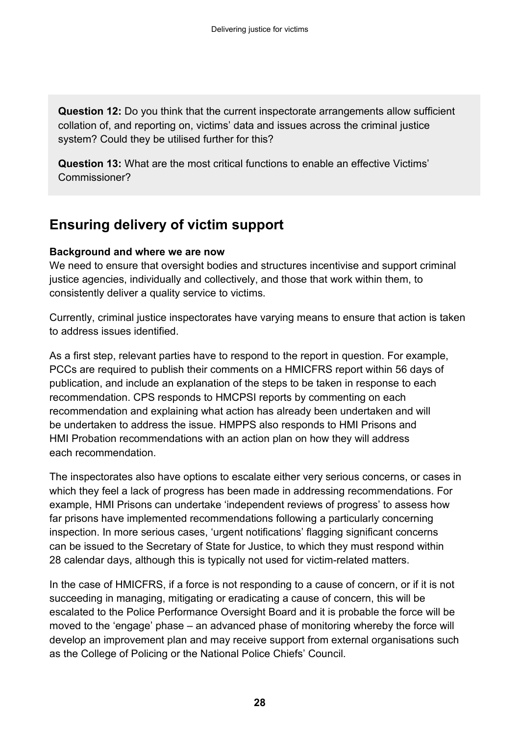**Question 12:** Do you think that the current inspectorate arrangements allow sufficient collation of, and reporting on, victims' data and issues across the criminal justice system? Could they be utilised further for this?

**Question 13:** What are the most critical functions to enable an effective Victims' Commissioner?

## Ensuring delivery of victim support

**Background and where we are now**

We need to ensure that oversight bodies and structures incentivise and support criminal justice agencies, individually and collectively, and those that work within them, to consistently deliver a quality service to victims.

Currently, criminal justice inspectorates have varying means to ensure that action is taken to address issues identified.

As a first step, relevant parties have to respond to the report in question. For example, PCCs are required to publish their comments on a HMICFRS report within 56 days of publication, and include an explanation of the steps to be taken in response to each recommendation. CPS responds to HMCPSI reports by commenting on each recommendation and explaining what action has already been undertaken and will be undertaken to address the issue. HMPPS also responds to HMI Prisons and HMI Probation recommendations with an action plan on how they will address each recommendation.

The inspectorates also have options to escalate either very serious concerns, or cases in which they feel a lack of progress has been made in addressing recommendations. For example, HMI Prisons can undertake 'independent reviews of progress' to assess how far prisons have implemented recommendations following a particularly concerning inspection. In more serious cases, 'urgent notifications' flagging significant concerns can be issued to the Secretary of State for Justice, to which they must respond within 28 calendar days, although this is typically not used for victim-related matters.

In the case of HMICFRS, if a force is not responding to a cause of concern, or if it is not succeeding in managing, mitigating or eradicating a cause of concern, this will be escalated to the Police Performance Oversight Board and it is probable the force will be moved to the 'engage' phase – an advanced phase of monitoring whereby the force will develop an improvement plan and may receive support from external organisations such as the College of Policing or the National Police Chiefs' Council.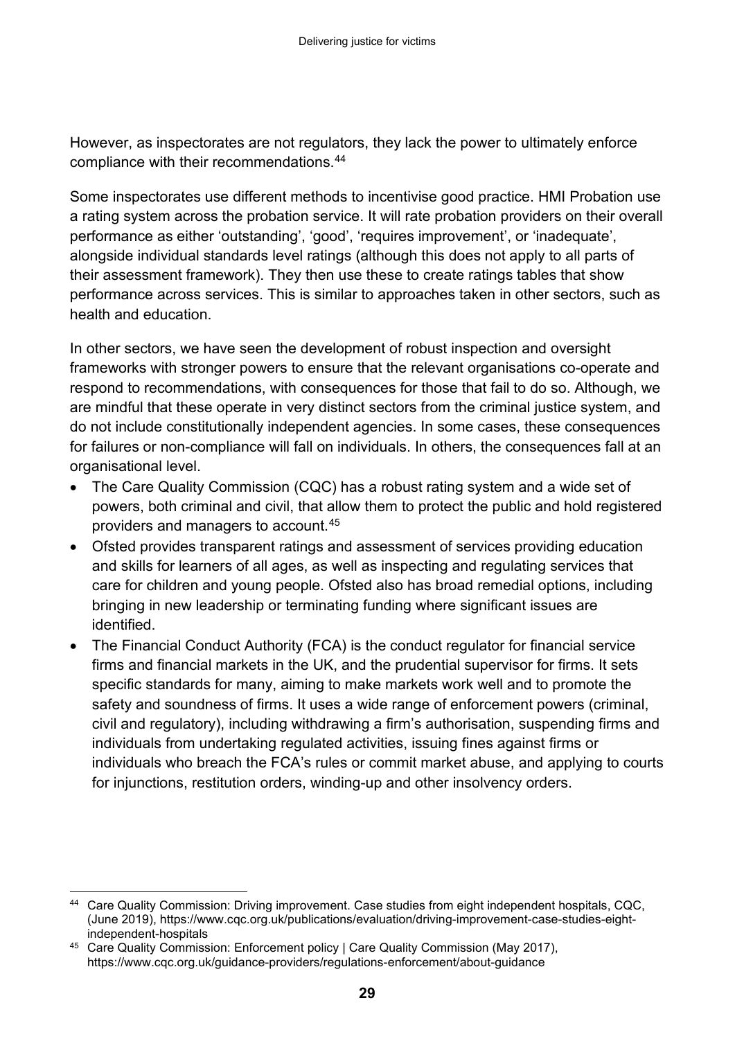However, as inspectorates are not regulators, they lack the power to ultimately enforce compliance with their recommendations.[44]

Some inspectorates use different methods to incentivise good practice. HMI Probation use a rating system across the probation service. It will rate probation providers on their overall performance as either 'outstanding', 'good', 'requires improvement', or 'inadequate', alongside individual standards level ratings (although this does not apply to all parts of their assessment framework). They then use these to create ratings tables that show performance across services. This is similar to approaches taken in other sectors, such as health and education.

In other sectors, we have seen the development of robust inspection and oversight frameworks with stronger powers to ensure that the relevant organisations co-operate and respond to recommendations, with consequences for those that fail to do so. Although, we are mindful that these operate in very distinct sectors from the criminal justice system, and do not include constitutionally independent agencies. In some cases, these consequences for failures or non-compliance will fall on individuals. In others, the consequences fall at an organisational level.

- The Care Quality Commission (CQC) has a robust rating system and a wide set of powers, both criminal and civil, that allow them to protect the public and hold registered providers and managers to account.[45]
- Ofsted provides transparent ratings and assessment of services providing education and skills for learners of all ages, as well as inspecting and regulating services that care for children and young people. Ofsted also has broad remedial options, including bringing in new leadership or terminating funding where significant issues are identified.
- The Financial Conduct Authority (FCA) is the conduct regulator for financial service firms and financial markets in the UK, and the prudential supervisor for firms. It sets specific standards for many, aiming to make markets work well and to promote the safety and soundness of firms. It uses a wide range of enforcement powers (criminal, civil and regulatory), including withdrawing a firm's authorisation, suspending firms and individuals from undertaking regulated activities, issuing fines against firms or individuals who breach the FCA's rules or commit market abuse, and applying to courts for injunctions, restitution orders, winding-up and other insolvency orders.

---

[44] Care Quality Commission: Driving improvement. Case studies from eight independent hospitals, CQC, (June 2019), https://www.cqc.org.uk/publications/evaluation/driving-improvement-case-studies-eight-independent-hospitals

[45] Care Quality Commission: Enforcement policy | Care Quality Commission (May 2017), https://www.cqc.org.uk/guidance-providers/regulations-enforcement/about-guidance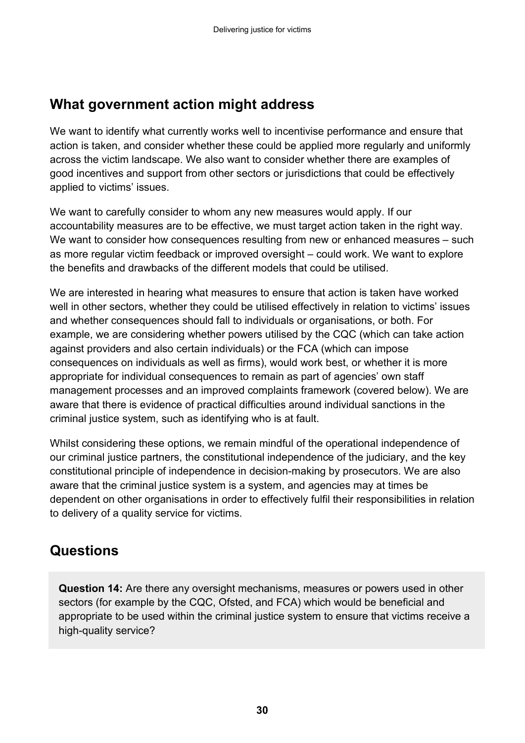## What government action might address

We want to identify what currently works well to incentivise performance and ensure that action is taken, and consider whether these could be applied more regularly and uniformly across the victim landscape. We also want to consider whether there are examples of good incentives and support from other sectors or jurisdictions that could be effectively applied to victims' issues.

We want to carefully consider to whom any new measures would apply. If our accountability measures are to be effective, we must target action taken in the right way. We want to consider how consequences resulting from new or enhanced measures – such as more regular victim feedback or improved oversight – could work. We want to explore the benefits and drawbacks of the different models that could be utilised.

We are interested in hearing what measures to ensure that action is taken have worked well in other sectors, whether they could be utilised effectively in relation to victims' issues and whether consequences should fall to individuals or organisations, or both. For example, we are considering whether powers utilised by the CQC (which can take action against providers and also certain individuals) or the FCA (which can impose consequences on individuals as well as firms), would work best, or whether it is more appropriate for individual consequences to remain as part of agencies' own staff management processes and an improved complaints framework (covered below). We are aware that there is evidence of practical difficulties around individual sanctions in the criminal justice system, such as identifying who is at fault.

Whilst considering these options, we remain mindful of the operational independence of our criminal justice partners, the constitutional independence of the judiciary, and the key constitutional principle of independence in decision-making by prosecutors. We are also aware that the criminal justice system is a system, and agencies may at times be dependent on other organisations in order to effectively fulfil their responsibilities in relation to delivery of a quality service for victims.

## Questions

**Question 14:** Are there any oversight mechanisms, measures or powers used in other sectors (for example by the CQC, Ofsted, and FCA) which would be beneficial and appropriate to be used within the criminal justice system to ensure that victims receive a high-quality service?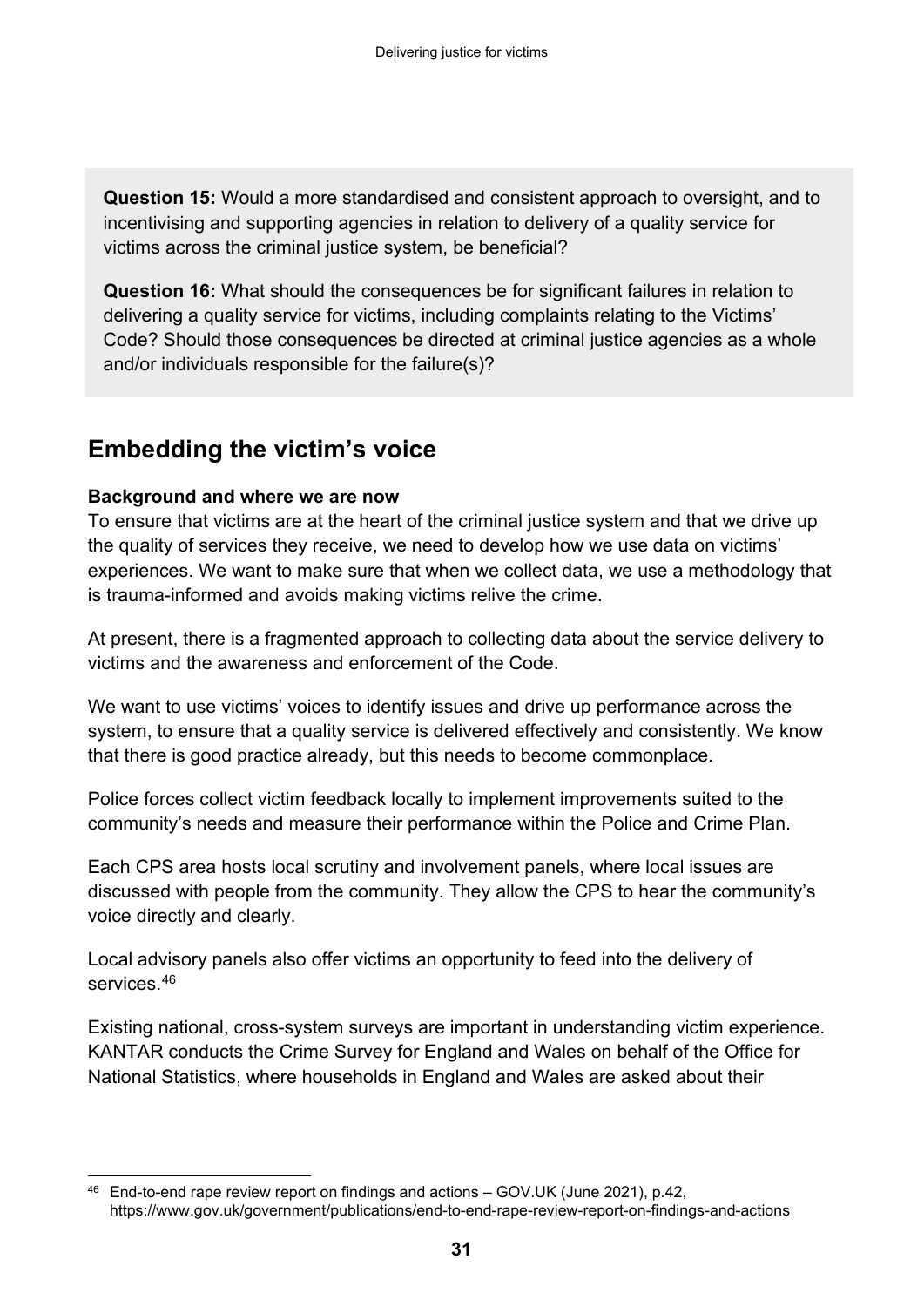**Question 15:** Would a more standardised and consistent approach to oversight, and to incentivising and supporting agencies in relation to delivery of a quality service for victims across the criminal justice system, be beneficial?

**Question 16:** What should the consequences be for significant failures in relation to delivering a quality service for victims, including complaints relating to the Victims' Code? Should those consequences be directed at criminal justice agencies as a whole and/or individuals responsible for the failure(s)?

## Embedding the victim's voice

**Background and where we are now**

To ensure that victims are at the heart of the criminal justice system and that we drive up the quality of services they receive, we need to develop how we use data on victims' experiences. We want to make sure that when we collect data, we use a methodology that is trauma-informed and avoids making victims relive the crime.

At present, there is a fragmented approach to collecting data about the service delivery to victims and the awareness and enforcement of the Code.

We want to use victims' voices to identify issues and drive up performance across the system, to ensure that a quality service is delivered effectively and consistently. We know that there is good practice already, but this needs to become commonplace.

Police forces collect victim feedback locally to implement improvements suited to the community's needs and measure their performance within the Police and Crime Plan.

Each CPS area hosts local scrutiny and involvement panels, where local issues are discussed with people from the community. They allow the CPS to hear the community's voice directly and clearly.

Local advisory panels also offer victims an opportunity to feed into the delivery of services.[46]

Existing national, cross-system surveys are important in understanding victim experience. KANTAR conducts the Crime Survey for England and Wales on behalf of the Office for National Statistics, where households in England and Wales are asked about their

---

[46] End-to-end rape review report on findings and actions – GOV.UK (June 2021), p.42, https://www.gov.uk/government/publications/end-to-end-rape-review-report-on-findings-and-actions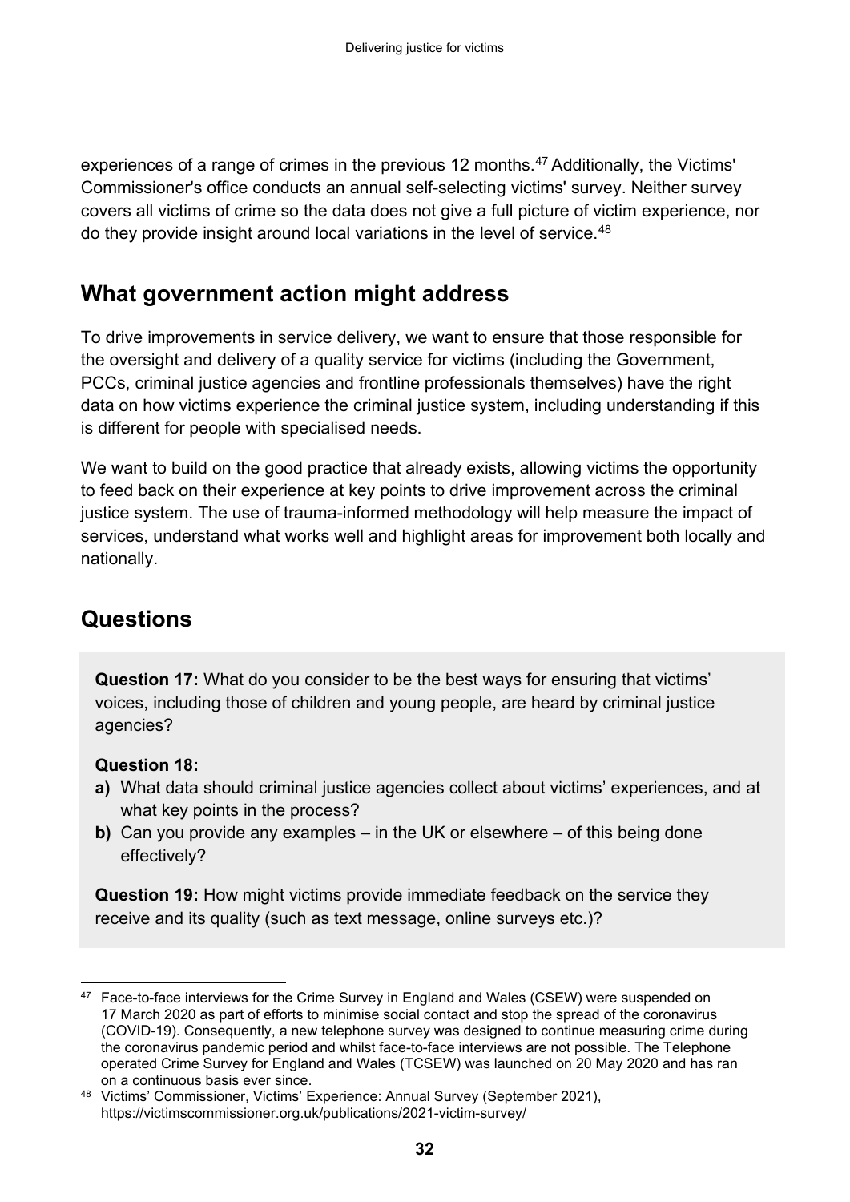experiences of a range of crimes in the previous 12 months.[47] Additionally, the Victims' Commissioner's office conducts an annual self-selecting victims' survey. Neither survey covers all victims of crime so the data does not give a full picture of victim experience, nor do they provide insight around local variations in the level of service.[48]

## What government action might address

To drive improvements in service delivery, we want to ensure that those responsible for the oversight and delivery of a quality service for victims (including the Government, PCCs, criminal justice agencies and frontline professionals themselves) have the right data on how victims experience the criminal justice system, including understanding if this is different for people with specialised needs.

We want to build on the good practice that already exists, allowing victims the opportunity to feed back on their experience at key points to drive improvement across the criminal justice system. The use of trauma-informed methodology will help measure the impact of services, understand what works well and highlight areas for improvement both locally and nationally.

## Questions

**Question 17:** What do you consider to be the best ways for ensuring that victims' voices, including those of children and young people, are heard by criminal justice agencies?

**Question 18:**

**a)** What data should criminal justice agencies collect about victims' experiences, and at what key points in the process?

**b)** Can you provide any examples – in the UK or elsewhere – of this being done effectively?

**Question 19:** How might victims provide immediate feedback on the service they receive and its quality (such as text message, online surveys etc.)?

---

[47] Face-to-face interviews for the Crime Survey in England and Wales (CSEW) were suspended on 17 March 2020 as part of efforts to minimise social contact and stop the spread of the coronavirus (COVID-19). Consequently, a new telephone survey was designed to continue measuring crime during the coronavirus pandemic period and whilst face-to-face interviews are not possible. The Telephone operated Crime Survey for England and Wales (TCSEW) was launched on 20 May 2020 and has ran on a continuous basis ever since.

[48] Victims' Commissioner, Victims' Experience: Annual Survey (September 2021), https://victimscommissioner.org.uk/publications/2021-victim-survey/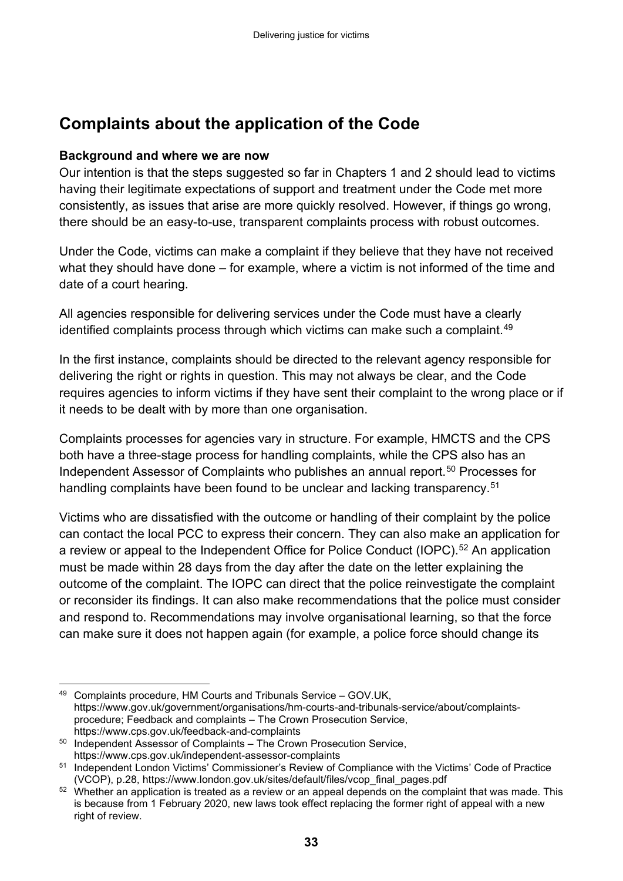## Complaints about the application of the Code

**Background and where we are now**

Our intention is that the steps suggested so far in Chapters 1 and 2 should lead to victims having their legitimate expectations of support and treatment under the Code met more consistently, as issues that arise are more quickly resolved. However, if things go wrong, there should be an easy-to-use, transparent complaints process with robust outcomes.

Under the Code, victims can make a complaint if they believe that they have not received what they should have done – for example, where a victim is not informed of the time and date of a court hearing.

All agencies responsible for delivering services under the Code must have a clearly identified complaints process through which victims can make such a complaint.[49]

In the first instance, complaints should be directed to the relevant agency responsible for delivering the right or rights in question. This may not always be clear, and the Code requires agencies to inform victims if they have sent their complaint to the wrong place or if it needs to be dealt with by more than one organisation.

Complaints processes for agencies vary in structure. For example, HMCTS and the CPS both have a three-stage process for handling complaints, while the CPS also has an Independent Assessor of Complaints who publishes an annual report.[50] Processes for handling complaints have been found to be unclear and lacking transparency.[51]

Victims who are dissatisfied with the outcome or handling of their complaint by the police can contact the local PCC to express their concern. They can also make an application for a review or appeal to the Independent Office for Police Conduct (IOPC).[52] An application must be made within 28 days from the day after the date on the letter explaining the outcome of the complaint. The IOPC can direct that the police reinvestigate the complaint or reconsider its findings. It can also make recommendations that the police must consider and respond to. Recommendations may involve organisational learning, so that the force can make sure it does not happen again (for example, a police force should change its

---

[49] Complaints procedure, HM Courts and Tribunals Service – GOV.UK, https://www.gov.uk/government/organisations/hm-courts-and-tribunals-service/about/complaints-procedure; Feedback and complaints – The Crown Prosecution Service, https://www.cps.gov.uk/feedback-and-complaints

[50] Independent Assessor of Complaints – The Crown Prosecution Service, https://www.cps.gov.uk/independent-assessor-complaints

[51] Independent London Victims' Commissioner's Review of Compliance with the Victims' Code of Practice (VCOP), p.28, https://www.london.gov.uk/sites/default/files/vcop_final_pages.pdf

[52] Whether an application is treated as a review or an appeal depends on the complaint that was made. This is because from 1 February 2020, new laws took effect replacing the former right of appeal with a new right of review.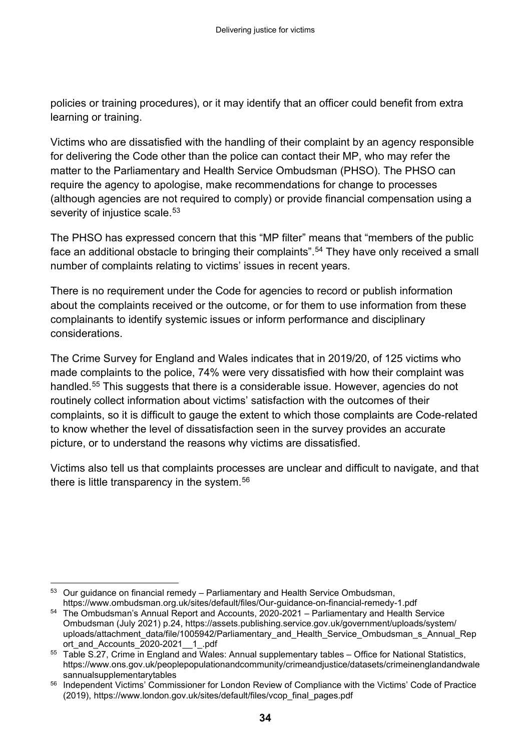policies or training procedures), or it may identify that an officer could benefit from extra learning or training.

Victims who are dissatisfied with the handling of their complaint by an agency responsible for delivering the Code other than the police can contact their MP, who may refer the matter to the Parliamentary and Health Service Ombudsman (PHSO). The PHSO can require the agency to apologise, make recommendations for change to processes (although agencies are not required to comply) or provide financial compensation using a severity of injustice scale.[53]

The PHSO has expressed concern that this "MP filter" means that "members of the public face an additional obstacle to bringing their complaints".[54] They have only received a small number of complaints relating to victims' issues in recent years.

There is no requirement under the Code for agencies to record or publish information about the complaints received or the outcome, or for them to use information from these complainants to identify systemic issues or inform performance and disciplinary considerations.

The Crime Survey for England and Wales indicates that in 2019/20, of 125 victims who made complaints to the police, 74% were very dissatisfied with how their complaint was handled.[55] This suggests that there is a considerable issue. However, agencies do not routinely collect information about victims' satisfaction with the outcomes of their complaints, so it is difficult to gauge the extent to which those complaints are Code-related to know whether the level of dissatisfaction seen in the survey provides an accurate picture, or to understand the reasons why victims are dissatisfied.

Victims also tell us that complaints processes are unclear and difficult to navigate, and that there is little transparency in the system.[56]

---

[53] Our guidance on financial remedy – Parliamentary and Health Service Ombudsman, https://www.ombudsman.org.uk/sites/default/files/Our-guidance-on-financial-remedy-1.pdf

[54] The Ombudsman's Annual Report and Accounts, 2020-2021 – Parliamentary and Health Service Ombudsman (July 2021) p.24, https://assets.publishing.service.gov.uk/government/uploads/system/uploads/attachment_data/file/1005942/Parliamentary_and_Health_Service_Ombudsman_s_Annual_Report_and_Accounts_2020-2021__1_.pdf

[55] Table S.27, Crime in England and Wales: Annual supplementary tables – Office for National Statistics, https://www.ons.gov.uk/peoplepopulationandcommunity/crimeandjustice/datasets/crimeinenglandandwalesannualsupplementarytables

[56] Independent Victims' Commissioner for London Review of Compliance with the Victims' Code of Practice (2019), https://www.london.gov.uk/sites/default/files/vcop_final_pages.pdf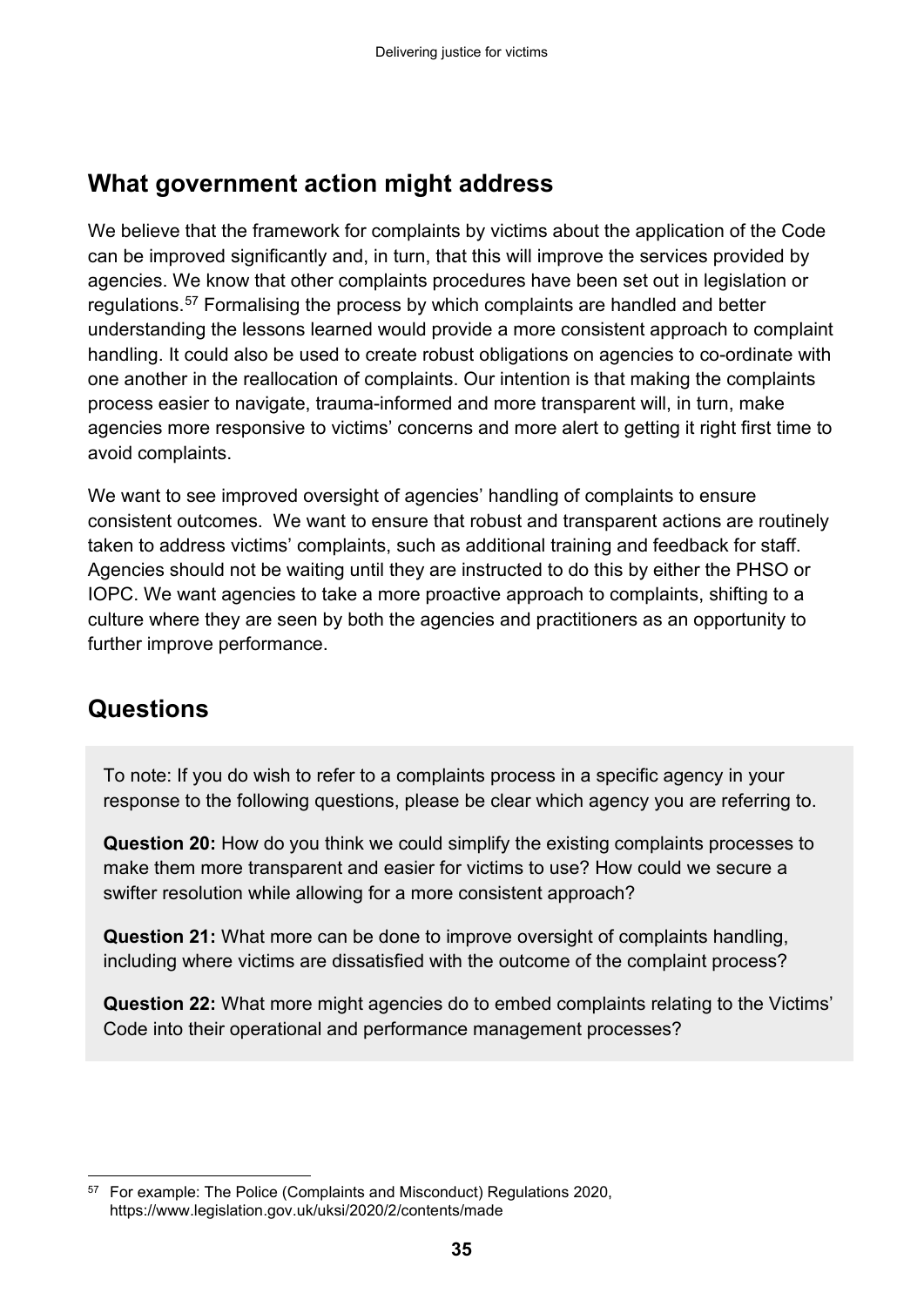## What government action might address

We believe that the framework for complaints by victims about the application of the Code can be improved significantly and, in turn, that this will improve the services provided by agencies. We know that other complaints procedures have been set out in legislation or regulations.[57] Formalising the process by which complaints are handled and better understanding the lessons learned would provide a more consistent approach to complaint handling. It could also be used to create robust obligations on agencies to co-ordinate with one another in the reallocation of complaints. Our intention is that making the complaints process easier to navigate, trauma-informed and more transparent will, in turn, make agencies more responsive to victims' concerns and more alert to getting it right first time to avoid complaints.

We want to see improved oversight of agencies' handling of complaints to ensure consistent outcomes. We want to ensure that robust and transparent actions are routinely taken to address victims' complaints, such as additional training and feedback for staff. Agencies should not be waiting until they are instructed to do this by either the PHSO or IOPC. We want agencies to take a more proactive approach to complaints, shifting to a culture where they are seen by both the agencies and practitioners as an opportunity to further improve performance.

## Questions

To note: If you do wish to refer to a complaints process in a specific agency in your response to the following questions, please be clear which agency you are referring to.

**Question 20:** How do you think we could simplify the existing complaints processes to make them more transparent and easier for victims to use? How could we secure a swifter resolution while allowing for a more consistent approach?

**Question 21:** What more can be done to improve oversight of complaints handling, including where victims are dissatisfied with the outcome of the complaint process?

**Question 22:** What more might agencies do to embed complaints relating to the Victims' Code into their operational and performance management processes?

---

[57] For example: The Police (Complaints and Misconduct) Regulations 2020, https://www.legislation.gov.uk/uksi/2020/2/contents/made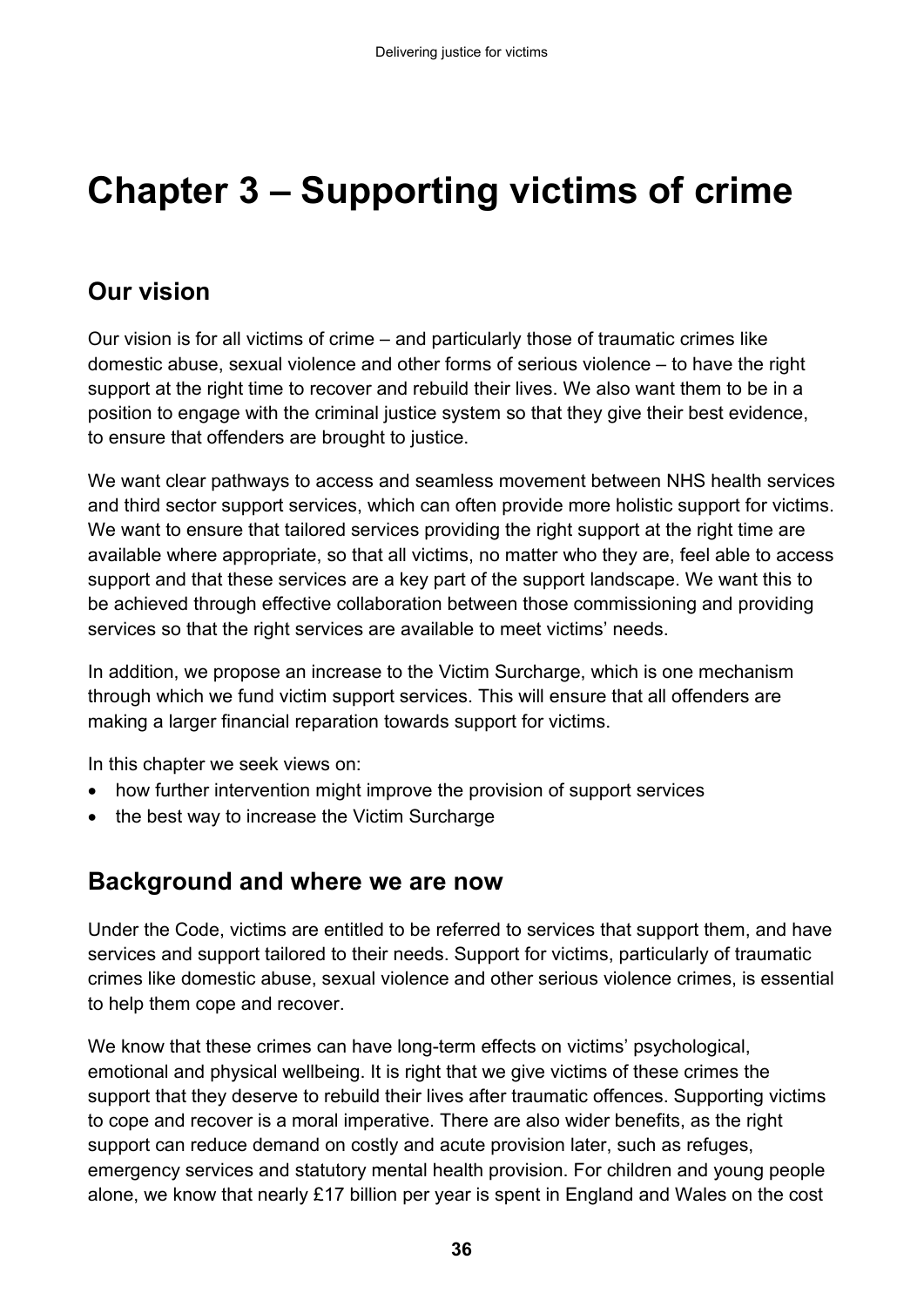# Chapter 3 – Supporting victims of crime

## Our vision

Our vision is for all victims of crime – and particularly those of traumatic crimes like domestic abuse, sexual violence and other forms of serious violence – to have the right support at the right time to recover and rebuild their lives. We also want them to be in a position to engage with the criminal justice system so that they give their best evidence, to ensure that offenders are brought to justice.

We want clear pathways to access and seamless movement between NHS health services and third sector support services, which can often provide more holistic support for victims. We want to ensure that tailored services providing the right support at the right time are available where appropriate, so that all victims, no matter who they are, feel able to access support and that these services are a key part of the support landscape. We want this to be achieved through effective collaboration between those commissioning and providing services so that the right services are available to meet victims' needs.

In addition, we propose an increase to the Victim Surcharge, which is one mechanism through which we fund victim support services. This will ensure that all offenders are making a larger financial reparation towards support for victims.

In this chapter we seek views on:

- how further intervention might improve the provision of support services
- the best way to increase the Victim Surcharge

## Background and where we are now

Under the Code, victims are entitled to be referred to services that support them, and have services and support tailored to their needs. Support for victims, particularly of traumatic crimes like domestic abuse, sexual violence and other serious violence crimes, is essential to help them cope and recover.

We know that these crimes can have long-term effects on victims' psychological, emotional and physical wellbeing. It is right that we give victims of these crimes the support that they deserve to rebuild their lives after traumatic offences. Supporting victims to cope and recover is a moral imperative. There are also wider benefits, as the right support can reduce demand on costly and acute provision later, such as refuges, emergency services and statutory mental health provision. For children and young people alone, we know that nearly £17 billion per year is spent in England and Wales on the cost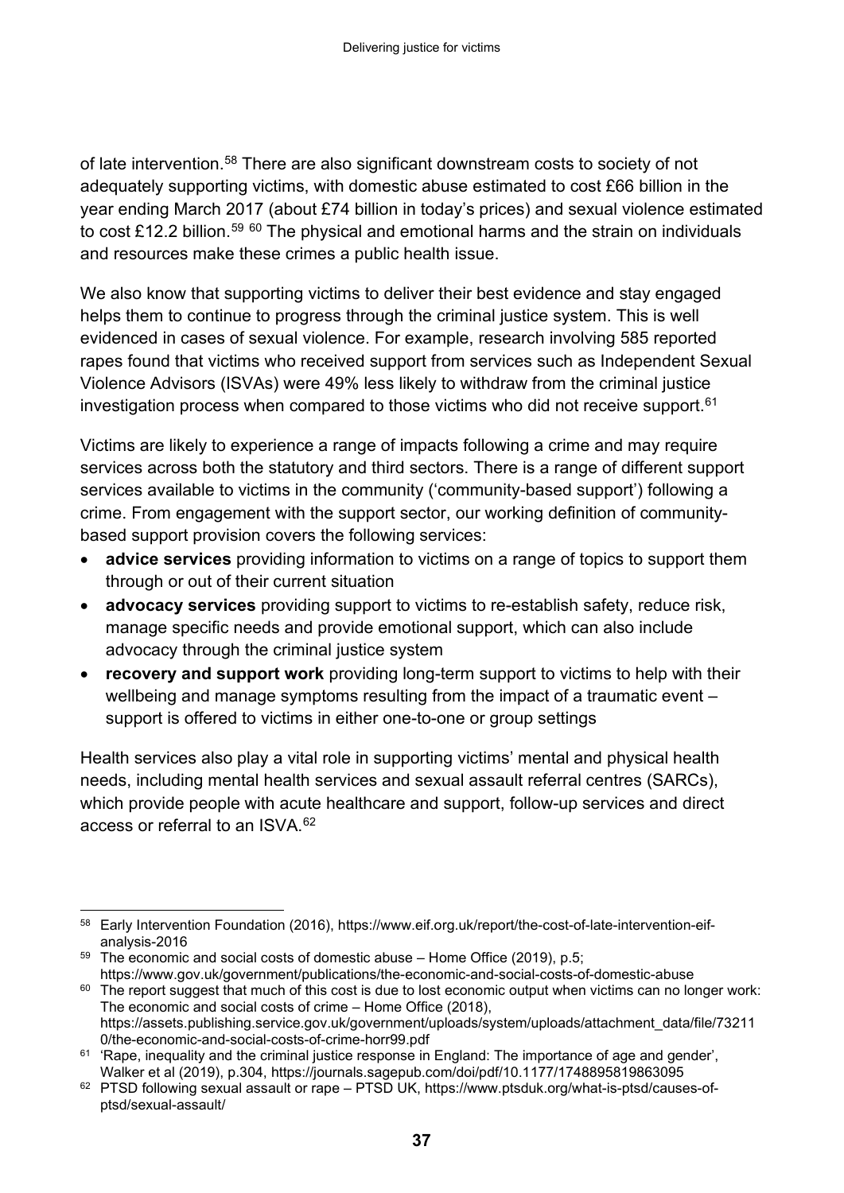of late intervention.[58] There are also significant downstream costs to society of not adequately supporting victims, with domestic abuse estimated to cost £66 billion in the year ending March 2017 (about £74 billion in today's prices) and sexual violence estimated to cost £12.2 billion.[59] [60] The physical and emotional harms and the strain on individuals and resources make these crimes a public health issue.

We also know that supporting victims to deliver their best evidence and stay engaged helps them to continue to progress through the criminal justice system. This is well evidenced in cases of sexual violence. For example, research involving 585 reported rapes found that victims who received support from services such as Independent Sexual Violence Advisors (ISVAs) were 49% less likely to withdraw from the criminal justice investigation process when compared to those victims who did not receive support.[61]

Victims are likely to experience a range of impacts following a crime and may require services across both the statutory and third sectors. There is a range of different support services available to victims in the community ('community-based support') following a crime. From engagement with the support sector, our working definition of community-based support provision covers the following services:

- **advice services** providing information to victims on a range of topics to support them through or out of their current situation
- **advocacy services** providing support to victims to re-establish safety, reduce risk, manage specific needs and provide emotional support, which can also include advocacy through the criminal justice system
- **recovery and support work** providing long-term support to victims to help with their wellbeing and manage symptoms resulting from the impact of a traumatic event – support is offered to victims in either one-to-one or group settings

Health services also play a vital role in supporting victims' mental and physical health needs, including mental health services and sexual assault referral centres (SARCs), which provide people with acute healthcare and support, follow-up services and direct access or referral to an ISVA.[62]

---

[58] Early Intervention Foundation (2016), https://www.eif.org.uk/report/the-cost-of-late-intervention-eif-analysis-2016

[59] The economic and social costs of domestic abuse – Home Office (2019), p.5; https://www.gov.uk/government/publications/the-economic-and-social-costs-of-domestic-abuse

[60] The report suggest that much of this cost is due to lost economic output when victims can no longer work: The economic and social costs of crime – Home Office (2018), https://assets.publishing.service.gov.uk/government/uploads/system/uploads/attachment_data/file/732110/the-economic-and-social-costs-of-crime-horr99.pdf

[61] 'Rape, inequality and the criminal justice response in England: The importance of age and gender', Walker et al (2019), p.304, https://journals.sagepub.com/doi/pdf/10.1177/1748895819863095

[62] PTSD following sexual assault or rape – PTSD UK, https://www.ptsduk.org/what-is-ptsd/causes-of-ptsd/sexual-assault/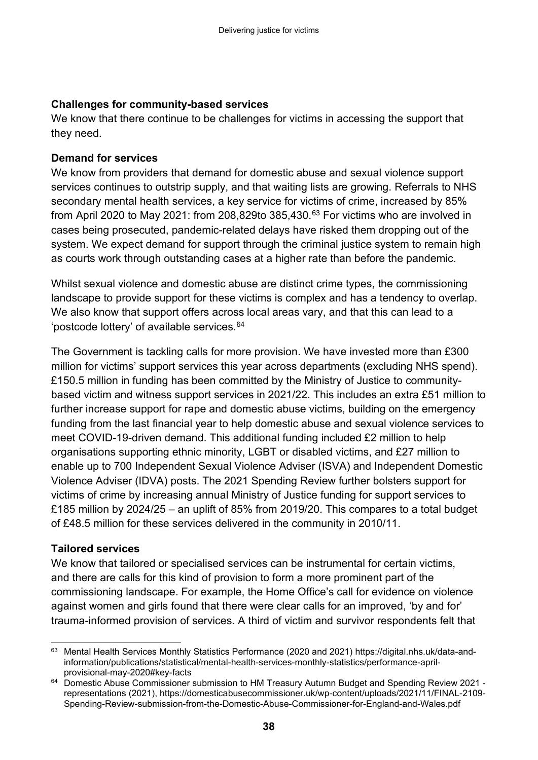**Challenges for community-based services**

We know that there continue to be challenges for victims in accessing the support that they need.

**Demand for services**

We know from providers that demand for domestic abuse and sexual violence support services continues to outstrip supply, and that waiting lists are growing. Referrals to NHS secondary mental health services, a key service for victims of crime, increased by 85% from April 2020 to May 2021: from 208,829to 385,430.[63] For victims who are involved in cases being prosecuted, pandemic-related delays have risked them dropping out of the system. We expect demand for support through the criminal justice system to remain high as courts work through outstanding cases at a higher rate than before the pandemic.

Whilst sexual violence and domestic abuse are distinct crime types, the commissioning landscape to provide support for these victims is complex and has a tendency to overlap. We also know that support offers across local areas vary, and that this can lead to a 'postcode lottery' of available services.[64]

The Government is tackling calls for more provision. We have invested more than £300 million for victims' support services this year across departments (excluding NHS spend). £150.5 million in funding has been committed by the Ministry of Justice to community-based victim and witness support services in 2021/22. This includes an extra £51 million to further increase support for rape and domestic abuse victims, building on the emergency funding from the last financial year to help domestic abuse and sexual violence services to meet COVID-19-driven demand. This additional funding included £2 million to help organisations supporting ethnic minority, LGBT or disabled victims, and £27 million to enable up to 700 Independent Sexual Violence Adviser (ISVA) and Independent Domestic Violence Adviser (IDVA) posts. The 2021 Spending Review further bolsters support for victims of crime by increasing annual Ministry of Justice funding for support services to £185 million by 2024/25 – an uplift of 85% from 2019/20. This compares to a total budget of £48.5 million for these services delivered in the community in 2010/11.

**Tailored services**

We know that tailored or specialised services can be instrumental for certain victims, and there are calls for this kind of provision to form a more prominent part of the commissioning landscape. For example, the Home Office's call for evidence on violence against women and girls found that there were clear calls for an improved, 'by and for' trauma-informed provision of services. A third of victim and survivor respondents felt that

---

[63] Mental Health Services Monthly Statistics Performance (2020 and 2021) https://digital.nhs.uk/data-and-information/publications/statistical/mental-health-services-monthly-statistics/performance-april-provisional-may-2020#key-facts

[64] Domestic Abuse Commissioner submission to HM Treasury Autumn Budget and Spending Review 2021 - representations (2021), https://domesticabusecommissioner.uk/wp-content/uploads/2021/11/FINAL-2109-Spending-Review-submission-from-the-Domestic-Abuse-Commissioner-for-England-and-Wales.pdf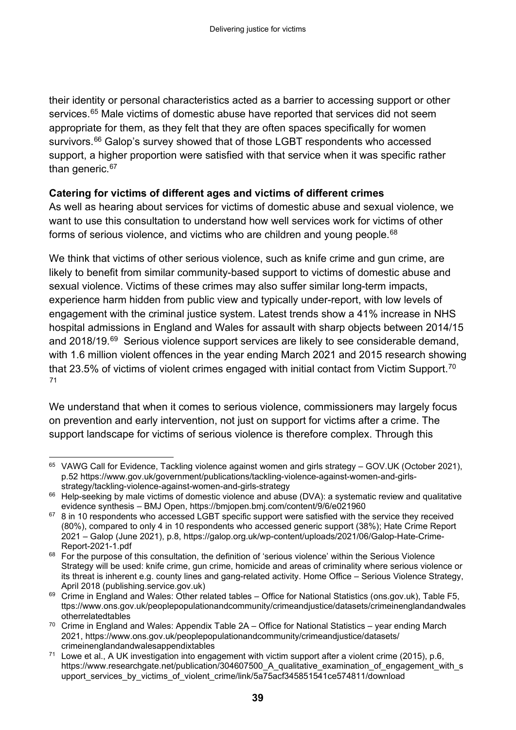their identity or personal characteristics acted as a barrier to accessing support or other services.[65] Male victims of domestic abuse have reported that services did not seem appropriate for them, as they felt that they are often spaces specifically for women survivors.[66] Galop's survey showed that of those LGBT respondents who accessed support, a higher proportion were satisfied with that service when it was specific rather than generic.[67]

**Catering for victims of different ages and victims of different crimes**

As well as hearing about services for victims of domestic abuse and sexual violence, we want to use this consultation to understand how well services work for victims of other forms of serious violence, and victims who are children and young people.[68]

We think that victims of other serious violence, such as knife crime and gun crime, are likely to benefit from similar community-based support to victims of domestic abuse and sexual violence. Victims of these crimes may also suffer similar long-term impacts, experience harm hidden from public view and typically under-report, with low levels of engagement with the criminal justice system. Latest trends show a 41% increase in NHS hospital admissions in England and Wales for assault with sharp objects between 2014/15 and 2018/19.[69] Serious violence support services are likely to see considerable demand, with 1.6 million violent offences in the year ending March 2021 and 2015 research showing that 23.5% of victims of violent crimes engaged with initial contact from Victim Support.[70] [71]

We understand that when it comes to serious violence, commissioners may largely focus on prevention and early intervention, not just on support for victims after a crime. The support landscape for victims of serious violence is therefore complex. Through this

---

[65] VAWG Call for Evidence, Tackling violence against women and girls strategy – GOV.UK (October 2021), p.52 https://www.gov.uk/government/publications/tackling-violence-against-women-and-girls-strategy/tackling-violence-against-women-and-girls-strategy

[66] Help-seeking by male victims of domestic violence and abuse (DVA): a systematic review and qualitative evidence synthesis – BMJ Open, https://bmjopen.bmj.com/content/9/6/e021960

[67] 8 in 10 respondents who accessed LGBT specific support were satisfied with the service they received (80%), compared to only 4 in 10 respondents who accessed generic support (38%); Hate Crime Report 2021 – Galop (June 2021), p.8, https://galop.org.uk/wp-content/uploads/2021/06/Galop-Hate-Crime-Report-2021-1.pdf

[68] For the purpose of this consultation, the definition of 'serious violence' within the Serious Violence Strategy will be used: knife crime, gun crime, homicide and areas of criminality where serious violence or its threat is inherent e.g. county lines and gang-related activity. Home Office – Serious Violence Strategy, April 2018 (publishing.service.gov.uk)

[69] Crime in England and Wales: Other related tables – Office for National Statistics (ons.gov.uk), Table F5, ttps://www.ons.gov.uk/peoplepopulationandcommunity/crimeandjustice/datasets/crimeinenglandandwalesotherrelatedtables

[70] Crime in England and Wales: Appendix Table 2A – Office for National Statistics – year ending March 2021, https://www.ons.gov.uk/peoplepopulationandcommunity/crimeandjustice/datasets/crimeinenglandandwalesappendixtables

[71] Lowe et al., A UK investigation into engagement with victim support after a violent crime (2015), p.6, https://www.researchgate.net/publication/304607500_A_qualitative_examination_of_engagement_with_support_services_by_victims_of_violent_crime/link/5a75acf345851541ce574811/download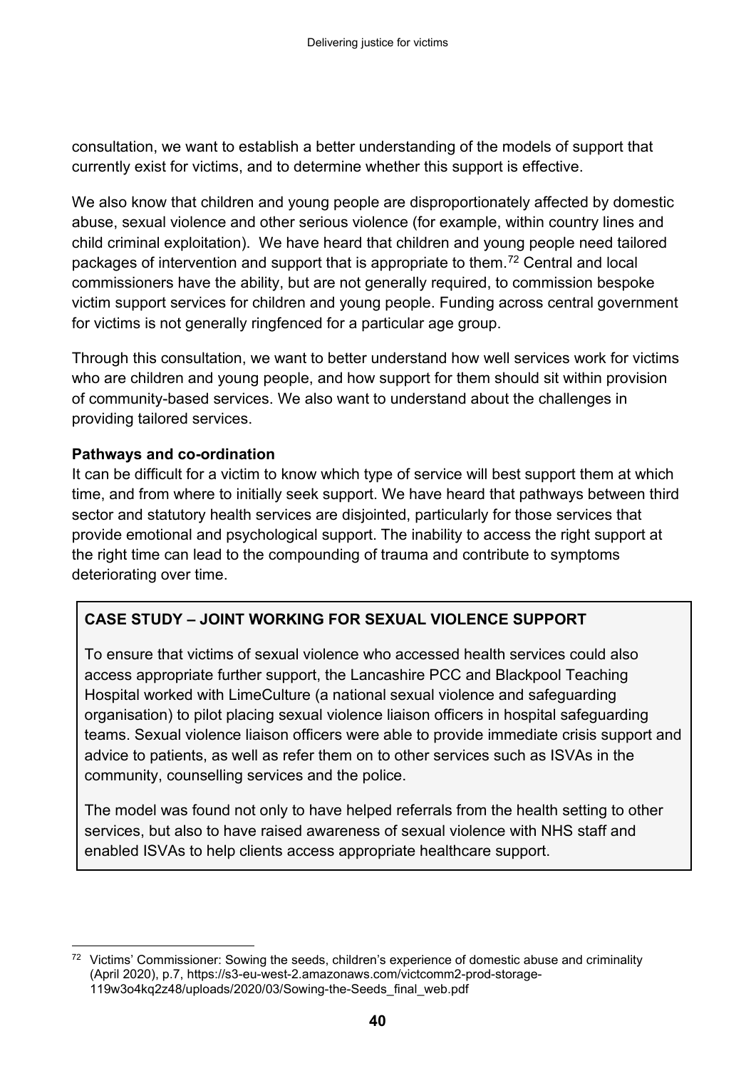consultation, we want to establish a better understanding of the models of support that currently exist for victims, and to determine whether this support is effective.

We also know that children and young people are disproportionately affected by domestic abuse, sexual violence and other serious violence (for example, within country lines and child criminal exploitation). We have heard that children and young people need tailored packages of intervention and support that is appropriate to them.[72] Central and local commissioners have the ability, but are not generally required, to commission bespoke victim support services for children and young people. Funding across central government for victims is not generally ringfenced for a particular age group.

Through this consultation, we want to better understand how well services work for victims who are children and young people, and how support for them should sit within provision of community-based services. We also want to understand about the challenges in providing tailored services.

**Pathways and co-ordination**

It can be difficult for a victim to know which type of service will best support them at which time, and from where to initially seek support. We have heard that pathways between third sector and statutory health services are disjointed, particularly for those services that provide emotional and psychological support. The inability to access the right support at the right time can lead to the compounding of trauma and contribute to symptoms deteriorating over time.

> **CASE STUDY – JOINT WORKING FOR SEXUAL VIOLENCE SUPPORT**
>
> To ensure that victims of sexual violence who accessed health services could also access appropriate further support, the Lancashire PCC and Blackpool Teaching Hospital worked with LimeCulture (a national sexual violence and safeguarding organisation) to pilot placing sexual violence liaison officers in hospital safeguarding teams. Sexual violence liaison officers were able to provide immediate crisis support and advice to patients, as well as refer them on to other services such as ISVAs in the community, counselling services and the police.
>
> The model was found not only to have helped referrals from the health setting to other services, but also to have raised awareness of sexual violence with NHS staff and enabled ISVAs to help clients access appropriate healthcare support.

[72] Victims' Commissioner: Sowing the seeds, children's experience of domestic abuse and criminality (April 2020), p.7, https://s3-eu-west-2.amazonaws.com/victcomm2-prod-storage-119w3o4kq2z48/uploads/2020/03/Sowing-the-Seeds_final_web.pdf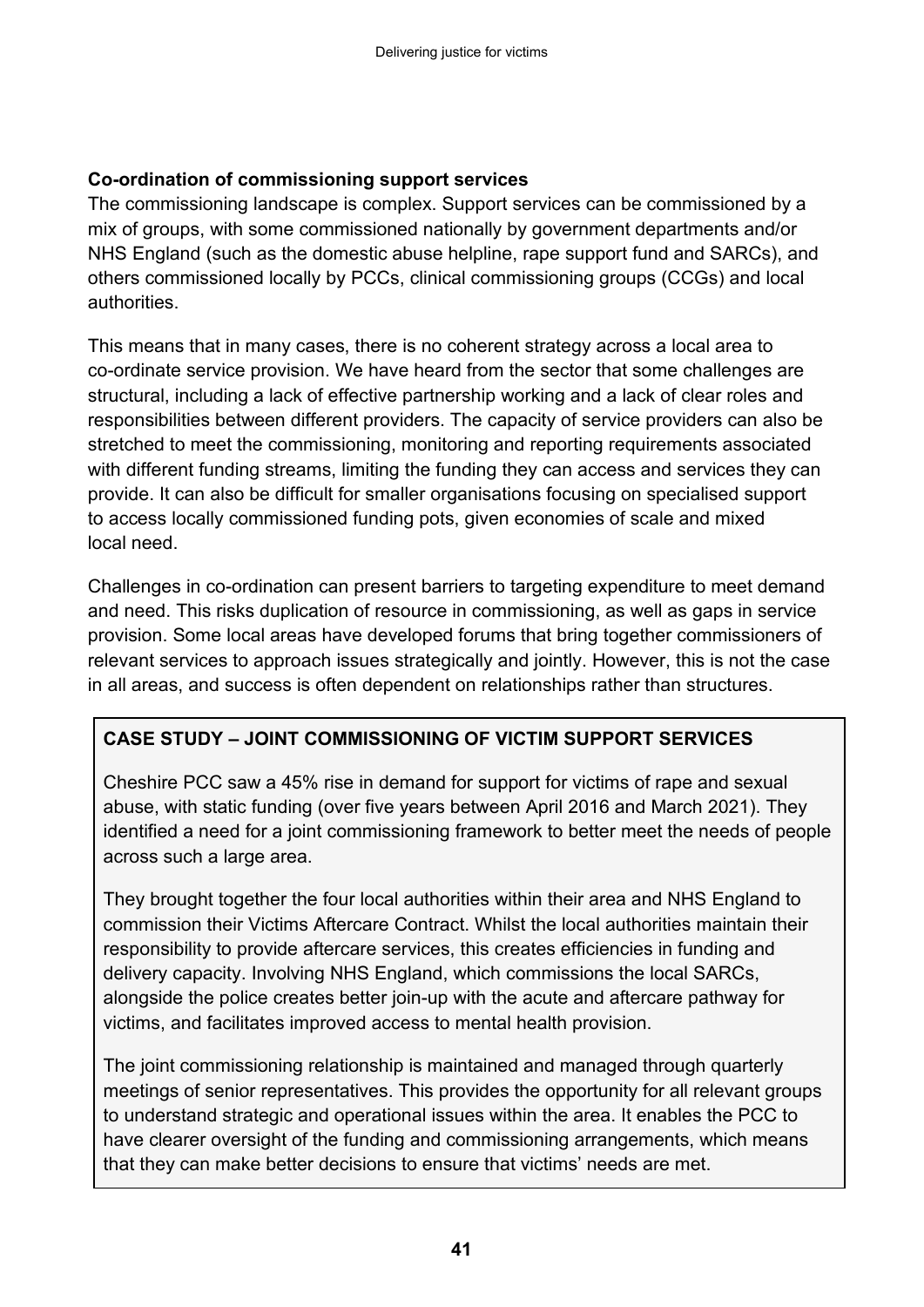**Co-ordination of commissioning support services**

The commissioning landscape is complex. Support services can be commissioned by a mix of groups, with some commissioned nationally by government departments and/or NHS England (such as the domestic abuse helpline, rape support fund and SARCs), and others commissioned locally by PCCs, clinical commissioning groups (CCGs) and local authorities.

This means that in many cases, there is no coherent strategy across a local area to co-ordinate service provision. We have heard from the sector that some challenges are structural, including a lack of effective partnership working and a lack of clear roles and responsibilities between different providers. The capacity of service providers can also be stretched to meet the commissioning, monitoring and reporting requirements associated with different funding streams, limiting the funding they can access and services they can provide. It can also be difficult for smaller organisations focusing on specialised support to access locally commissioned funding pots, given economies of scale and mixed local need.

Challenges in co-ordination can present barriers to targeting expenditure to meet demand and need. This risks duplication of resource in commissioning, as well as gaps in service provision. Some local areas have developed forums that bring together commissioners of relevant services to approach issues strategically and jointly. However, this is not the case in all areas, and success is often dependent on relationships rather than structures.

**CASE STUDY – JOINT COMMISSIONING OF VICTIM SUPPORT SERVICES**

Cheshire PCC saw a 45% rise in demand for support for victims of rape and sexual abuse, with static funding (over five years between April 2016 and March 2021). They identified a need for a joint commissioning framework to better meet the needs of people across such a large area.

They brought together the four local authorities within their area and NHS England to commission their Victims Aftercare Contract. Whilst the local authorities maintain their responsibility to provide aftercare services, this creates efficiencies in funding and delivery capacity. Involving NHS England, which commissions the local SARCs, alongside the police creates better join-up with the acute and aftercare pathway for victims, and facilitates improved access to mental health provision.

The joint commissioning relationship is maintained and managed through quarterly meetings of senior representatives. This provides the opportunity for all relevant groups to understand strategic and operational issues within the area. It enables the PCC to have clearer oversight of the funding and commissioning arrangements, which means that they can make better decisions to ensure that victims' needs are met.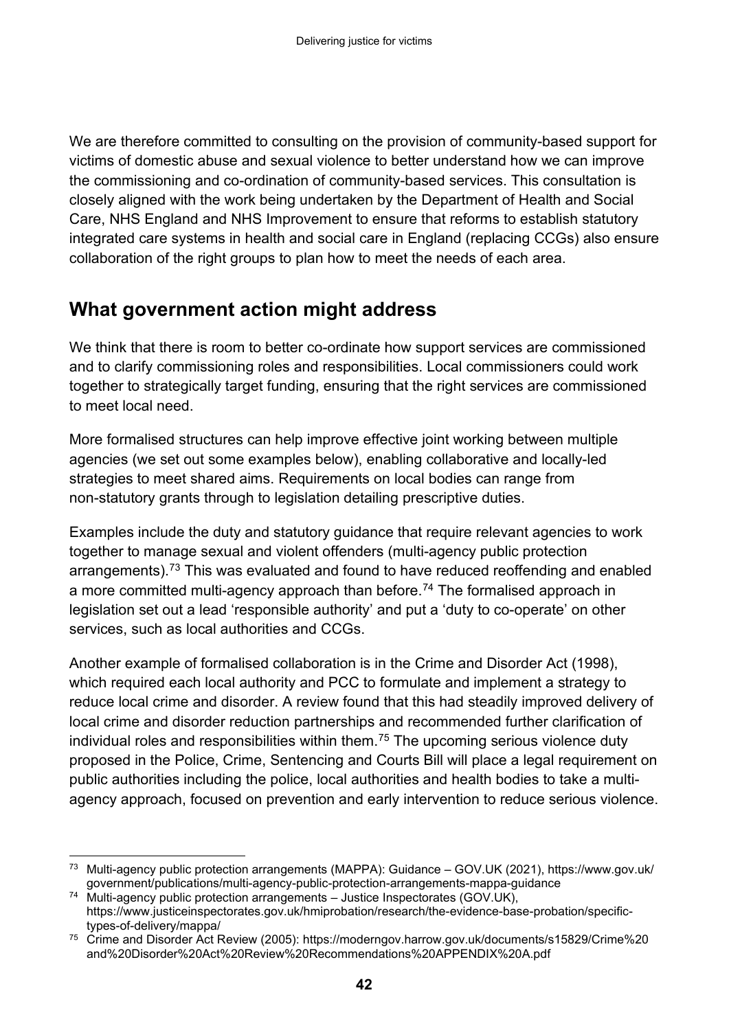We are therefore committed to consulting on the provision of community-based support for victims of domestic abuse and sexual violence to better understand how we can improve the commissioning and co-ordination of community-based services. This consultation is closely aligned with the work being undertaken by the Department of Health and Social Care, NHS England and NHS Improvement to ensure that reforms to establish statutory integrated care systems in health and social care in England (replacing CCGs) also ensure collaboration of the right groups to plan how to meet the needs of each area.

## What government action might address

We think that there is room to better co-ordinate how support services are commissioned and to clarify commissioning roles and responsibilities. Local commissioners could work together to strategically target funding, ensuring that the right services are commissioned to meet local need.

More formalised structures can help improve effective joint working between multiple agencies (we set out some examples below), enabling collaborative and locally-led strategies to meet shared aims. Requirements on local bodies can range from non-statutory grants through to legislation detailing prescriptive duties.

Examples include the duty and statutory guidance that require relevant agencies to work together to manage sexual and violent offenders (multi-agency public protection arrangements).[73] This was evaluated and found to have reduced reoffending and enabled a more committed multi-agency approach than before.[74] The formalised approach in legislation set out a lead 'responsible authority' and put a 'duty to co-operate' on other services, such as local authorities and CCGs.

Another example of formalised collaboration is in the Crime and Disorder Act (1998), which required each local authority and PCC to formulate and implement a strategy to reduce local crime and disorder. A review found that this had steadily improved delivery of local crime and disorder reduction partnerships and recommended further clarification of individual roles and responsibilities within them.[75] The upcoming serious violence duty proposed in the Police, Crime, Sentencing and Courts Bill will place a legal requirement on public authorities including the police, local authorities and health bodies to take a multi-agency approach, focused on prevention and early intervention to reduce serious violence.

---

[73] Multi-agency public protection arrangements (MAPPA): Guidance – GOV.UK (2021), https://www.gov.uk/government/publications/multi-agency-public-protection-arrangements-mappa-guidance

[74] Multi-agency public protection arrangements – Justice Inspectorates (GOV.UK), https://www.justiceinspectorates.gov.uk/hmiprobation/research/the-evidence-base-probation/specific-types-of-delivery/mappa/

[75] Crime and Disorder Act Review (2005): https://moderngov.harrow.gov.uk/documents/s15829/Crime%20and%20Disorder%20Act%20Review%20Recommendations%20APPENDIX%20A.pdf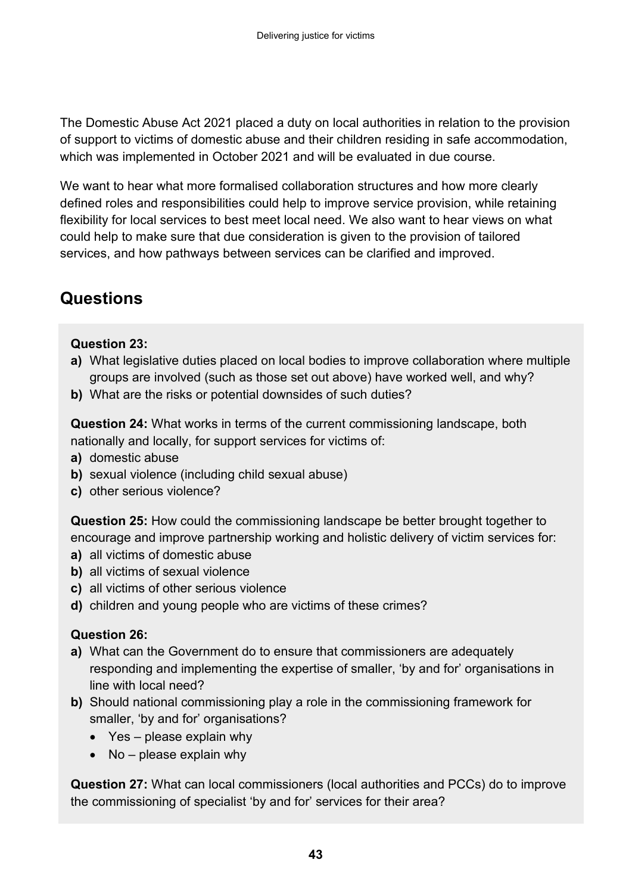The Domestic Abuse Act 2021 placed a duty on local authorities in relation to the provision of support to victims of domestic abuse and their children residing in safe accommodation, which was implemented in October 2021 and will be evaluated in due course.

We want to hear what more formalised collaboration structures and how more clearly defined roles and responsibilities could help to improve service provision, while retaining flexibility for local services to best meet local need. We also want to hear views on what could help to make sure that due consideration is given to the provision of tailored services, and how pathways between services can be clarified and improved.

## Questions

**Question 23:**

**a)** What legislative duties placed on local bodies to improve collaboration where multiple groups are involved (such as those set out above) have worked well, and why?

**b)** What are the risks or potential downsides of such duties?

**Question 24:** What works in terms of the current commissioning landscape, both nationally and locally, for support services for victims of:

**a)** domestic abuse

**b)** sexual violence (including child sexual abuse)

**c)** other serious violence?

**Question 25:** How could the commissioning landscape be better brought together to encourage and improve partnership working and holistic delivery of victim services for:

**a)** all victims of domestic abuse

**b)** all victims of sexual violence

**c)** all victims of other serious violence

**d)** children and young people who are victims of these crimes?

**Question 26:**

**a)** What can the Government do to ensure that commissioners are adequately responding and implementing the expertise of smaller, 'by and for' organisations in line with local need?

**b)** Should national commissioning play a role in the commissioning framework for smaller, 'by and for' organisations?

- Yes – please explain why
- No – please explain why

**Question 27:** What can local commissioners (local authorities and PCCs) do to improve the commissioning of specialist 'by and for' services for their area?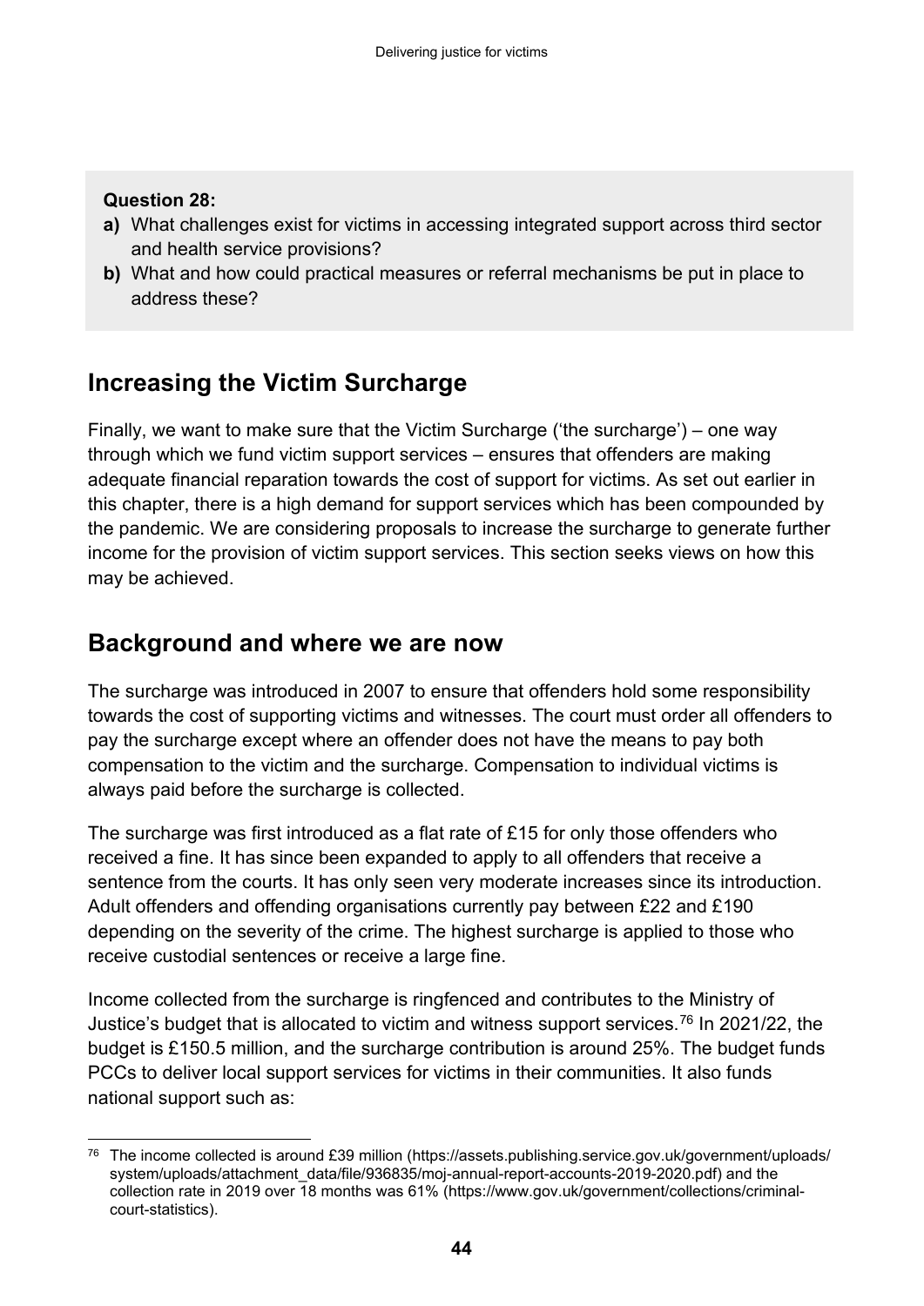**Question 28:**

**a)** What challenges exist for victims in accessing integrated support across third sector and health service provisions?

**b)** What and how could practical measures or referral mechanisms be put in place to address these?

## Increasing the Victim Surcharge

Finally, we want to make sure that the Victim Surcharge ('the surcharge') – one way through which we fund victim support services – ensures that offenders are making adequate financial reparation towards the cost of support for victims. As set out earlier in this chapter, there is a high demand for support services which has been compounded by the pandemic. We are considering proposals to increase the surcharge to generate further income for the provision of victim support services. This section seeks views on how this may be achieved.

## Background and where we are now

The surcharge was introduced in 2007 to ensure that offenders hold some responsibility towards the cost of supporting victims and witnesses. The court must order all offenders to pay the surcharge except where an offender does not have the means to pay both compensation to the victim and the surcharge. Compensation to individual victims is always paid before the surcharge is collected.

The surcharge was first introduced as a flat rate of £15 for only those offenders who received a fine. It has since been expanded to apply to all offenders that receive a sentence from the courts. It has only seen very moderate increases since its introduction. Adult offenders and offending organisations currently pay between £22 and £190 depending on the severity of the crime. The highest surcharge is applied to those who receive custodial sentences or receive a large fine.

Income collected from the surcharge is ringfenced and contributes to the Ministry of Justice's budget that is allocated to victim and witness support services.[76] In 2021/22, the budget is £150.5 million, and the surcharge contribution is around 25%. The budget funds PCCs to deliver local support services for victims in their communities. It also funds national support such as:

[76] The income collected is around £39 million (https://assets.publishing.service.gov.uk/government/uploads/system/uploads/attachment_data/file/936835/moj-annual-report-accounts-2019-2020.pdf) and the collection rate in 2019 over 18 months was 61% (https://www.gov.uk/government/collections/criminal-court-statistics).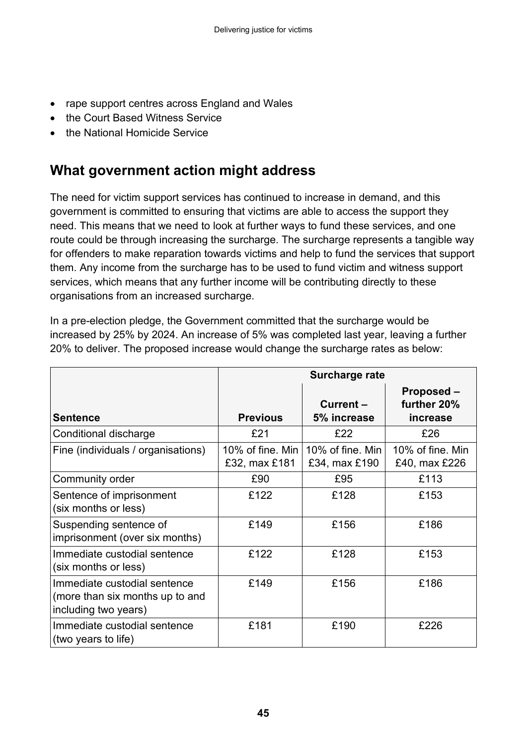- rape support centres across England and Wales
- the Court Based Witness Service
- the National Homicide Service

## What government action might address

The need for victim support services has continued to increase in demand, and this government is committed to ensuring that victims are able to access the support they need. This means that we need to look at further ways to fund these services, and one route could be through increasing the surcharge. The surcharge represents a tangible way for offenders to make reparation towards victims and help to fund the services that support them. Any income from the surcharge has to be used to fund victim and witness support services, which means that any further income will be contributing directly to these organisations from an increased surcharge.

In a pre-election pledge, the Government committed that the surcharge would be increased by 25% by 2024. An increase of 5% was completed last year, leaving a further 20% to deliver. The proposed increase would change the surcharge rates as below:

| | **Surcharge rate** | | |
|---|---|---|---|
| **Sentence** | **Previous** | **Current – 5% increase** | **Proposed – further 20% increase** |
| Conditional discharge | £21 | £22 | £26 |
| Fine (individuals / organisations) | 10% of fine. Min £32, max £181 | 10% of fine. Min £34, max £190 | 10% of fine. Min £40, max £226 |
| Community order | £90 | £95 | £113 |
| Sentence of imprisonment (six months or less) | £122 | £128 | £153 |
| Suspending sentence of imprisonment (over six months) | £149 | £156 | £186 |
| Immediate custodial sentence (six months or less) | £122 | £128 | £153 |
| Immediate custodial sentence (more than six months up to and including two years) | £149 | £156 | £186 |
| Immediate custodial sentence (two years to life) | £181 | £190 | £226 |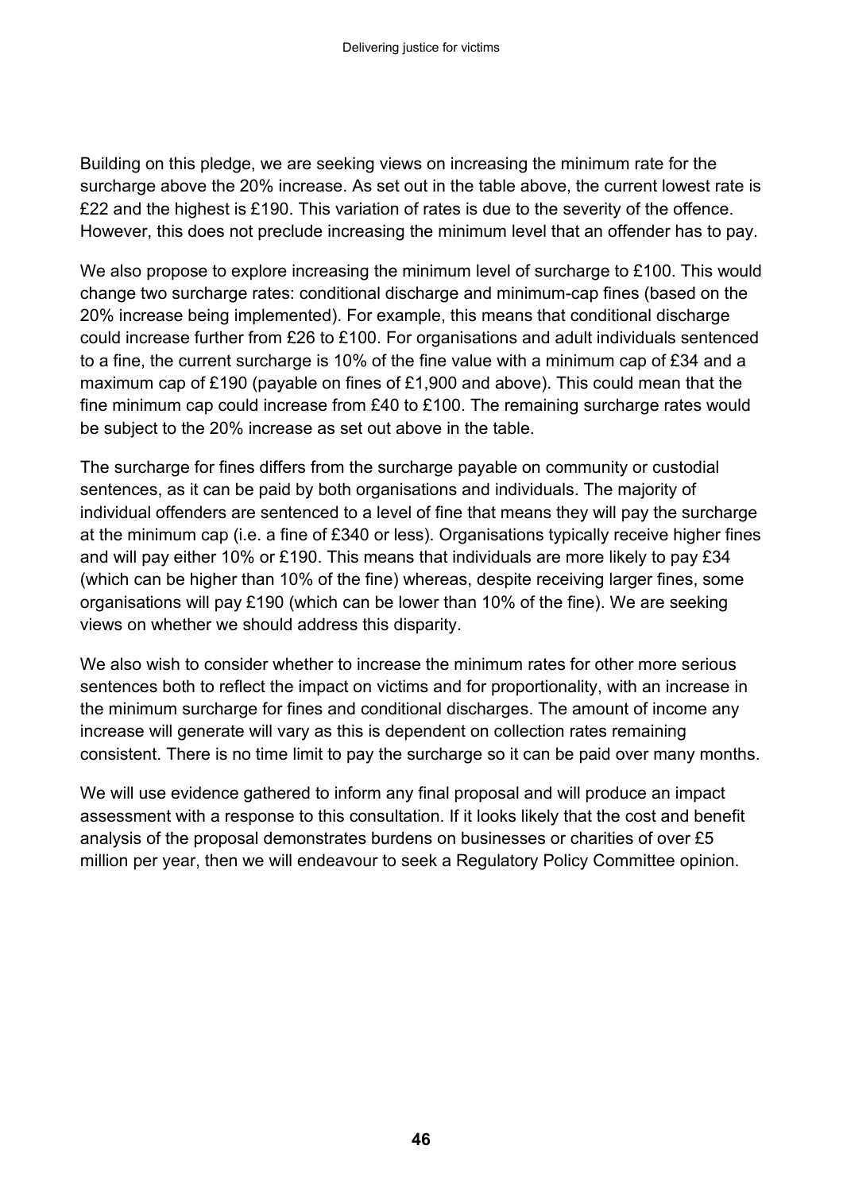Building on this pledge, we are seeking views on increasing the minimum rate for the surcharge above the 20% increase. As set out in the table above, the current lowest rate is £22 and the highest is £190. This variation of rates is due to the severity of the offence. However, this does not preclude increasing the minimum level that an offender has to pay.

We also propose to explore increasing the minimum level of surcharge to £100. This would change two surcharge rates: conditional discharge and minimum-cap fines (based on the 20% increase being implemented). For example, this means that conditional discharge could increase further from £26 to £100. For organisations and adult individuals sentenced to a fine, the current surcharge is 10% of the fine value with a minimum cap of £34 and a maximum cap of £190 (payable on fines of £1,900 and above). This could mean that the fine minimum cap could increase from £40 to £100. The remaining surcharge rates would be subject to the 20% increase as set out above in the table.

The surcharge for fines differs from the surcharge payable on community or custodial sentences, as it can be paid by both organisations and individuals. The majority of individual offenders are sentenced to a level of fine that means they will pay the surcharge at the minimum cap (i.e. a fine of £340 or less). Organisations typically receive higher fines and will pay either 10% or £190. This means that individuals are more likely to pay £34 (which can be higher than 10% of the fine) whereas, despite receiving larger fines, some organisations will pay £190 (which can be lower than 10% of the fine). We are seeking views on whether we should address this disparity.

We also wish to consider whether to increase the minimum rates for other more serious sentences both to reflect the impact on victims and for proportionality, with an increase in the minimum surcharge for fines and conditional discharges. The amount of income any increase will generate will vary as this is dependent on collection rates remaining consistent. There is no time limit to pay the surcharge so it can be paid over many months.

We will use evidence gathered to inform any final proposal and will produce an impact assessment with a response to this consultation. If it looks likely that the cost and benefit analysis of the proposal demonstrates burdens on businesses or charities of over £5 million per year, then we will endeavour to seek a Regulatory Policy Committee opinion.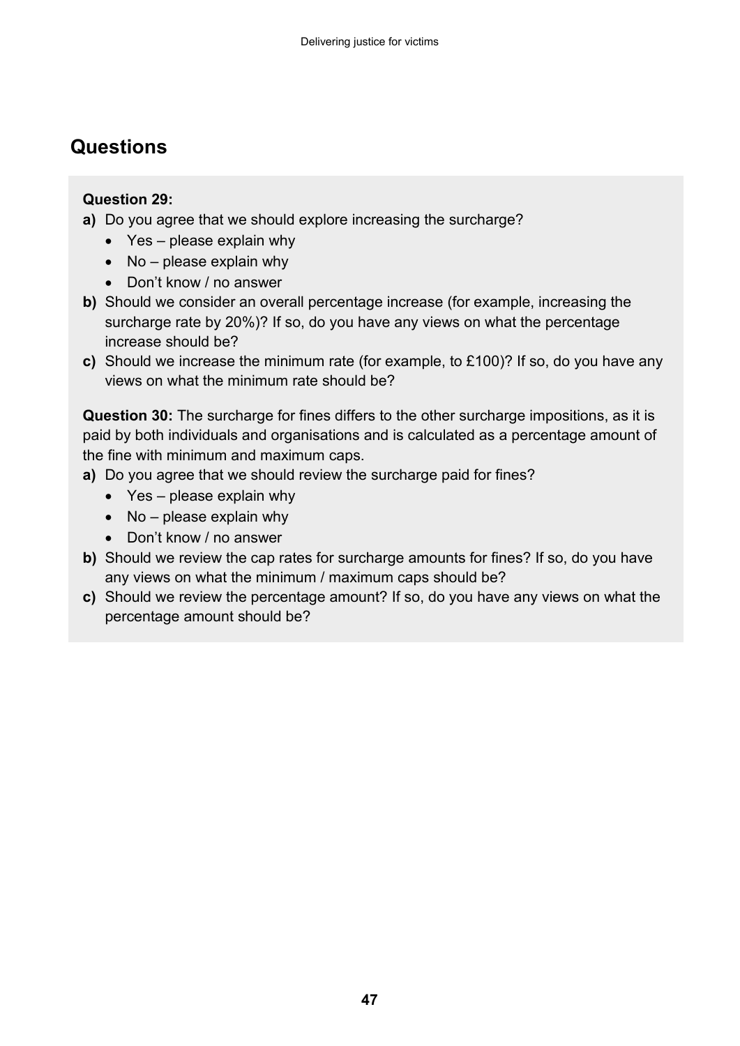## Questions

**Question 29:**

**a)** Do you agree that we should explore increasing the surcharge?
- Yes – please explain why
- No – please explain why
- Don't know / no answer

**b)** Should we consider an overall percentage increase (for example, increasing the surcharge rate by 20%)? If so, do you have any views on what the percentage increase should be?

**c)** Should we increase the minimum rate (for example, to £100)? If so, do you have any views on what the minimum rate should be?

**Question 30:** The surcharge for fines differs to the other surcharge impositions, as it is paid by both individuals and organisations and is calculated as a percentage amount of the fine with minimum and maximum caps.

**a)** Do you agree that we should review the surcharge paid for fines?
- Yes – please explain why
- No – please explain why
- Don't know / no answer

**b)** Should we review the cap rates for surcharge amounts for fines? If so, do you have any views on what the minimum / maximum caps should be?

**c)** Should we review the percentage amount? If so, do you have any views on what the percentage amount should be?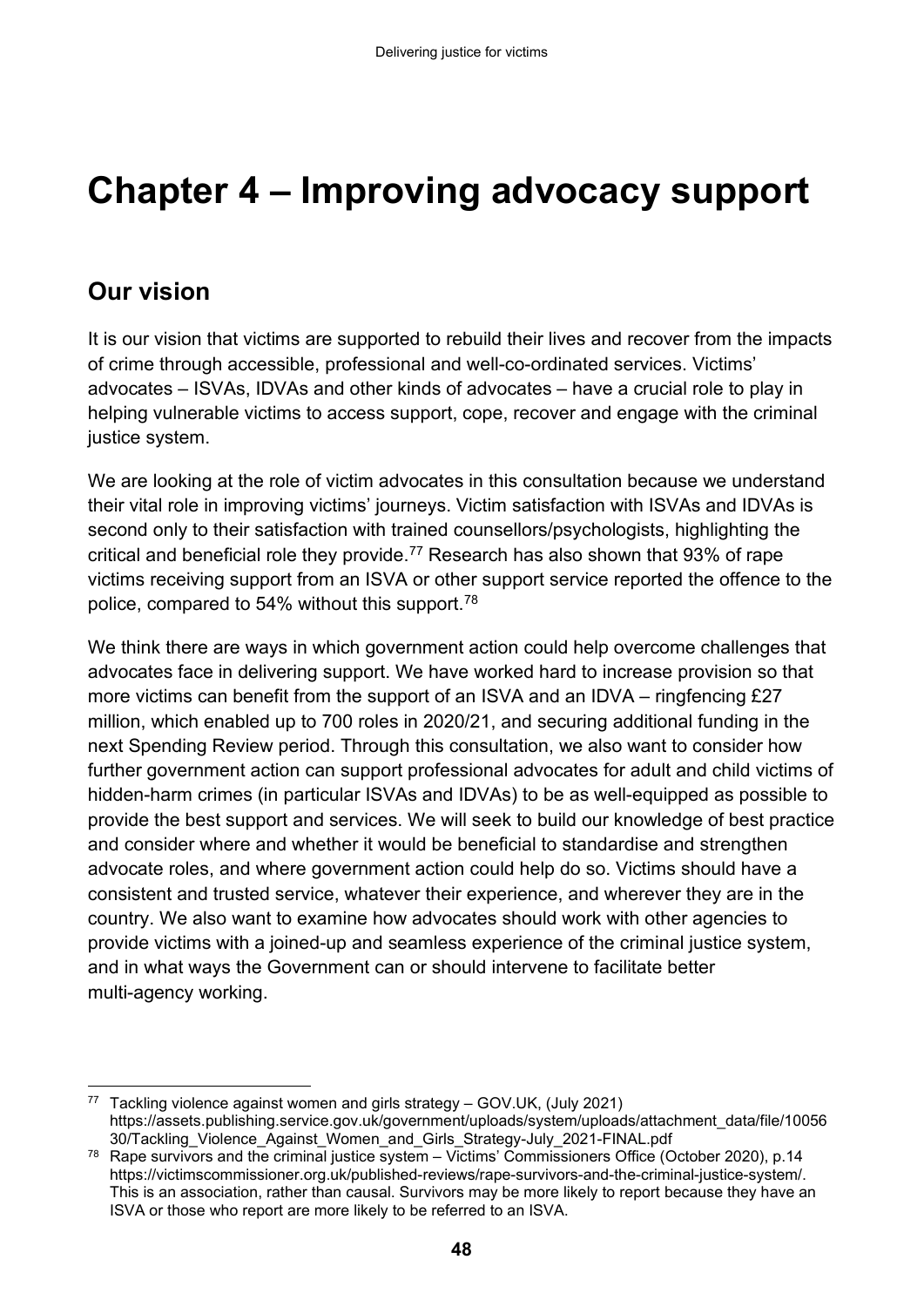# Chapter 4 – Improving advocacy support

## Our vision

It is our vision that victims are supported to rebuild their lives and recover from the impacts of crime through accessible, professional and well-co-ordinated services. Victims' advocates – ISVAs, IDVAs and other kinds of advocates – have a crucial role to play in helping vulnerable victims to access support, cope, recover and engage with the criminal justice system.

We are looking at the role of victim advocates in this consultation because we understand their vital role in improving victims' journeys. Victim satisfaction with ISVAs and IDVAs is second only to their satisfaction with trained counsellors/psychologists, highlighting the critical and beneficial role they provide.[77] Research has also shown that 93% of rape victims receiving support from an ISVA or other support service reported the offence to the police, compared to 54% without this support.[78]

We think there are ways in which government action could help overcome challenges that advocates face in delivering support. We have worked hard to increase provision so that more victims can benefit from the support of an ISVA and an IDVA – ringfencing £27 million, which enabled up to 700 roles in 2020/21, and securing additional funding in the next Spending Review period. Through this consultation, we also want to consider how further government action can support professional advocates for adult and child victims of hidden-harm crimes (in particular ISVAs and IDVAs) to be as well-equipped as possible to provide the best support and services. We will seek to build our knowledge of best practice and consider where and whether it would be beneficial to standardise and strengthen advocate roles, and where government action could help do so. Victims should have a consistent and trusted service, whatever their experience, and wherever they are in the country. We also want to examine how advocates should work with other agencies to provide victims with a joined-up and seamless experience of the criminal justice system, and in what ways the Government can or should intervene to facilitate better multi-agency working.

---

[77] Tackling violence against women and girls strategy – GOV.UK, (July 2021) https://assets.publishing.service.gov.uk/government/uploads/system/uploads/attachment_data/file/1005630/Tackling_Violence_Against_Women_and_Girls_Strategy-July_2021-FINAL.pdf

[78] Rape survivors and the criminal justice system – Victims' Commissioners Office (October 2020), p.14 https://victimscommissioner.org.uk/published-reviews/rape-survivors-and-the-criminal-justice-system/. This is an association, rather than causal. Survivors may be more likely to report because they have an ISVA or those who report are more likely to be referred to an ISVA.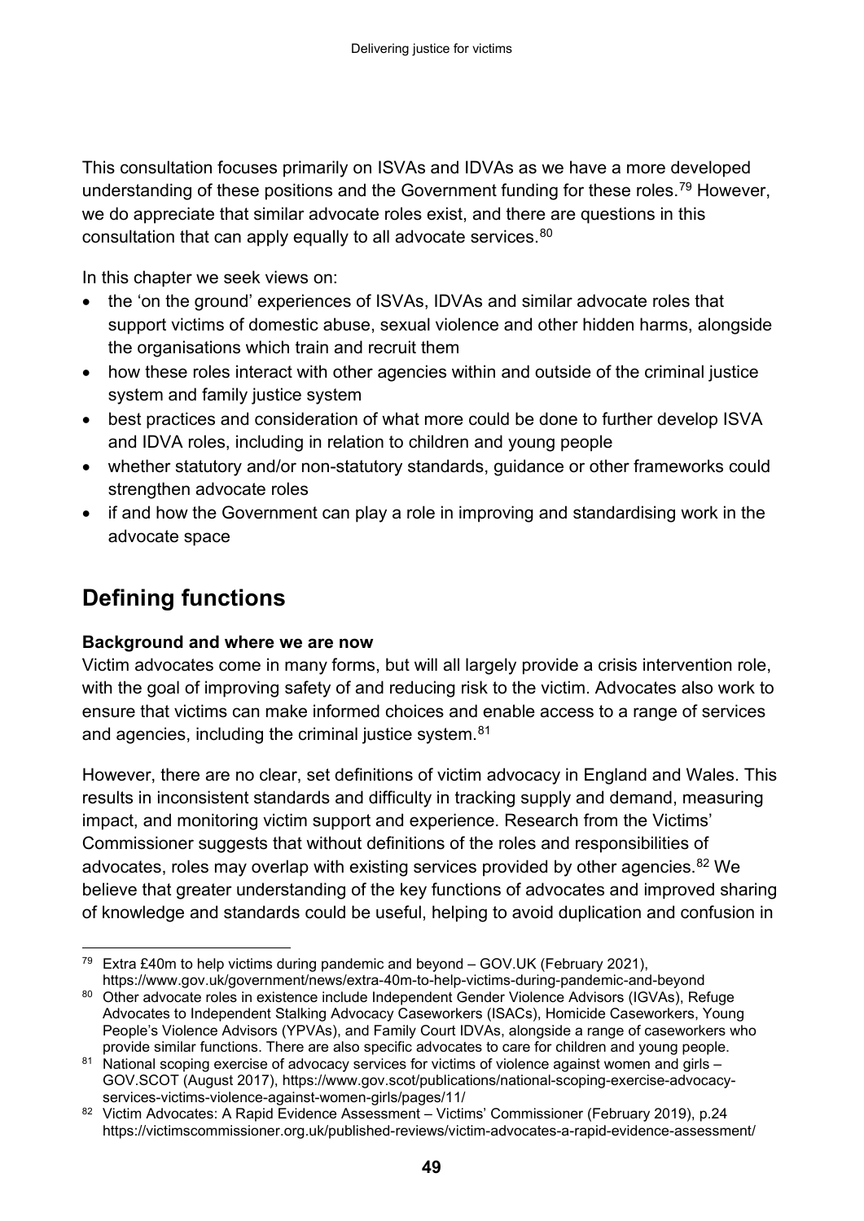This consultation focuses primarily on ISVAs and IDVAs as we have a more developed understanding of these positions and the Government funding for these roles.[79] However, we do appreciate that similar advocate roles exist, and there are questions in this consultation that can apply equally to all advocate services.[80]

In this chapter we seek views on:

- the 'on the ground' experiences of ISVAs, IDVAs and similar advocate roles that support victims of domestic abuse, sexual violence and other hidden harms, alongside the organisations which train and recruit them
- how these roles interact with other agencies within and outside of the criminal justice system and family justice system
- best practices and consideration of what more could be done to further develop ISVA and IDVA roles, including in relation to children and young people
- whether statutory and/or non-statutory standards, guidance or other frameworks could strengthen advocate roles
- if and how the Government can play a role in improving and standardising work in the advocate space

## Defining functions

**Background and where we are now**

Victim advocates come in many forms, but will all largely provide a crisis intervention role, with the goal of improving safety of and reducing risk to the victim. Advocates also work to ensure that victims can make informed choices and enable access to a range of services and agencies, including the criminal justice system.[81]

However, there are no clear, set definitions of victim advocacy in England and Wales. This results in inconsistent standards and difficulty in tracking supply and demand, measuring impact, and monitoring victim support and experience. Research from the Victims' Commissioner suggests that without definitions of the roles and responsibilities of advocates, roles may overlap with existing services provided by other agencies.[82] We believe that greater understanding of the key functions of advocates and improved sharing of knowledge and standards could be useful, helping to avoid duplication and confusion in

[79] Extra £40m to help victims during pandemic and beyond – GOV.UK (February 2021), https://www.gov.uk/government/news/extra-40m-to-help-victims-during-pandemic-and-beyond

[80] Other advocate roles in existence include Independent Gender Violence Advisors (IGVAs), Refuge Advocates to Independent Stalking Advocacy Caseworkers (ISACs), Homicide Caseworkers, Young People's Violence Advisors (YPVAs), and Family Court IDVAs, alongside a range of caseworkers who provide similar functions. There are also specific advocates to care for children and young people.

[81] National scoping exercise of advocacy services for victims of violence against women and girls – GOV.SCOT (August 2017), https://www.gov.scot/publications/national-scoping-exercise-advocacy-services-victims-violence-against-women-girls/pages/11/

[82] Victim Advocates: A Rapid Evidence Assessment – Victims' Commissioner (February 2019), p.24 https://victimscommissioner.org.uk/published-reviews/victim-advocates-a-rapid-evidence-assessment/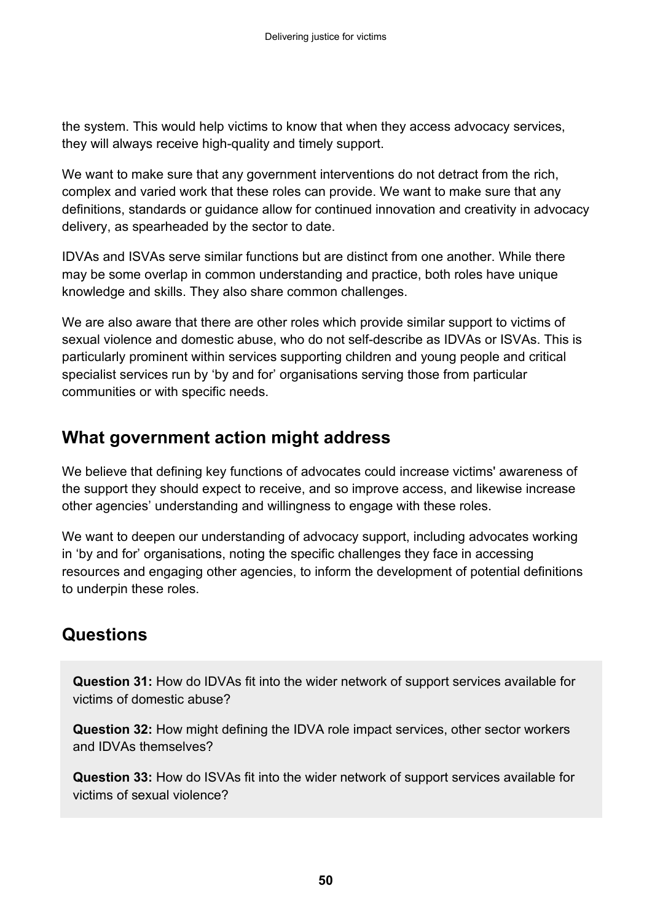the system. This would help victims to know that when they access advocacy services, they will always receive high-quality and timely support.

We want to make sure that any government interventions do not detract from the rich, complex and varied work that these roles can provide. We want to make sure that any definitions, standards or guidance allow for continued innovation and creativity in advocacy delivery, as spearheaded by the sector to date.

IDVAs and ISVAs serve similar functions but are distinct from one another. While there may be some overlap in common understanding and practice, both roles have unique knowledge and skills. They also share common challenges.

We are also aware that there are other roles which provide similar support to victims of sexual violence and domestic abuse, who do not self-describe as IDVAs or ISVAs. This is particularly prominent within services supporting children and young people and critical specialist services run by 'by and for' organisations serving those from particular communities or with specific needs.

## What government action might address

We believe that defining key functions of advocates could increase victims' awareness of the support they should expect to receive, and so improve access, and likewise increase other agencies' understanding and willingness to engage with these roles.

We want to deepen our understanding of advocacy support, including advocates working in 'by and for' organisations, noting the specific challenges they face in accessing resources and engaging other agencies, to inform the development of potential definitions to underpin these roles.

## Questions

**Question 31:** How do IDVAs fit into the wider network of support services available for victims of domestic abuse?

**Question 32:** How might defining the IDVA role impact services, other sector workers and IDVAs themselves?

**Question 33:** How do ISVAs fit into the wider network of support services available for victims of sexual violence?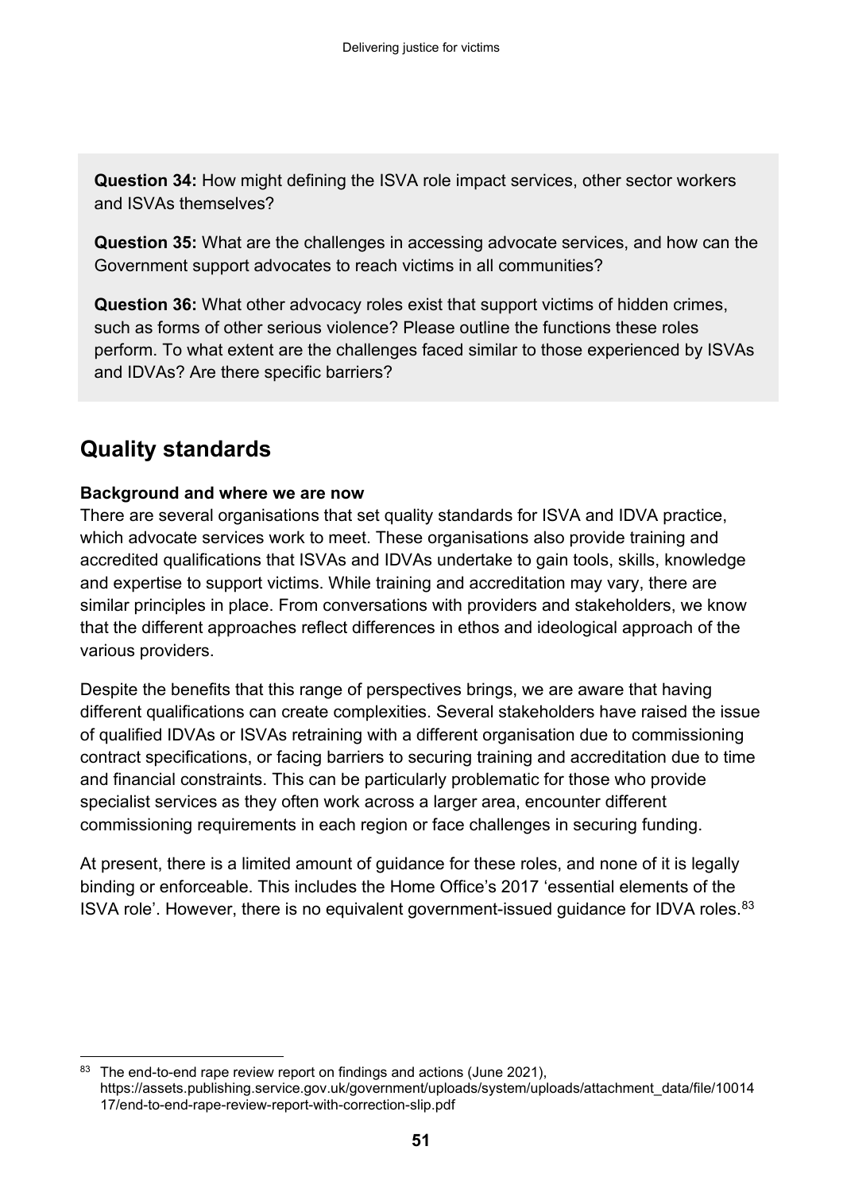**Question 34:** How might defining the ISVA role impact services, other sector workers and ISVAs themselves?

**Question 35:** What are the challenges in accessing advocate services, and how can the Government support advocates to reach victims in all communities?

**Question 36:** What other advocacy roles exist that support victims of hidden crimes, such as forms of other serious violence? Please outline the functions these roles perform. To what extent are the challenges faced similar to those experienced by ISVAs and IDVAs? Are there specific barriers?

## Quality standards

**Background and where we are now**

There are several organisations that set quality standards for ISVA and IDVA practice, which advocate services work to meet. These organisations also provide training and accredited qualifications that ISVAs and IDVAs undertake to gain tools, skills, knowledge and expertise to support victims. While training and accreditation may vary, there are similar principles in place. From conversations with providers and stakeholders, we know that the different approaches reflect differences in ethos and ideological approach of the various providers.

Despite the benefits that this range of perspectives brings, we are aware that having different qualifications can create complexities. Several stakeholders have raised the issue of qualified IDVAs or ISVAs retraining with a different organisation due to commissioning contract specifications, or facing barriers to securing training and accreditation due to time and financial constraints. This can be particularly problematic for those who provide specialist services as they often work across a larger area, encounter different commissioning requirements in each region or face challenges in securing funding.

At present, there is a limited amount of guidance for these roles, and none of it is legally binding or enforceable. This includes the Home Office's 2017 'essential elements of the ISVA role'. However, there is no equivalent government-issued guidance for IDVA roles.[83]

[83] The end-to-end rape review report on findings and actions (June 2021), https://assets.publishing.service.gov.uk/government/uploads/system/uploads/attachment_data/file/1001417/end-to-end-rape-review-report-with-correction-slip.pdf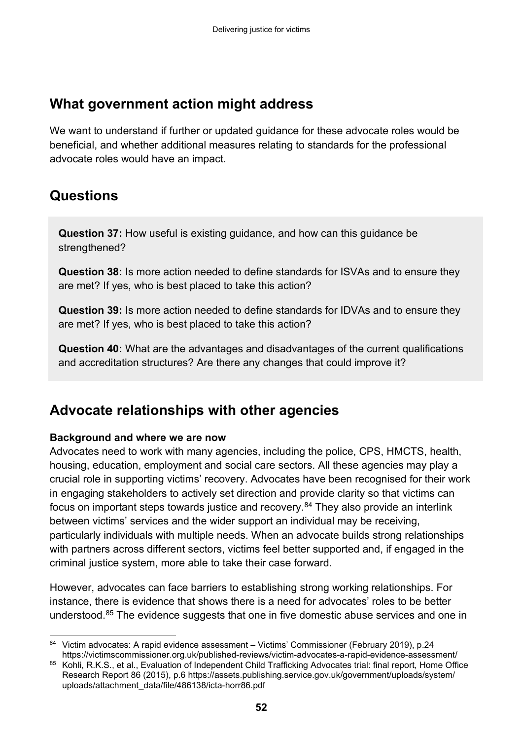## What government action might address

We want to understand if further or updated guidance for these advocate roles would be beneficial, and whether additional measures relating to standards for the professional advocate roles would have an impact.

## Questions

**Question 37:** How useful is existing guidance, and how can this guidance be strengthened?

**Question 38:** Is more action needed to define standards for ISVAs and to ensure they are met? If yes, who is best placed to take this action?

**Question 39:** Is more action needed to define standards for IDVAs and to ensure they are met? If yes, who is best placed to take this action?

**Question 40:** What are the advantages and disadvantages of the current qualifications and accreditation structures? Are there any changes that could improve it?

## Advocate relationships with other agencies

**Background and where we are now**

Advocates need to work with many agencies, including the police, CPS, HMCTS, health, housing, education, employment and social care sectors. All these agencies may play a crucial role in supporting victims' recovery. Advocates have been recognised for their work in engaging stakeholders to actively set direction and provide clarity so that victims can focus on important steps towards justice and recovery.[84] They also provide an interlink between victims' services and the wider support an individual may be receiving, particularly individuals with multiple needs. When an advocate builds strong relationships with partners across different sectors, victims feel better supported and, if engaged in the criminal justice system, more able to take their case forward.

However, advocates can face barriers to establishing strong working relationships. For instance, there is evidence that shows there is a need for advocates' roles to be better understood.[85] The evidence suggests that one in five domestic abuse services and one in

[84] Victim advocates: A rapid evidence assessment – Victims' Commissioner (February 2019), p.24 https://victimscommissioner.org.uk/published-reviews/victim-advocates-a-rapid-evidence-assessment/

[85] Kohli, R.K.S., et al., Evaluation of Independent Child Trafficking Advocates trial: final report, Home Office Research Report 86 (2015), p.6 https://assets.publishing.service.gov.uk/government/uploads/system/uploads/attachment_data/file/486138/icta-horr86.pdf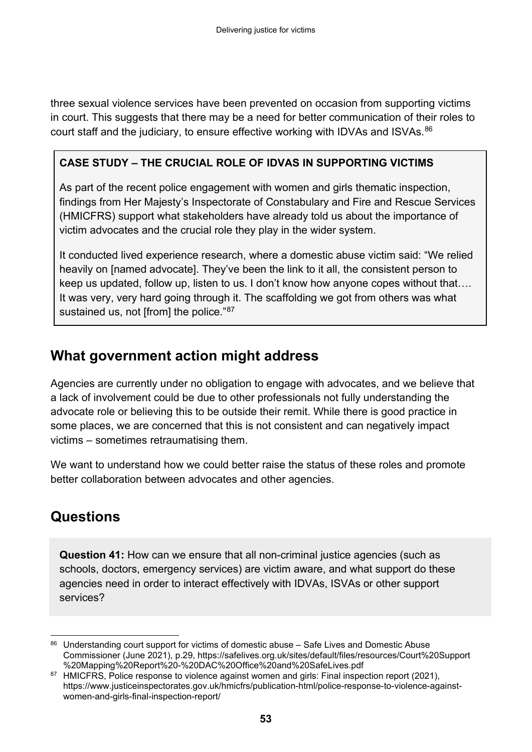three sexual violence services have been prevented on occasion from supporting victims in court. This suggests that there may be a need for better communication of their roles to court staff and the judiciary, to ensure effective working with IDVAs and ISVAs.[86]

> **CASE STUDY – THE CRUCIAL ROLE OF IDVAS IN SUPPORTING VICTIMS**
>
> As part of the recent police engagement with women and girls thematic inspection, findings from Her Majesty's Inspectorate of Constabulary and Fire and Rescue Services (HMICFRS) support what stakeholders have already told us about the importance of victim advocates and the crucial role they play in the wider system.
>
> It conducted lived experience research, where a domestic abuse victim said: "We relied heavily on [named advocate]. They've been the link to it all, the consistent person to keep us updated, follow up, listen to us. I don't know how anyone copes without that…. It was very, very hard going through it. The scaffolding we got from others was what sustained us, not [from] the police."[87]

## What government action might address

Agencies are currently under no obligation to engage with advocates, and we believe that a lack of involvement could be due to other professionals not fully understanding the advocate role or believing this to be outside their remit. While there is good practice in some places, we are concerned that this is not consistent and can negatively impact victims – sometimes retraumatising them.

We want to understand how we could better raise the status of these roles and promote better collaboration between advocates and other agencies.

## Questions

**Question 41:** How can we ensure that all non-criminal justice agencies (such as schools, doctors, emergency services) are victim aware, and what support do these agencies need in order to interact effectively with IDVAs, ISVAs or other support services?

---

[86] Understanding court support for victims of domestic abuse – Safe Lives and Domestic Abuse Commissioner (June 2021), p.29, https://safelives.org.uk/sites/default/files/resources/Court%20Support%20Mapping%20Report%20-%20DAC%20Office%20and%20SafeLives.pdf

[87] HMICFRS, Police response to violence against women and girls: Final inspection report (2021), https://www.justiceinspectorates.gov.uk/hmicfrs/publication-html/police-response-to-violence-against-women-and-girls-final-inspection-report/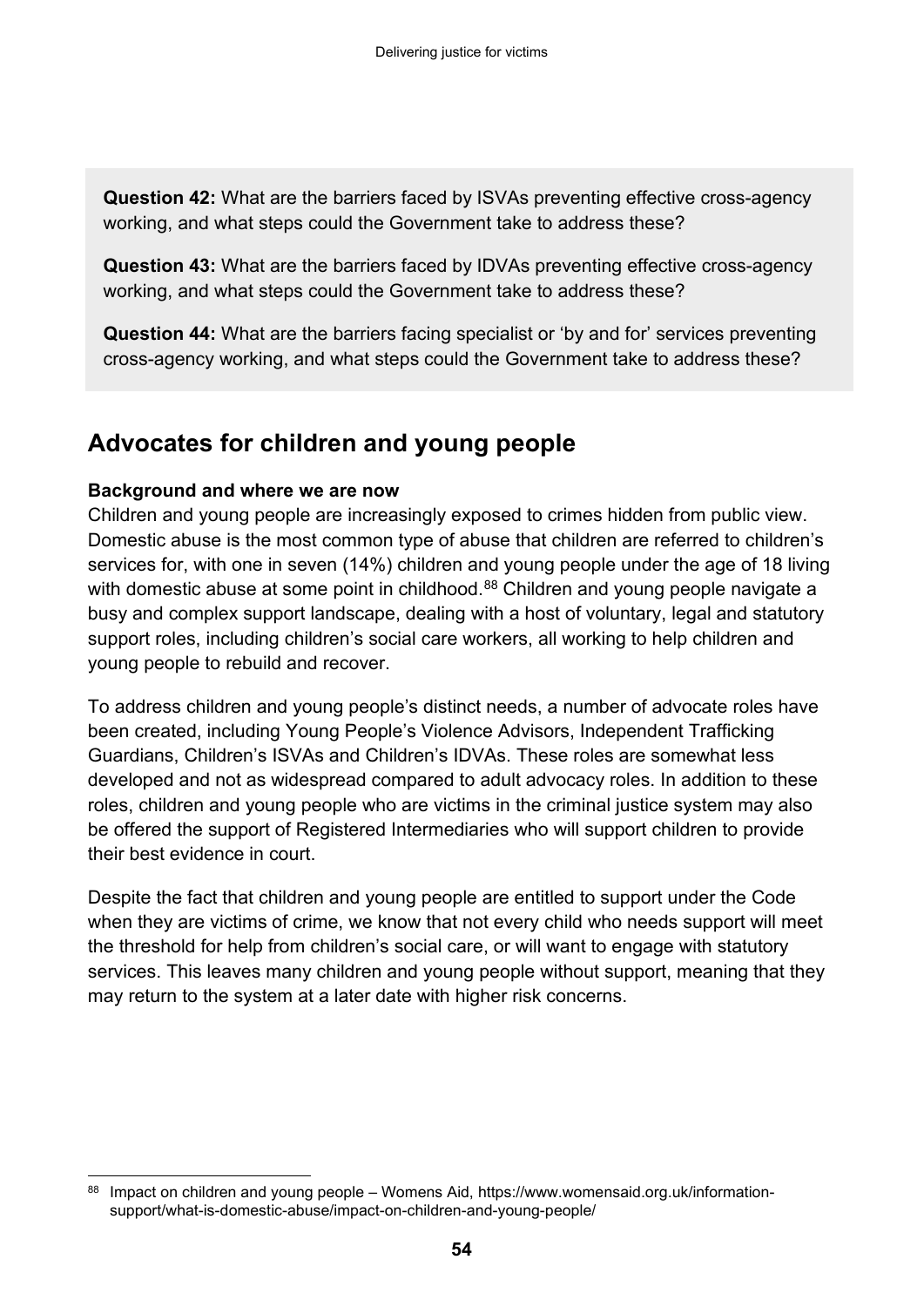**Question 42:** What are the barriers faced by ISVAs preventing effective cross-agency working, and what steps could the Government take to address these?

**Question 43:** What are the barriers faced by IDVAs preventing effective cross-agency working, and what steps could the Government take to address these?

**Question 44:** What are the barriers facing specialist or 'by and for' services preventing cross-agency working, and what steps could the Government take to address these?

## Advocates for children and young people

**Background and where we are now**

Children and young people are increasingly exposed to crimes hidden from public view. Domestic abuse is the most common type of abuse that children are referred to children's services for, with one in seven (14%) children and young people under the age of 18 living with domestic abuse at some point in childhood.[88] Children and young people navigate a busy and complex support landscape, dealing with a host of voluntary, legal and statutory support roles, including children's social care workers, all working to help children and young people to rebuild and recover.

To address children and young people's distinct needs, a number of advocate roles have been created, including Young People's Violence Advisors, Independent Trafficking Guardians, Children's ISVAs and Children's IDVAs. These roles are somewhat less developed and not as widespread compared to adult advocacy roles. In addition to these roles, children and young people who are victims in the criminal justice system may also be offered the support of Registered Intermediaries who will support children to provide their best evidence in court.

Despite the fact that children and young people are entitled to support under the Code when they are victims of crime, we know that not every child who needs support will meet the threshold for help from children's social care, or will want to engage with statutory services. This leaves many children and young people without support, meaning that they may return to the system at a later date with higher risk concerns.

[88] Impact on children and young people – Womens Aid, https://www.womensaid.org.uk/information-support/what-is-domestic-abuse/impact-on-children-and-young-people/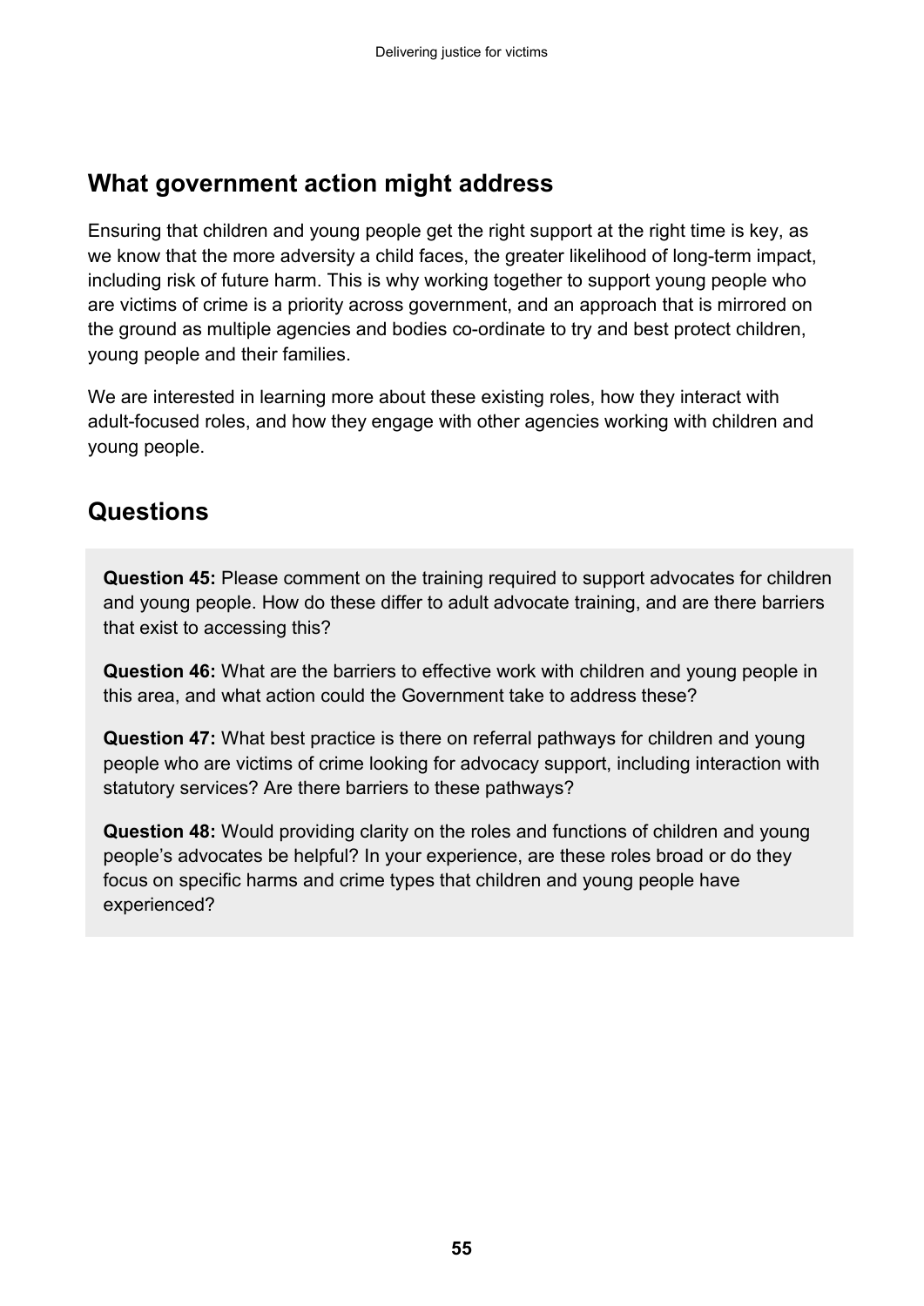## What government action might address

Ensuring that children and young people get the right support at the right time is key, as we know that the more adversity a child faces, the greater likelihood of long-term impact, including risk of future harm. This is why working together to support young people who are victims of crime is a priority across government, and an approach that is mirrored on the ground as multiple agencies and bodies co-ordinate to try and best protect children, young people and their families.

We are interested in learning more about these existing roles, how they interact with adult-focused roles, and how they engage with other agencies working with children and young people.

## Questions

**Question 45:** Please comment on the training required to support advocates for children and young people. How do these differ to adult advocate training, and are there barriers that exist to accessing this?

**Question 46:** What are the barriers to effective work with children and young people in this area, and what action could the Government take to address these?

**Question 47:** What best practice is there on referral pathways for children and young people who are victims of crime looking for advocacy support, including interaction with statutory services? Are there barriers to these pathways?

**Question 48:** Would providing clarity on the roles and functions of children and young people's advocates be helpful? In your experience, are these roles broad or do they focus on specific harms and crime types that children and young people have experienced?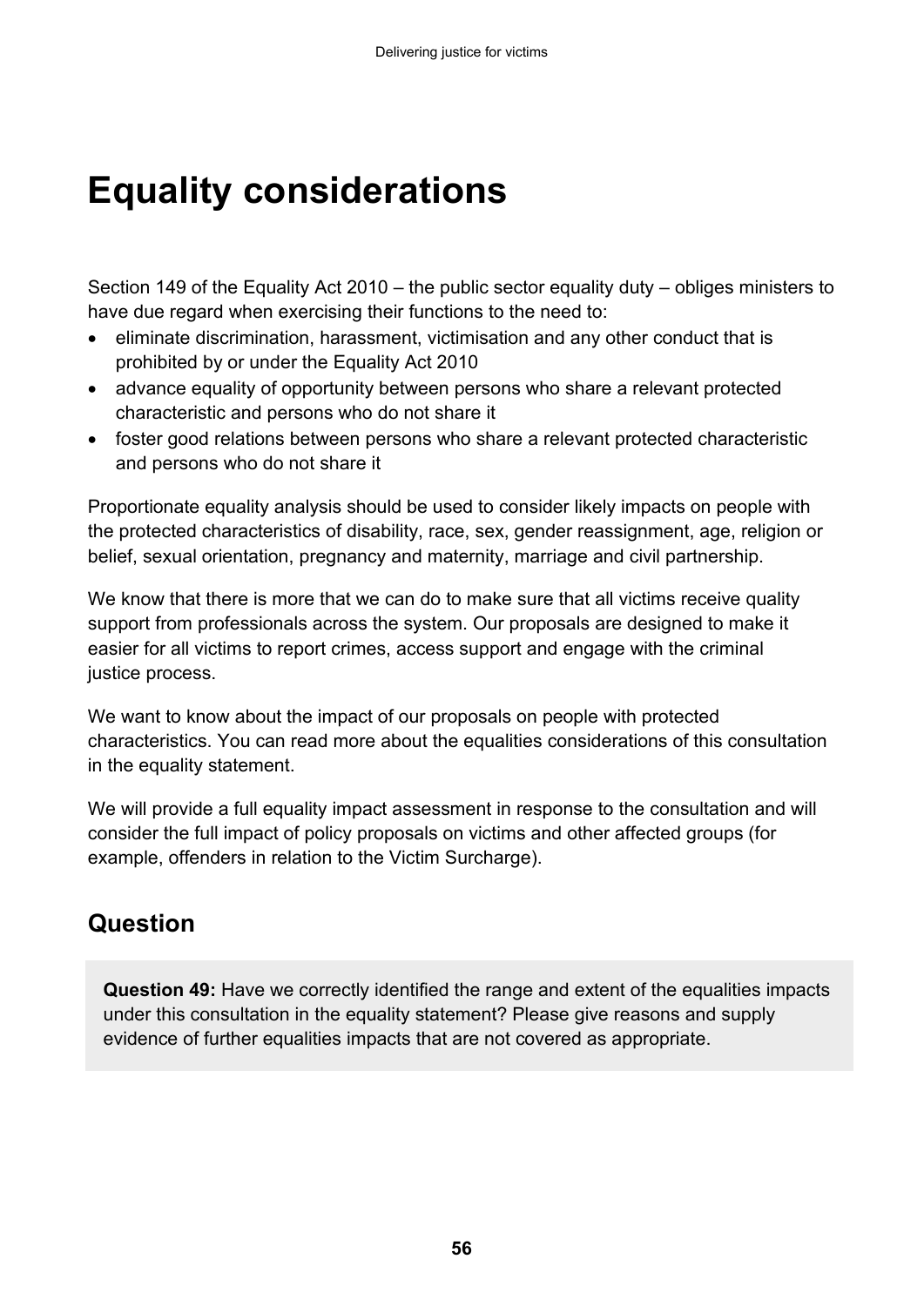# Equality considerations

Section 149 of the Equality Act 2010 – the public sector equality duty – obliges ministers to have due regard when exercising their functions to the need to:

- eliminate discrimination, harassment, victimisation and any other conduct that is prohibited by or under the Equality Act 2010
- advance equality of opportunity between persons who share a relevant protected characteristic and persons who do not share it
- foster good relations between persons who share a relevant protected characteristic and persons who do not share it

Proportionate equality analysis should be used to consider likely impacts on people with the protected characteristics of disability, race, sex, gender reassignment, age, religion or belief, sexual orientation, pregnancy and maternity, marriage and civil partnership.

We know that there is more that we can do to make sure that all victims receive quality support from professionals across the system. Our proposals are designed to make it easier for all victims to report crimes, access support and engage with the criminal justice process.

We want to know about the impact of our proposals on people with protected characteristics. You can read more about the equalities considerations of this consultation in the equality statement.

We will provide a full equality impact assessment in response to the consultation and will consider the full impact of policy proposals on victims and other affected groups (for example, offenders in relation to the Victim Surcharge).

## Question

**Question 49:** Have we correctly identified the range and extent of the equalities impacts under this consultation in the equality statement? Please give reasons and supply evidence of further equalities impacts that are not covered as appropriate.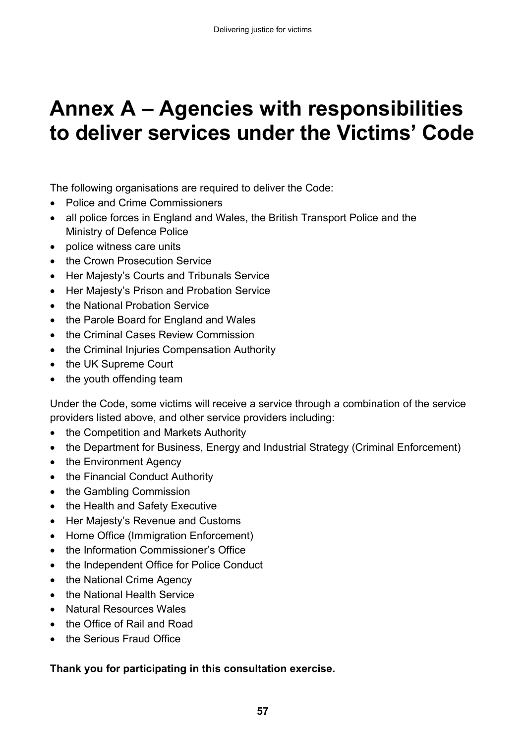# Annex A – Agencies with responsibilities to deliver services under the Victims' Code

The following organisations are required to deliver the Code:

- Police and Crime Commissioners
- all police forces in England and Wales, the British Transport Police and the Ministry of Defence Police
- police witness care units
- the Crown Prosecution Service
- Her Majesty's Courts and Tribunals Service
- Her Majesty's Prison and Probation Service
- the National Probation Service
- the Parole Board for England and Wales
- the Criminal Cases Review Commission
- the Criminal Injuries Compensation Authority
- the UK Supreme Court
- the youth offending team

Under the Code, some victims will receive a service through a combination of the service providers listed above, and other service providers including:

- the Competition and Markets Authority
- the Department for Business, Energy and Industrial Strategy (Criminal Enforcement)
- the Environment Agency
- the Financial Conduct Authority
- the Gambling Commission
- the Health and Safety Executive
- Her Majesty's Revenue and Customs
- Home Office (Immigration Enforcement)
- the Information Commissioner's Office
- the Independent Office for Police Conduct
- the National Crime Agency
- the National Health Service
- Natural Resources Wales
- the Office of Rail and Road
- the Serious Fraud Office

**Thank you for participating in this consultation exercise.**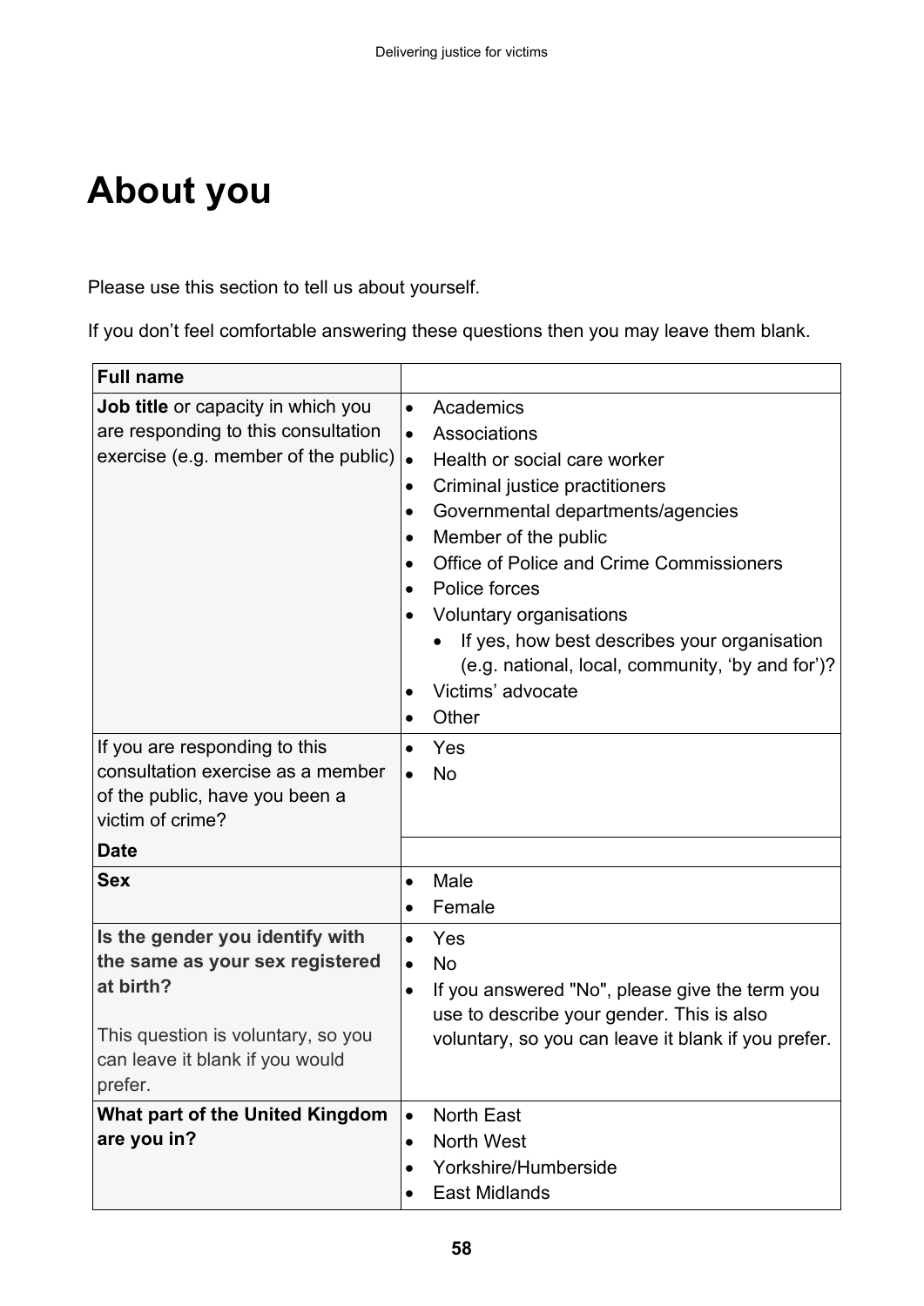# About you

Please use this section to tell us about yourself.

If you don't feel comfortable answering these questions then you may leave them blank.

| **Full name** | |
|---|---|
| **Job title** or capacity in which you are responding to this consultation exercise (e.g. member of the public) | • Academics<br>• Associations<br>• Health or social care worker<br>• Criminal justice practitioners<br>• Governmental departments/agencies<br>• Member of the public<br>• Office of Police and Crime Commissioners<br>• Police forces<br>• Voluntary organisations<br>&nbsp;&nbsp;&nbsp;&nbsp;• If yes, how best describes your organisation (e.g. national, local, community, 'by and for')?<br>• Victims' advocate<br>• Other |
| If you are responding to this consultation exercise as a member of the public, have you been a victim of crime? | • Yes<br>• No |
| **Date** | |
| **Sex** | • Male<br>• Female |
| **Is the gender you identify with the same as your sex registered at birth?**<br><br>This question is voluntary, so you can leave it blank if you would prefer. | • Yes<br>• No<br>• If you answered "No", please give the term you use to describe your gender. This is also voluntary, so you can leave it blank if you prefer. |
| **What part of the United Kingdom are you in?** | • North East<br>• North West<br>• Yorkshire/Humberside<br>• East Midlands |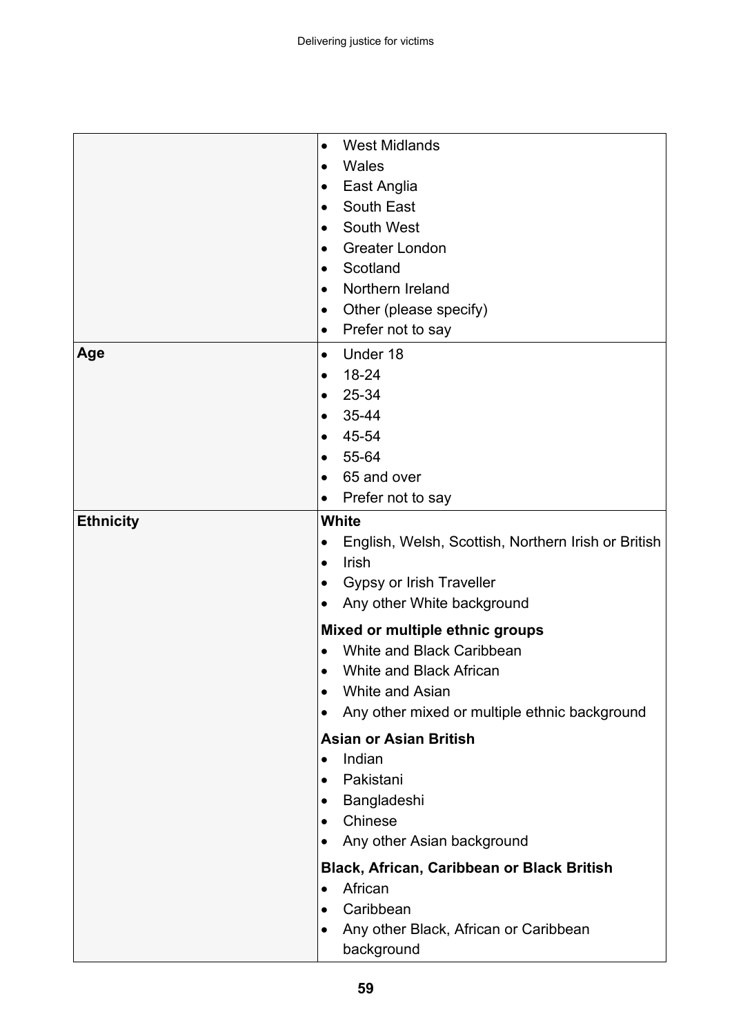| | |
|---|---|
| | • West Midlands<br>• Wales<br>• East Anglia<br>• South East<br>• South West<br>• Greater London<br>• Scotland<br>• Northern Ireland<br>• Other (please specify)<br>• Prefer not to say |
| **Age** | • Under 18<br>• 18-24<br>• 25-34<br>• 35-44<br>• 45-54<br>• 55-64<br>• 65 and over<br>• Prefer not to say |
| **Ethnicity** | **White**<br>• English, Welsh, Scottish, Northern Irish or British<br>• Irish<br>• Gypsy or Irish Traveller<br>• Any other White background<br>**Mixed or multiple ethnic groups**<br>• White and Black Caribbean<br>• White and Black African<br>• White and Asian<br>• Any other mixed or multiple ethnic background<br>**Asian or Asian British**<br>• Indian<br>• Pakistani<br>• Bangladeshi<br>• Chinese<br>• Any other Asian background<br>**Black, African, Caribbean or Black British**<br>• African<br>• Caribbean<br>• Any other Black, African or Caribbean background |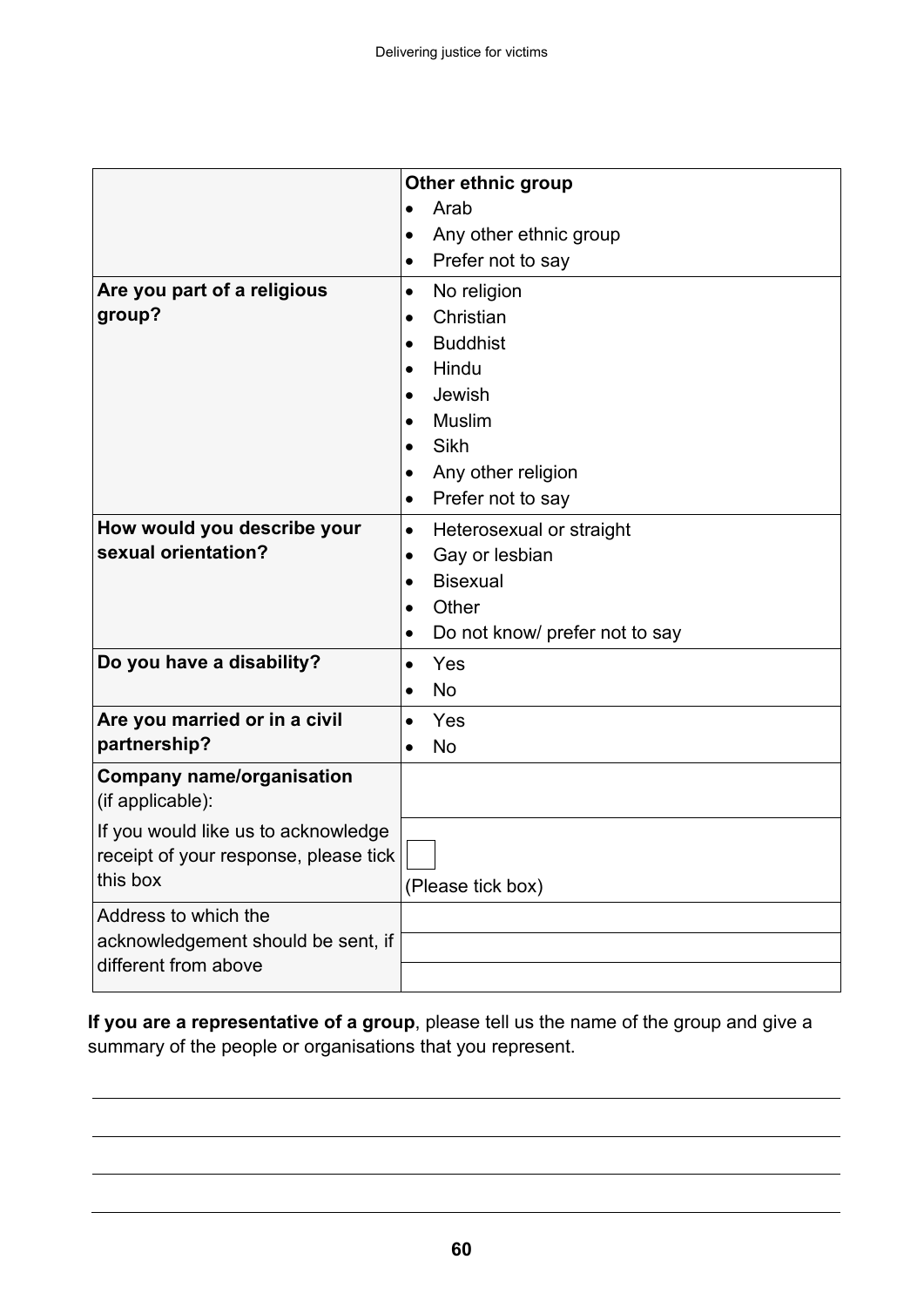| | **Other ethnic group**<br>• Arab<br>• Any other ethnic group<br>• Prefer not to say |
|---|---|
| **Are you part of a religious group?** | • No religion<br>• Christian<br>• Buddhist<br>• Hindu<br>• Jewish<br>• Muslim<br>• Sikh<br>• Any other religion<br>• Prefer not to say |
| **How would you describe your sexual orientation?** | • Heterosexual or straight<br>• Gay or lesbian<br>• Bisexual<br>• Other<br>• Do not know/ prefer not to say |
| **Do you have a disability?** | • Yes<br>• No |
| **Are you married or in a civil partnership?** | • Yes<br>• No |
| **Company name/organisation** (if applicable): | |
| If you would like us to acknowledge receipt of your response, please tick this box | ☐<br>(Please tick box) |
| Address to which the acknowledgement should be sent, if different from above | |

**If you are a representative of a group**, please tell us the name of the group and give a summary of the people or organisations that you represent.

___

___

___

___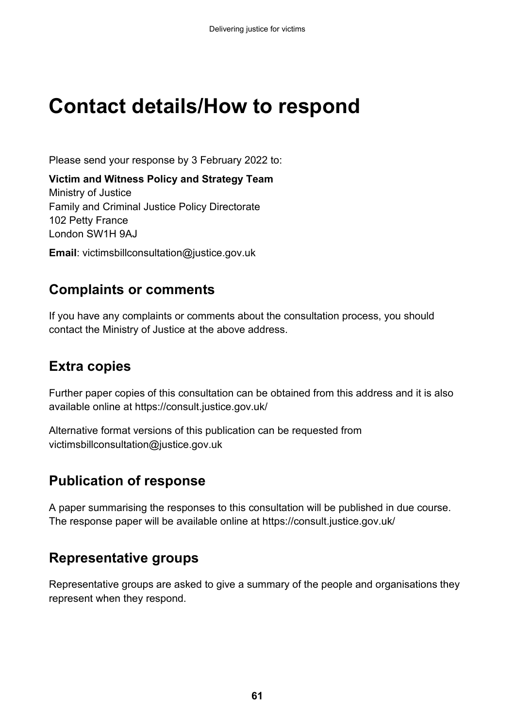# Contact details/How to respond

Please send your response by 3 February 2022 to:

**Victim and Witness Policy and Strategy Team**
Ministry of Justice
Family and Criminal Justice Policy Directorate
102 Petty France
London SW1H 9AJ

**Email**: victimsbillconsultation@justice.gov.uk

## Complaints or comments

If you have any complaints or comments about the consultation process, you should contact the Ministry of Justice at the above address.

## Extra copies

Further paper copies of this consultation can be obtained from this address and it is also available online at https://consult.justice.gov.uk/

Alternative format versions of this publication can be requested from victimsbillconsultation@justice.gov.uk

## Publication of response

A paper summarising the responses to this consultation will be published in due course. The response paper will be available online at https://consult.justice.gov.uk/

## Representative groups

Representative groups are asked to give a summary of the people and organisations they represent when they respond.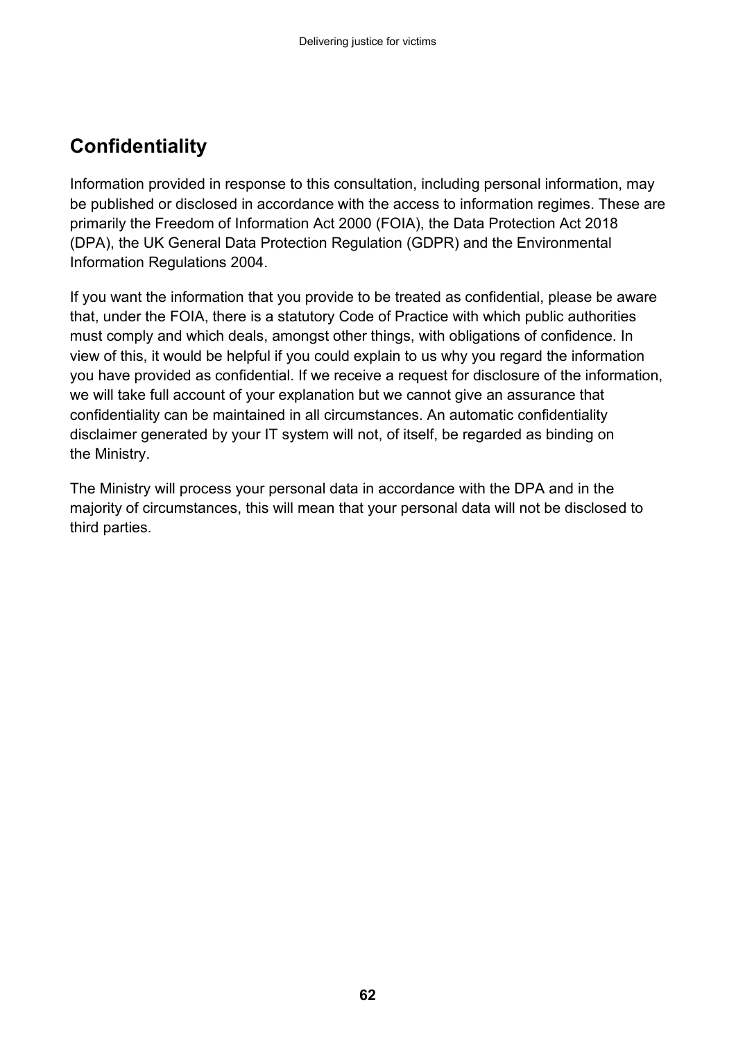## Confidentiality

Information provided in response to this consultation, including personal information, may be published or disclosed in accordance with the access to information regimes. These are primarily the Freedom of Information Act 2000 (FOIA), the Data Protection Act 2018 (DPA), the UK General Data Protection Regulation (GDPR) and the Environmental Information Regulations 2004.

If you want the information that you provide to be treated as confidential, please be aware that, under the FOIA, there is a statutory Code of Practice with which public authorities must comply and which deals, amongst other things, with obligations of confidence. In view of this, it would be helpful if you could explain to us why you regard the information you have provided as confidential. If we receive a request for disclosure of the information, we will take full account of your explanation but we cannot give an assurance that confidentiality can be maintained in all circumstances. An automatic confidentiality disclaimer generated by your IT system will not, of itself, be regarded as binding on the Ministry.

The Ministry will process your personal data in accordance with the DPA and in the majority of circumstances, this will mean that your personal data will not be disclosed to third parties.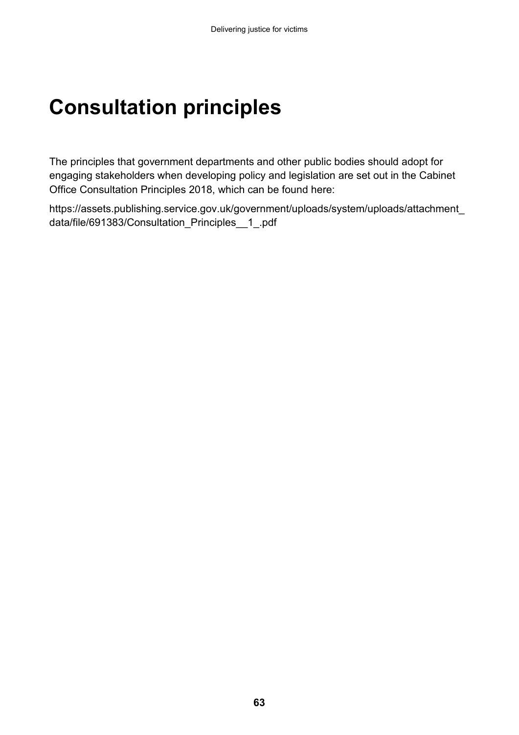# Consultation principles

The principles that government departments and other public bodies should adopt for engaging stakeholders when developing policy and legislation are set out in the Cabinet Office Consultation Principles 2018, which can be found here:

https://assets.publishing.service.gov.uk/government/uploads/system/uploads/attachment_data/file/691383/Consultation_Principles__1_.pdf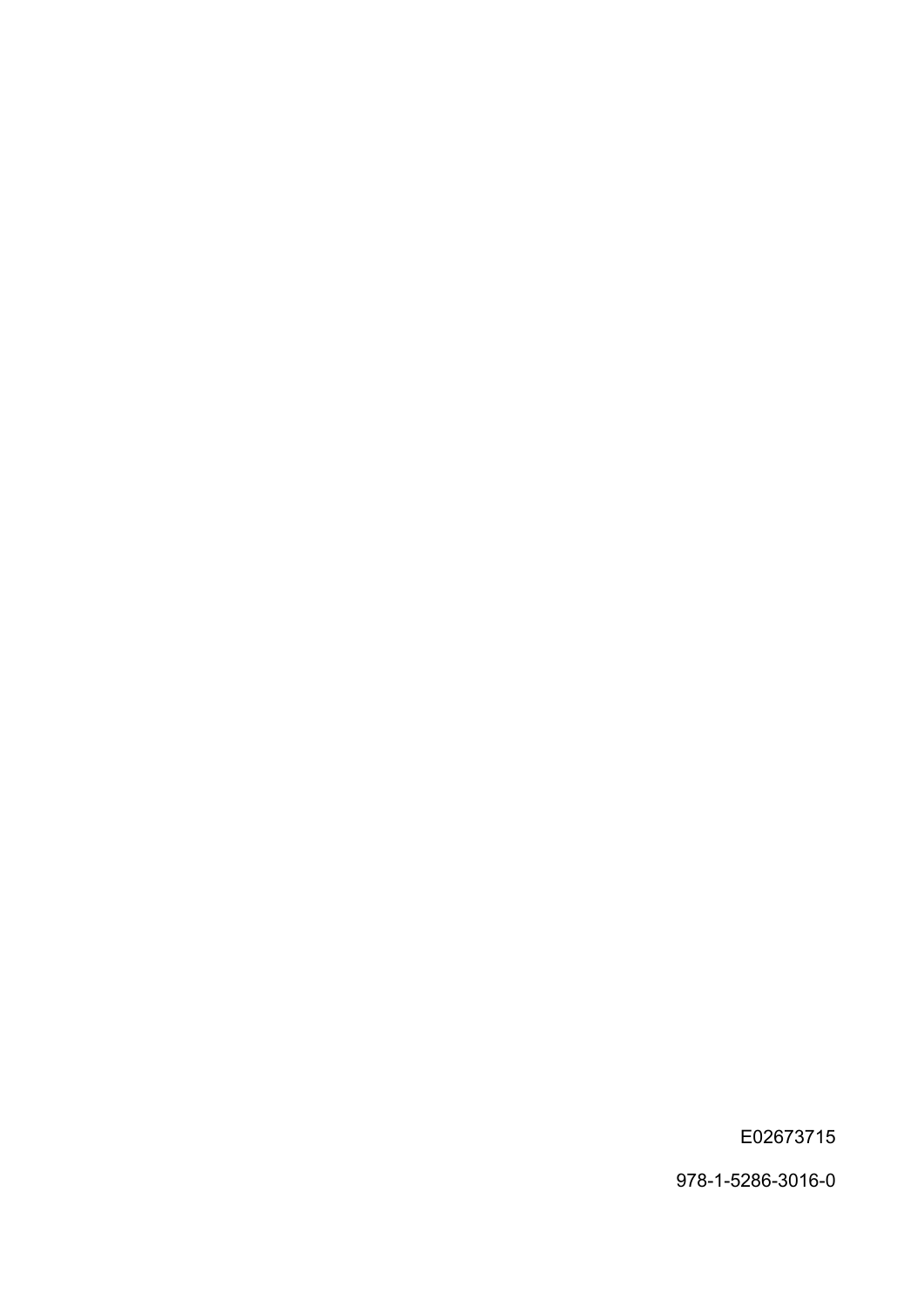E02673715

978-1-5286-3016-0